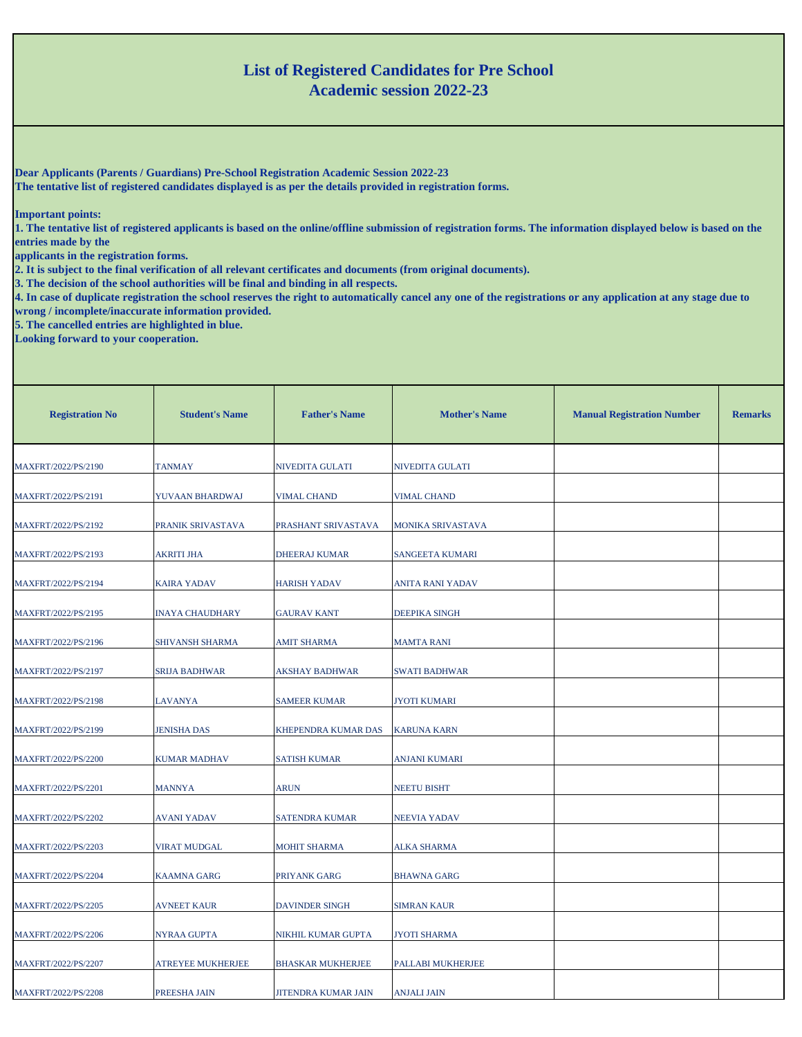# List of Registered Candidates for Pre School
## Academic session 2022-23

**Dear Applicants (Parents / Guardians) Pre-School Registration Academic Session 2022-23**
**The tentative list of registered candidates displayed is as per the details provided in registration forms.**

**Important points:**
**1. The tentative list of registered applicants is based on the online/offline submission of registration forms. The information displayed below is based on the entries made by the applicants in the registration forms.**
**2. It is subject to the final verification of all relevant certificates and documents (from original documents).**
**3. The decision of the school authorities will be final and binding in all respects.**
**4. In case of duplicate registration the school reserves the right to automatically cancel any one of the registrations or any application at any stage due to wrong / incomplete/inaccurate information provided.**
**5. The cancelled entries are highlighted in blue.**
**Looking forward to your cooperation.**

| Registration No | Student's Name | Father's Name | Mother's Name | Manual Registration Number | Remarks |
|---|---|---|---|---|---|
| MAXFRT/2022/PS/2190 | TANMAY | NIVEDITA GULATI | NIVEDITA GULATI | | |
| MAXFRT/2022/PS/2191 | YUVAAN BHARDWAJ | VIMAL CHAND | VIMAL CHAND | | |
| MAXFRT/2022/PS/2192 | PRANIK SRIVASTAVA | PRASHANT SRIVASTAVA | MONIKA SRIVASTAVA | | |
| MAXFRT/2022/PS/2193 | AKRITI JHA | DHEERAJ KUMAR | SANGEETA KUMARI | | |
| MAXFRT/2022/PS/2194 | KAIRA YADAV | HARISH YADAV | ANITA RANI YADAV | | |
| MAXFRT/2022/PS/2195 | INAYA CHAUDHARY | GAURAV KANT | DEEPIKA SINGH | | |
| MAXFRT/2022/PS/2196 | SHIVANSH SHARMA | AMIT SHARMA | MAMTA RANI | | |
| MAXFRT/2022/PS/2197 | SRIJA BADHWAR | AKSHAY BADHWAR | SWATI BADHWAR | | |
| MAXFRT/2022/PS/2198 | LAVANYA | SAMEER KUMAR | JYOTI KUMARI | | |
| MAXFRT/2022/PS/2199 | JENISHA DAS | KHEPENDRA KUMAR DAS | KARUNA KARN | | |
| MAXFRT/2022/PS/2200 | KUMAR MADHAV | SATISH KUMAR | ANJANI KUMARI | | |
| MAXFRT/2022/PS/2201 | MANNYA | ARUN | NEETU BISHT | | |
| MAXFRT/2022/PS/2202 | AVANI YADAV | SATENDRA KUMAR | NEEVIA YADAV | | |
| MAXFRT/2022/PS/2203 | VIRAT MUDGAL | MOHIT SHARMA | ALKA SHARMA | | |
| MAXFRT/2022/PS/2204 | KAAMNA GARG | PRIYANK GARG | BHAWNA GARG | | |
| MAXFRT/2022/PS/2205 | AVNEET KAUR | DAVINDER SINGH | SIMRAN KAUR | | |
| MAXFRT/2022/PS/2206 | NYRAA GUPTA | NIKHIL KUMAR GUPTA | JYOTI SHARMA | | |
| MAXFRT/2022/PS/2207 | ATREYEE MUKHERJEE | BHASKAR MUKHERJEE | PALLABI MUKHERJEE | | |
| MAXFRT/2022/PS/2208 | PREESHA JAIN | JITENDRA KUMAR JAIN | ANJALI JAIN | | |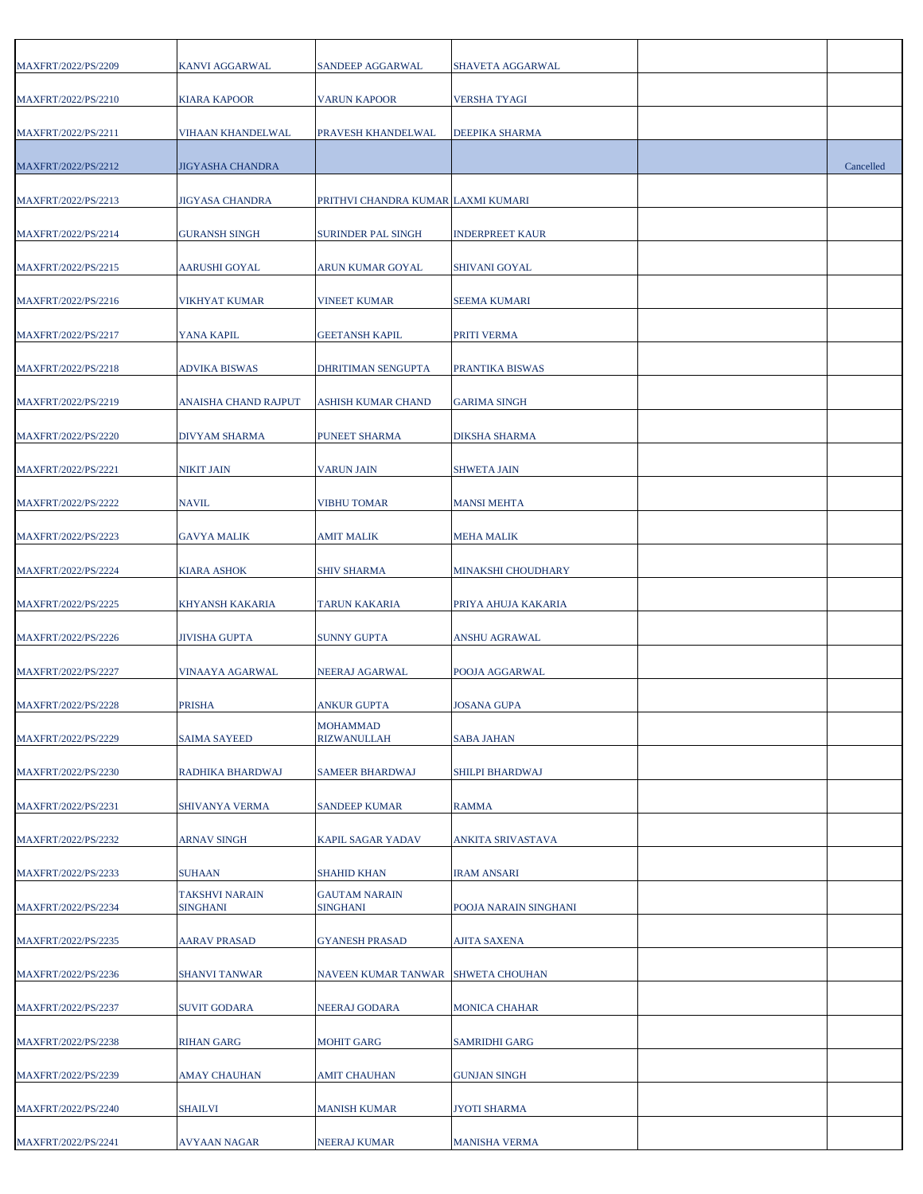| | | | | | |
|---|---|---|---|---|---|
| MAXFRT/2022/PS/2209 | KANVI AGGARWAL | SANDEEP AGGARWAL | SHAVETA AGGARWAL | | |
| MAXFRT/2022/PS/2210 | KIARA KAPOOR | VARUN KAPOOR | VERSHA TYAGI | | |
| MAXFRT/2022/PS/2211 | VIHAAN KHANDELWAL | PRAVESH KHANDELWAL | DEEPIKA SHARMA | | |
| MAXFRT/2022/PS/2212 | JIGYASHA CHANDRA | | | | Cancelled |
| MAXFRT/2022/PS/2213 | JIGYASA CHANDRA | PRITHVI CHANDRA KUMAR | LAXMI KUMARI | | |
| MAXFRT/2022/PS/2214 | GURANSH SINGH | SURINDER PAL SINGH | INDERPREET KAUR | | |
| MAXFRT/2022/PS/2215 | AARUSHI GOYAL | ARUN KUMAR GOYAL | SHIVANI GOYAL | | |
| MAXFRT/2022/PS/2216 | VIKHYAT KUMAR | VINEET KUMAR | SEEMA KUMARI | | |
| MAXFRT/2022/PS/2217 | YANA KAPIL | GEETANSH KAPIL | PRITI VERMA | | |
| MAXFRT/2022/PS/2218 | ADVIKA BISWAS | DHRITIMAN SENGUPTA | PRANTIKA BISWAS | | |
| MAXFRT/2022/PS/2219 | ANAISHA CHAND RAJPUT | ASHISH KUMAR CHAND | GARIMA SINGH | | |
| MAXFRT/2022/PS/2220 | DIVYAM SHARMA | PUNEET SHARMA | DIKSHA SHARMA | | |
| MAXFRT/2022/PS/2221 | NIKIT JAIN | VARUN JAIN | SHWETA JAIN | | |
| MAXFRT/2022/PS/2222 | NAVIL | VIBHU TOMAR | MANSI MEHTA | | |
| MAXFRT/2022/PS/2223 | GAVYA MALIK | AMIT MALIK | MEHA MALIK | | |
| MAXFRT/2022/PS/2224 | KIARA ASHOK | SHIV SHARMA | MINAKSHI CHOUDHARY | | |
| MAXFRT/2022/PS/2225 | KHYANSH KAKARIA | TARUN KAKARIA | PRIYA AHUJA KAKARIA | | |
| MAXFRT/2022/PS/2226 | JIVISHA GUPTA | SUNNY GUPTA | ANSHU AGRAWAL | | |
| MAXFRT/2022/PS/2227 | VINAAYA AGARWAL | NEERAJ AGARWAL | POOJA AGGARWAL | | |
| MAXFRT/2022/PS/2228 | PRISHA | ANKUR GUPTA | JOSANA GUPA | | |
| MAXFRT/2022/PS/2229 | SAIMA SAYEED | MOHAMMAD RIZWANULLAH | SABA JAHAN | | |
| MAXFRT/2022/PS/2230 | RADHIKA BHARDWAJ | SAMEER BHARDWAJ | SHILPI BHARDWAJ | | |
| MAXFRT/2022/PS/2231 | SHIVANYA VERMA | SANDEEP KUMAR | RAMMA | | |
| MAXFRT/2022/PS/2232 | ARNAV SINGH | KAPIL SAGAR YADAV | ANKITA SRIVASTAVA | | |
| MAXFRT/2022/PS/2233 | SUHAAN | SHAHID KHAN | IRAM ANSARI | | |
| MAXFRT/2022/PS/2234 | TAKSHVI NARAIN SINGHANI | GAUTAM NARAIN SINGHANI | POOJA NARAIN SINGHANI | | |
| MAXFRT/2022/PS/2235 | AARAV PRASAD | GYANESH PRASAD | AJITA SAXENA | | |
| MAXFRT/2022/PS/2236 | SHANVI TANWAR | NAVEEN KUMAR TANWAR | SHWETA CHOUHAN | | |
| MAXFRT/2022/PS/2237 | SUVIT GODARA | NEERAJ GODARA | MONICA CHAHAR | | |
| MAXFRT/2022/PS/2238 | RIHAN GARG | MOHIT GARG | SAMRIDHI GARG | | |
| MAXFRT/2022/PS/2239 | AMAY CHAUHAN | AMIT CHAUHAN | GUNJAN SINGH | | |
| MAXFRT/2022/PS/2240 | SHAILVI | MANISH KUMAR | JYOTI SHARMA | | |
| MAXFRT/2022/PS/2241 | AVYAAN NAGAR | NEERAJ KUMAR | MANISHA VERMA | | |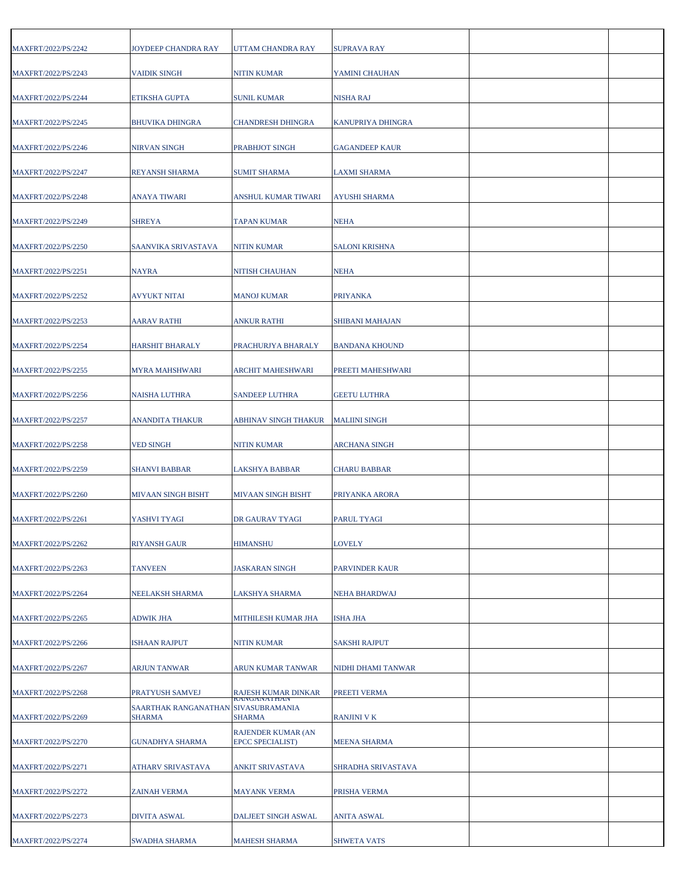| | | | | | |
|---|---|---|---|---|---|
| MAXFRT/2022/PS/2242 | JOYDEEP CHANDRA RAY | UTTAM CHANDRA RAY | SUPRAVA RAY | | |
| MAXFRT/2022/PS/2243 | VAIDIK SINGH | NITIN KUMAR | YAMINI CHAUHAN | | |
| MAXFRT/2022/PS/2244 | ETIKSHA GUPTA | SUNIL KUMAR | NISHA RAJ | | |
| MAXFRT/2022/PS/2245 | BHUVIKA DHINGRA | CHANDRESH DHINGRA | KANUPRIYA DHINGRA | | |
| MAXFRT/2022/PS/2246 | NIRVAN SINGH | PRABHJOT SINGH | GAGANDEEP KAUR | | |
| MAXFRT/2022/PS/2247 | REYANSH SHARMA | SUMIT SHARMA | LAXMI SHARMA | | |
| MAXFRT/2022/PS/2248 | ANAYA TIWARI | ANSHUL KUMAR TIWARI | AYUSHI SHARMA | | |
| MAXFRT/2022/PS/2249 | SHREYA | TAPAN KUMAR | NEHA | | |
| MAXFRT/2022/PS/2250 | SAANVIKA SRIVASTAVA | NITIN KUMAR | SALONI KRISHNA | | |
| MAXFRT/2022/PS/2251 | NAYRA | NITISH CHAUHAN | NEHA | | |
| MAXFRT/2022/PS/2252 | AVYUKT NITAI | MANOJ KUMAR | PRIYANKA | | |
| MAXFRT/2022/PS/2253 | AARAV RATHI | ANKUR RATHI | SHIBANI MAHAJAN | | |
| MAXFRT/2022/PS/2254 | HARSHIT BHARALY | PRACHURJYA BHARALY | BANDANA KHOUND | | |
| MAXFRT/2022/PS/2255 | MYRA MAHSHWARI | ARCHIT MAHESHWARI | PREETI MAHESHWARI | | |
| MAXFRT/2022/PS/2256 | NAISHA LUTHRA | SANDEEP LUTHRA | GEETU LUTHRA | | |
| MAXFRT/2022/PS/2257 | ANANDITA THAKUR | ABHINAV SINGH THAKUR | MALIINI SINGH | | |
| MAXFRT/2022/PS/2258 | VED SINGH | NITIN KUMAR | ARCHANA SINGH | | |
| MAXFRT/2022/PS/2259 | SHANVI BABBAR | LAKSHYA BABBAR | CHARU BABBAR | | |
| MAXFRT/2022/PS/2260 | MIVAAN SINGH BISHT | MIVAAN SINGH BISHT | PRIYANKA ARORA | | |
| MAXFRT/2022/PS/2261 | YASHVI TYAGI | DR GAURAV TYAGI | PARUL TYAGI | | |
| MAXFRT/2022/PS/2262 | RIYANSH GAUR | HIMANSHU | LOVELY | | |
| MAXFRT/2022/PS/2263 | TANVEEN | JASKARAN SINGH | PARVINDER KAUR | | |
| MAXFRT/2022/PS/2264 | NEELAKSH SHARMA | LAKSHYA SHARMA | NEHA BHARDWAJ | | |
| MAXFRT/2022/PS/2265 | ADWIK JHA | MITHILESH KUMAR JHA | ISHA JHA | | |
| MAXFRT/2022/PS/2266 | ISHAAN RAJPUT | NITIN KUMAR | SAKSHI RAJPUT | | |
| MAXFRT/2022/PS/2267 | ARJUN TANWAR | ARUN KUMAR TANWAR | NIDHI DHAMI TANWAR | | |
| MAXFRT/2022/PS/2268 | PRATYUSH SAMVEJ | RAJESH KUMAR DINKAR | PREETI VERMA | | |
| MAXFRT/2022/PS/2269 | SAARTHAK RANGANATHAN SHARMA | RANGANATHAN SIVASUBRAMANIA SHARMA | RANJINI V K | | |
| MAXFRT/2022/PS/2270 | GUNADHYA SHARMA | RAJENDER KUMAR (AN EPCC SPECIALIST) | MEENA SHARMA | | |
| MAXFRT/2022/PS/2271 | ATHARV SRIVASTAVA | ANKIT SRIVASTAVA | SHRADHA SRIVASTAVA | | |
| MAXFRT/2022/PS/2272 | ZAINAH VERMA | MAYANK VERMA | PRISHA VERMA | | |
| MAXFRT/2022/PS/2273 | DIVITA ASWAL | DALJEET SINGH ASWAL | ANITA ASWAL | | |
| MAXFRT/2022/PS/2274 | SWADHA SHARMA | MAHESH SHARMA | SHWETA VATS | | |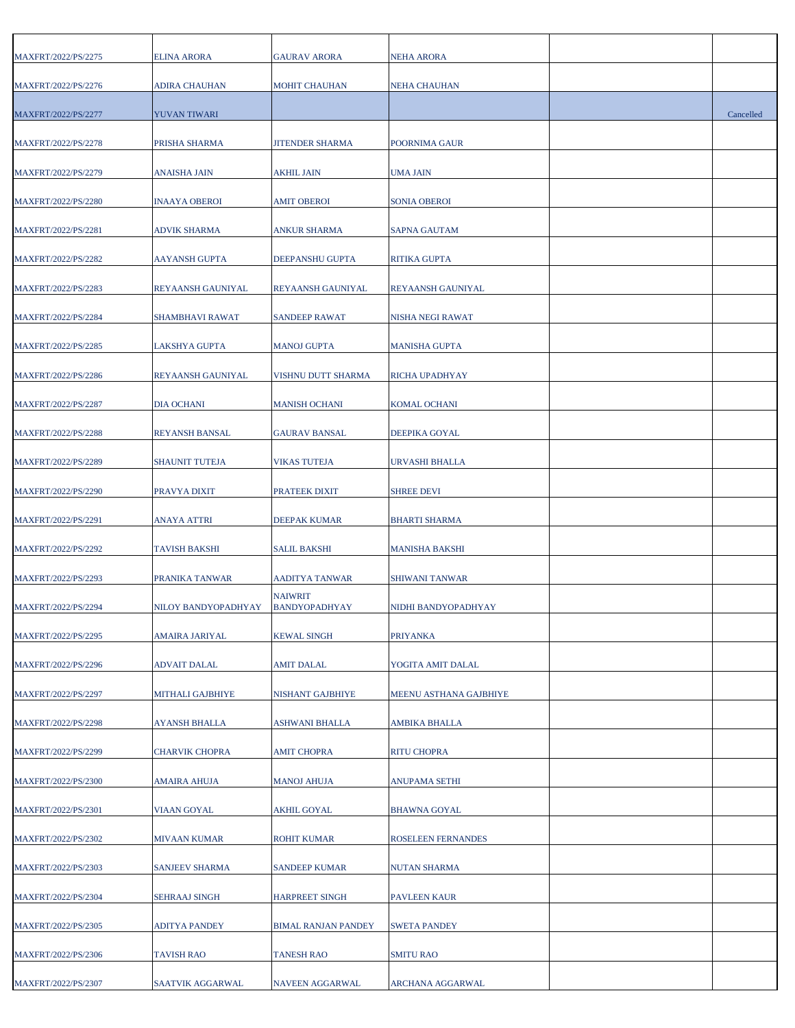| | | | | | |
|---|---|---|---|---|---|
| MAXFRT/2022/PS/2275 | ELINA ARORA | GAURAV ARORA | NEHA ARORA | | |
| MAXFRT/2022/PS/2276 | ADIRA CHAUHAN | MOHIT CHAUHAN | NEHA CHAUHAN | | |
| MAXFRT/2022/PS/2277 | YUVAN TIWARI | | | | Cancelled |
| MAXFRT/2022/PS/2278 | PRISHA SHARMA | JITENDER SHARMA | POORNIMA GAUR | | |
| MAXFRT/2022/PS/2279 | ANAISHA JAIN | AKHIL JAIN | UMA JAIN | | |
| MAXFRT/2022/PS/2280 | INAAYA OBEROI | AMIT OBEROI | SONIA OBEROI | | |
| MAXFRT/2022/PS/2281 | ADVIK SHARMA | ANKUR SHARMA | SAPNA GAUTAM | | |
| MAXFRT/2022/PS/2282 | AAYANSH GUPTA | DEEPANSHU GUPTA | RITIKA GUPTA | | |
| MAXFRT/2022/PS/2283 | REYAANSH GAUNIYAL | REYAANSH GAUNIYAL | REYAANSH GAUNIYAL | | |
| MAXFRT/2022/PS/2284 | SHAMBHAVI RAWAT | SANDEEP RAWAT | NISHA NEGI RAWAT | | |
| MAXFRT/2022/PS/2285 | LAKSHYA GUPTA | MANOJ GUPTA | MANISHA GUPTA | | |
| MAXFRT/2022/PS/2286 | REYAANSH GAUNIYAL | VISHNU DUTT SHARMA | RICHA UPADHYAY | | |
| MAXFRT/2022/PS/2287 | DIA OCHANI | MANISH OCHANI | KOMAL OCHANI | | |
| MAXFRT/2022/PS/2288 | REYANSH BANSAL | GAURAV BANSAL | DEEPIKA GOYAL | | |
| MAXFRT/2022/PS/2289 | SHAUNIT TUTEJA | VIKAS TUTEJA | URVASHI BHALLA | | |
| MAXFRT/2022/PS/2290 | PRAVYA DIXIT | PRATEEK DIXIT | SHREE DEVI | | |
| MAXFRT/2022/PS/2291 | ANAYA ATTRI | DEEPAK KUMAR | BHARTI SHARMA | | |
| MAXFRT/2022/PS/2292 | TAVISH BAKSHI | SALIL BAKSHI | MANISHA BAKSHI | | |
| MAXFRT/2022/PS/2293 | PRANIKA TANWAR | AADITYA TANWAR | SHIWANI TANWAR | | |
| MAXFRT/2022/PS/2294 | NILOY BANDYOPADHYAY | NAIWRIT BANDYOPADHYAY | NIDHI BANDYOPADHYAY | | |
| MAXFRT/2022/PS/2295 | AMAIRA JARIYAL | KEWAL SINGH | PRIYANKA | | |
| MAXFRT/2022/PS/2296 | ADVAIT DALAL | AMIT DALAL | YOGITA AMIT DALAL | | |
| MAXFRT/2022/PS/2297 | MITHALI GAJBHIYE | NISHANT GAJBHIYE | MEENU ASTHANA GAJBHIYE | | |
| MAXFRT/2022/PS/2298 | AYANSH BHALLA | ASHWANI BHALLA | AMBIKA BHALLA | | |
| MAXFRT/2022/PS/2299 | CHARVIK CHOPRA | AMIT CHOPRA | RITU CHOPRA | | |
| MAXFRT/2022/PS/2300 | AMAIRA AHUJA | MANOJ AHUJA | ANUPAMA SETHI | | |
| MAXFRT/2022/PS/2301 | VIAAN GOYAL | AKHIL GOYAL | BHAWNA GOYAL | | |
| MAXFRT/2022/PS/2302 | MIVAAN KUMAR | ROHIT KUMAR | ROSELEEN FERNANDES | | |
| MAXFRT/2022/PS/2303 | SANJEEV SHARMA | SANDEEP KUMAR | NUTAN SHARMA | | |
| MAXFRT/2022/PS/2304 | SEHRAAJ SINGH | HARPREET SINGH | PAVLEEN KAUR | | |
| MAXFRT/2022/PS/2305 | ADITYA PANDEY | BIMAL RANJAN PANDEY | SWETA PANDEY | | |
| MAXFRT/2022/PS/2306 | TAVISH RAO | TANESH RAO | SMITU RAO | | |
| MAXFRT/2022/PS/2307 | SAATVIK AGGARWAL | NAVEEN AGGARWAL | ARCHANA AGGARWAL | | |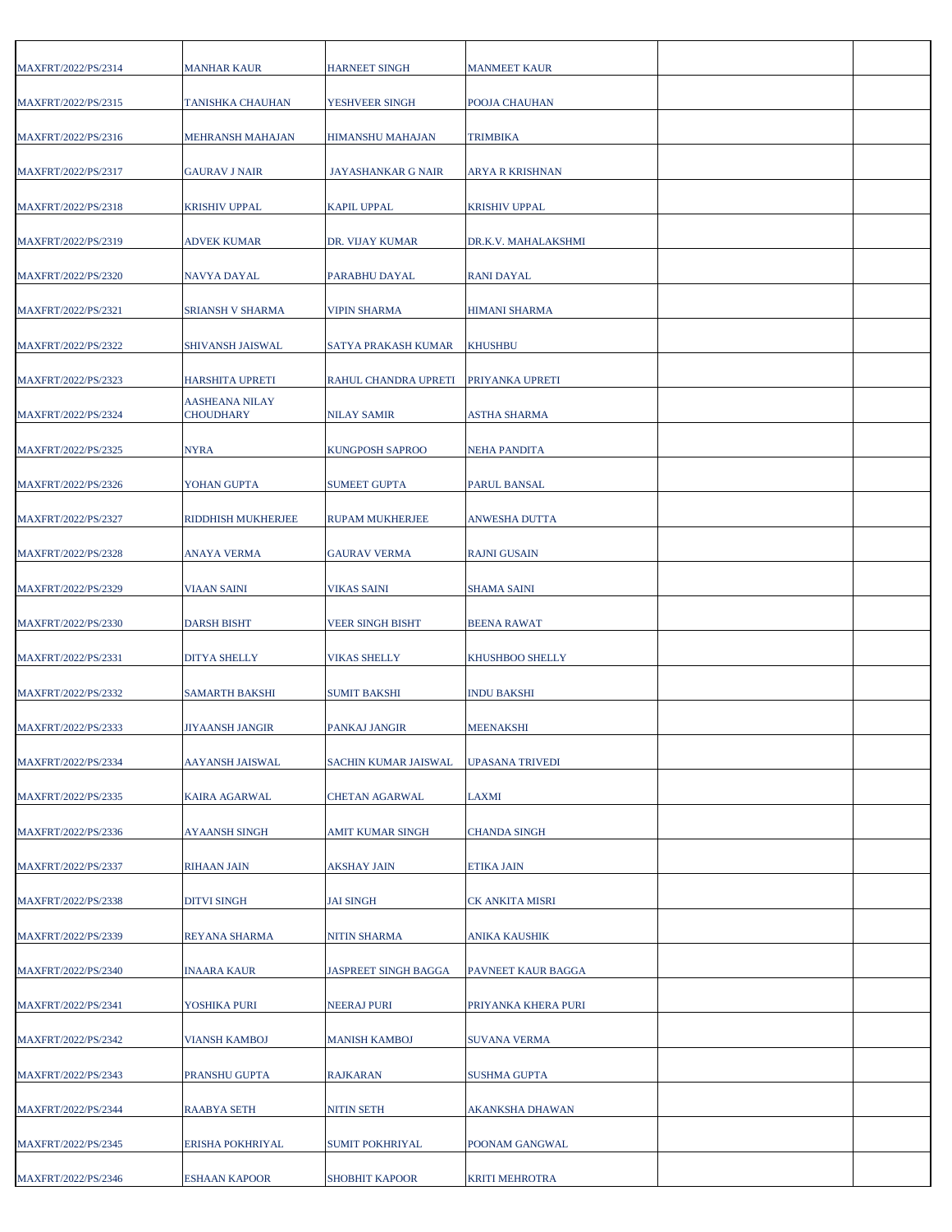| | | | | | |
|---|---|---|---|---|---|
| MAXFRT/2022/PS/2314 | MANHAR KAUR | HARNEET SINGH | MANMEET KAUR | | |
| MAXFRT/2022/PS/2315 | TANISHKA CHAUHAN | YESHVEER SINGH | POOJA CHAUHAN | | |
| MAXFRT/2022/PS/2316 | MEHRANSH MAHAJAN | HIMANSHU MAHAJAN | TRIMBIKA | | |
| MAXFRT/2022/PS/2317 | GAURAV J NAIR | JAYASHANKAR G NAIR | ARYA R KRISHNAN | | |
| MAXFRT/2022/PS/2318 | KRISHIV UPPAL | KAPIL UPPAL | KRISHIV UPPAL | | |
| MAXFRT/2022/PS/2319 | ADVEK KUMAR | DR. VIJAY KUMAR | DR.K.V. MAHALAKSHMI | | |
| MAXFRT/2022/PS/2320 | NAVYA DAYAL | PARABHU DAYAL | RANI DAYAL | | |
| MAXFRT/2022/PS/2321 | SRIANSH V SHARMA | VIPIN SHARMA | HIMANI SHARMA | | |
| MAXFRT/2022/PS/2322 | SHIVANSH JAISWAL | SATYA PRAKASH KUMAR | KHUSHBU | | |
| MAXFRT/2022/PS/2323 | HARSHITA UPRETI | RAHUL CHANDRA UPRETI | PRIYANKA UPRETI | | |
| MAXFRT/2022/PS/2324 | AASHEANA NILAY CHOUDHARY | NILAY SAMIR | ASTHA SHARMA | | |
| MAXFRT/2022/PS/2325 | NYRA | KUNGPOSH SAPROO | NEHA PANDITA | | |
| MAXFRT/2022/PS/2326 | YOHAN GUPTA | SUMEET GUPTA | PARUL BANSAL | | |
| MAXFRT/2022/PS/2327 | RIDDHISH MUKHERJEE | RUPAM MUKHERJEE | ANWESHA DUTTA | | |
| MAXFRT/2022/PS/2328 | ANAYA VERMA | GAURAV VERMA | RAJNI GUSAIN | | |
| MAXFRT/2022/PS/2329 | VIAAN SAINI | VIKAS SAINI | SHAMA SAINI | | |
| MAXFRT/2022/PS/2330 | DARSH BISHT | VEER SINGH BISHT | BEENA RAWAT | | |
| MAXFRT/2022/PS/2331 | DITYA SHELLY | VIKAS SHELLY | KHUSHBOO SHELLY | | |
| MAXFRT/2022/PS/2332 | SAMARTH BAKSHI | SUMIT BAKSHI | INDU BAKSHI | | |
| MAXFRT/2022/PS/2333 | JIYAANSH JANGIR | PANKAJ JANGIR | MEENAKSHI | | |
| MAXFRT/2022/PS/2334 | AAYANSH JAISWAL | SACHIN KUMAR JAISWAL | UPASANA TRIVEDI | | |
| MAXFRT/2022/PS/2335 | KAIRA AGARWAL | CHETAN AGARWAL | LAXMI | | |
| MAXFRT/2022/PS/2336 | AYAANSH SINGH | AMIT KUMAR SINGH | CHANDA SINGH | | |
| MAXFRT/2022/PS/2337 | RIHAAN JAIN | AKSHAY JAIN | ETIKA JAIN | | |
| MAXFRT/2022/PS/2338 | DITVI SINGH | JAI SINGH | CK ANKITA MISRI | | |
| MAXFRT/2022/PS/2339 | REYANA SHARMA | NITIN SHARMA | ANIKA KAUSHIK | | |
| MAXFRT/2022/PS/2340 | INAARA KAUR | JASPREET SINGH BAGGA | PAVNEET KAUR BAGGA | | |
| MAXFRT/2022/PS/2341 | YOSHIKA PURI | NEERAJ PURI | PRIYANKA KHERA PURI | | |
| MAXFRT/2022/PS/2342 | VIANSH KAMBOJ | MANISH KAMBOJ | SUVANA VERMA | | |
| MAXFRT/2022/PS/2343 | PRANSHU GUPTA | RAJKARAN | SUSHMA GUPTA | | |
| MAXFRT/2022/PS/2344 | RAABYA SETH | NITIN SETH | AKANKSHA DHAWAN | | |
| MAXFRT/2022/PS/2345 | ERISHA POKHRIYAL | SUMIT POKHRIYAL | POONAM GANGWAL | | |
| MAXFRT/2022/PS/2346 | ESHAAN KAPOOR | SHOBHIT KAPOOR | KRITI MEHROTRA | | |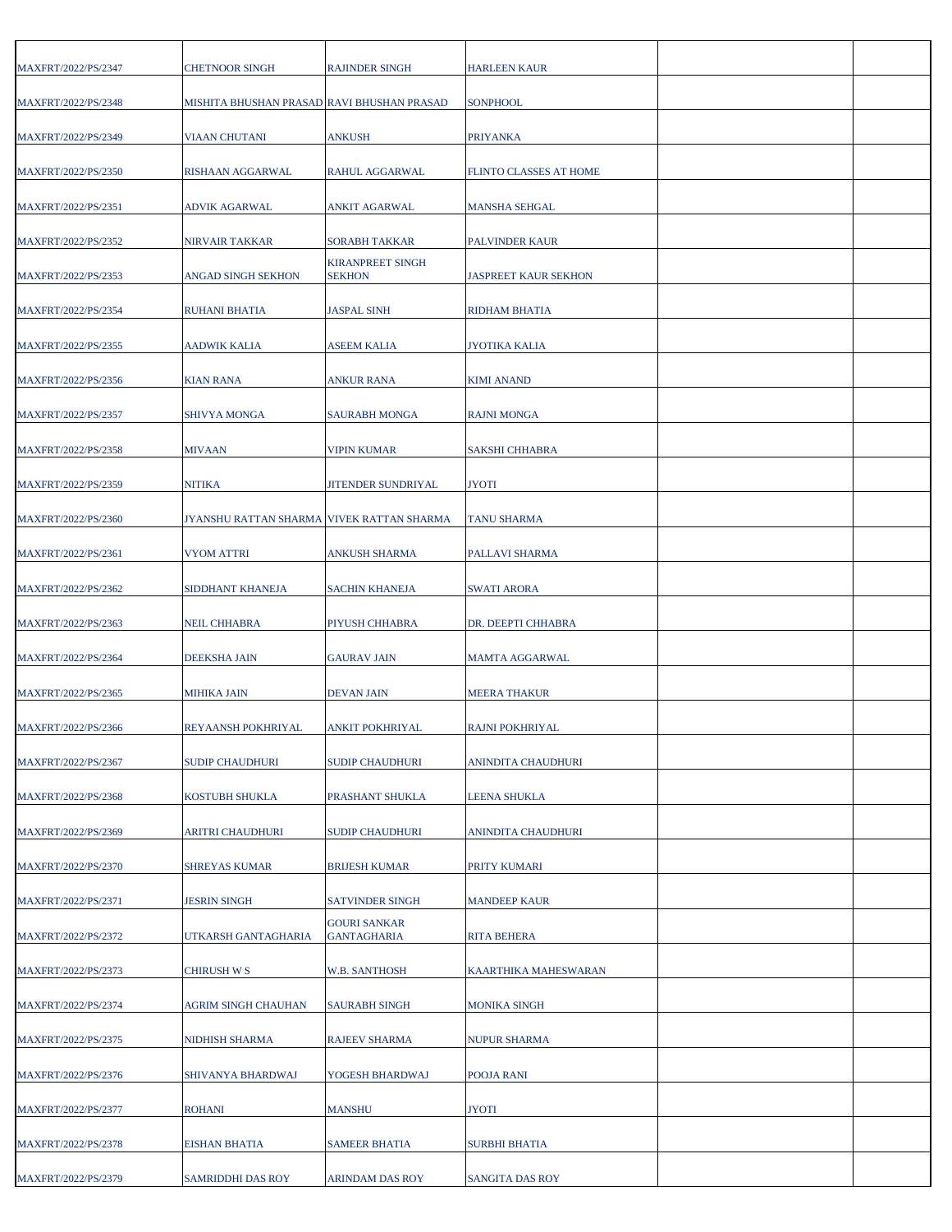| | | | | | |
|---|---|---|---|---|---|
| MAXFRT/2022/PS/2347 | CHETNOOR SINGH | RAJINDER SINGH | HARLEEN KAUR | | |
| MAXFRT/2022/PS/2348 | MISHITA BHUSHAN PRASAD | RAVI BHUSHAN PRASAD | SONPHOOL | | |
| MAXFRT/2022/PS/2349 | VIAAN CHUTANI | ANKUSH | PRIYANKA | | |
| MAXFRT/2022/PS/2350 | RISHAAN AGGARWAL | RAHUL AGGARWAL | FLINTO CLASSES AT HOME | | |
| MAXFRT/2022/PS/2351 | ADVIK AGARWAL | ANKIT AGARWAL | MANSHA SEHGAL | | |
| MAXFRT/2022/PS/2352 | NIRVAIR TAKKAR | SORABH TAKKAR | PALVINDER KAUR | | |
| MAXFRT/2022/PS/2353 | ANGAD SINGH SEKHON | KIRANPREET SINGH SEKHON | JASPREET KAUR SEKHON | | |
| MAXFRT/2022/PS/2354 | RUHANI BHATIA | JASPAL SINH | RIDHAM BHATIA | | |
| MAXFRT/2022/PS/2355 | AADWIK KALIA | ASEEM KALIA | JYOTIKA KALIA | | |
| MAXFRT/2022/PS/2356 | KIAN RANA | ANKUR RANA | KIMI ANAND | | |
| MAXFRT/2022/PS/2357 | SHIVYA MONGA | SAURABH MONGA | RAJNI MONGA | | |
| MAXFRT/2022/PS/2358 | MIVAAN | VIPIN KUMAR | SAKSHI CHHABRA | | |
| MAXFRT/2022/PS/2359 | NITIKA | JITENDER SUNDRIYAL | JYOTI | | |
| MAXFRT/2022/PS/2360 | JYANSHU RATTAN SHARMA | VIVEK RATTAN SHARMA | TANU SHARMA | | |
| MAXFRT/2022/PS/2361 | VYOM ATTRI | ANKUSH SHARMA | PALLAVI SHARMA | | |
| MAXFRT/2022/PS/2362 | SIDDHANT KHANEJA | SACHIN KHANEJA | SWATI ARORA | | |
| MAXFRT/2022/PS/2363 | NEIL CHHABRA | PIYUSH CHHABRA | DR. DEEPTI CHHABRA | | |
| MAXFRT/2022/PS/2364 | DEEKSHA JAIN | GAURAV JAIN | MAMTA AGGARWAL | | |
| MAXFRT/2022/PS/2365 | MIHIKA JAIN | DEVAN JAIN | MEERA THAKUR | | |
| MAXFRT/2022/PS/2366 | REYAANSH POKHRIYAL | ANKIT POKHRIYAL | RAJNI POKHRIYAL | | |
| MAXFRT/2022/PS/2367 | SUDIP CHAUDHURI | SUDIP CHAUDHURI | ANINDITA CHAUDHURI | | |
| MAXFRT/2022/PS/2368 | KOSTUBH SHUKLA | PRASHANT SHUKLA | LEENA SHUKLA | | |
| MAXFRT/2022/PS/2369 | ARITRI CHAUDHURI | SUDIP CHAUDHURI | ANINDITA CHAUDHURI | | |
| MAXFRT/2022/PS/2370 | SHREYAS KUMAR | BRIJESH KUMAR | PRITY KUMARI | | |
| MAXFRT/2022/PS/2371 | JESRIN SINGH | SATVINDER SINGH | MANDEEP KAUR | | |
| MAXFRT/2022/PS/2372 | UTKARSH GANTAGHARIA | GOURI SANKAR GANTAGHARIA | RITA BEHERA | | |
| MAXFRT/2022/PS/2373 | CHIRUSH W S | W.B. SANTHOSH | KAARTHIKA MAHESWARAN | | |
| MAXFRT/2022/PS/2374 | AGRIM SINGH CHAUHAN | SAURABH SINGH | MONIKA SINGH | | |
| MAXFRT/2022/PS/2375 | NIDHISH SHARMA | RAJEEV SHARMA | NUPUR SHARMA | | |
| MAXFRT/2022/PS/2376 | SHIVANYA BHARDWAJ | YOGESH BHARDWAJ | POOJA RANI | | |
| MAXFRT/2022/PS/2377 | ROHANI | MANSHU | JYOTI | | |
| MAXFRT/2022/PS/2378 | EISHAN BHATIA | SAMEER BHATIA | SURBHI BHATIA | | |
| MAXFRT/2022/PS/2379 | SAMRIDDHI DAS ROY | ARINDAM DAS ROY | SANGITA DAS ROY | | |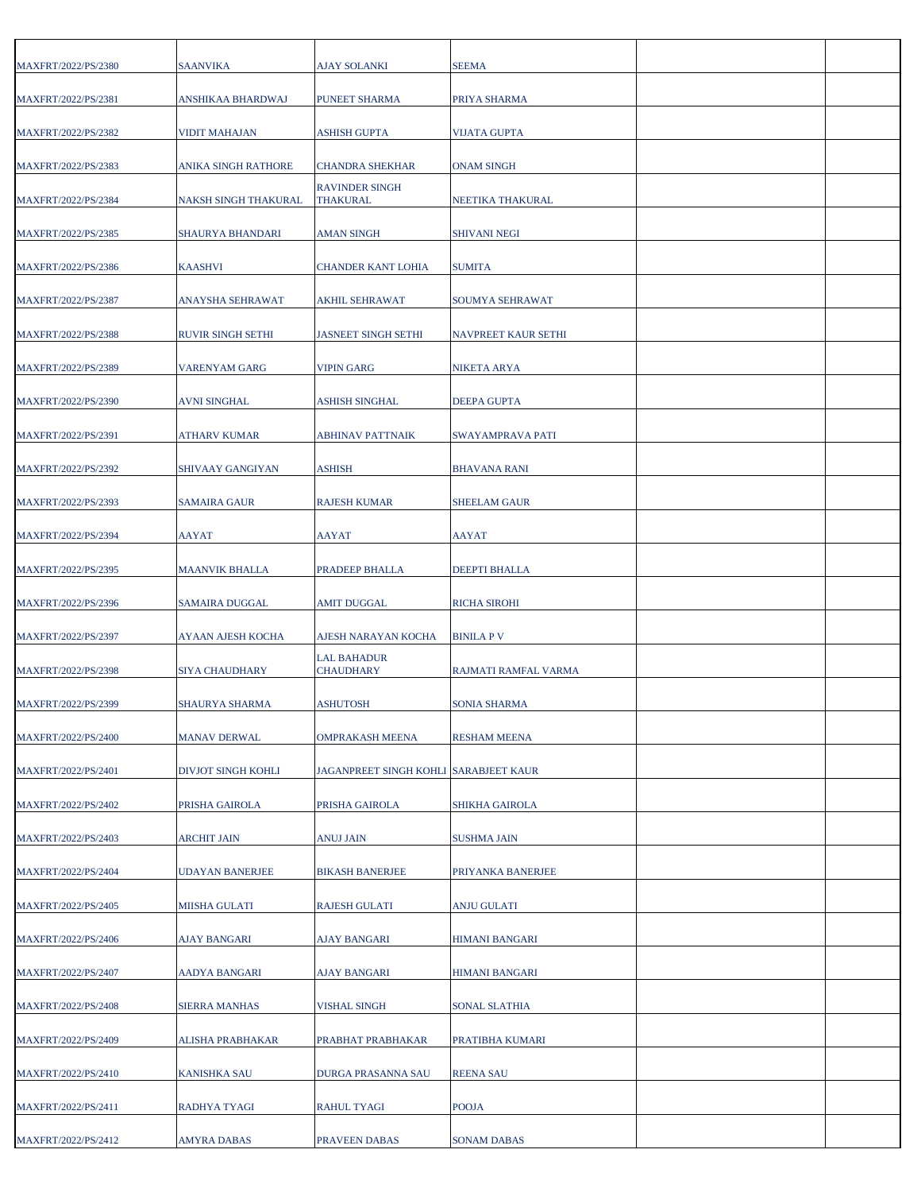| | | | | | |
|---|---|---|---|---|---|
| MAXFRT/2022/PS/2380 | SAANVIKA | AJAY SOLANKI | SEEMA | | |
| MAXFRT/2022/PS/2381 | ANSHIKAA BHARDWAJ | PUNEET SHARMA | PRIYA SHARMA | | |
| MAXFRT/2022/PS/2382 | VIDIT MAHAJAN | ASHISH GUPTA | VIJATA GUPTA | | |
| MAXFRT/2022/PS/2383 | ANIKA SINGH RATHORE | CHANDRA SHEKHAR | ONAM SINGH | | |
| MAXFRT/2022/PS/2384 | NAKSH SINGH THAKURAL | RAVINDER SINGH THAKURAL | NEETIKA THAKURAL | | |
| MAXFRT/2022/PS/2385 | SHAURYA BHANDARI | AMAN SINGH | SHIVANI NEGI | | |
| MAXFRT/2022/PS/2386 | KAASHVI | CHANDER KANT LOHIA | SUMITA | | |
| MAXFRT/2022/PS/2387 | ANAYSHA SEHRAWAT | AKHIL SEHRAWAT | SOUMYA SEHRAWAT | | |
| MAXFRT/2022/PS/2388 | RUVIR SINGH SETHI | JASNEET SINGH SETHI | NAVPREET KAUR SETHI | | |
| MAXFRT/2022/PS/2389 | VARENYAM GARG | VIPIN GARG | NIKETA ARYA | | |
| MAXFRT/2022/PS/2390 | AVNI SINGHAL | ASHISH SINGHAL | DEEPA GUPTA | | |
| MAXFRT/2022/PS/2391 | ATHARV KUMAR | ABHINAV PATTNAIK | SWAYAMPRAVA PATI | | |
| MAXFRT/2022/PS/2392 | SHIVAAY GANGIYAN | ASHISH | BHAVANA RANI | | |
| MAXFRT/2022/PS/2393 | SAMAIRA GAUR | RAJESH KUMAR | SHEELAM GAUR | | |
| MAXFRT/2022/PS/2394 | AAYAT | AAYAT | AAYAT | | |
| MAXFRT/2022/PS/2395 | MAANVIK BHALLA | PRADEEP BHALLA | DEEPTI BHALLA | | |
| MAXFRT/2022/PS/2396 | SAMAIRA DUGGAL | AMIT DUGGAL | RICHA SIROHI | | |
| MAXFRT/2022/PS/2397 | AYAAN AJESH KOCHA | AJESH NARAYAN KOCHA | BINILA P V | | |
| MAXFRT/2022/PS/2398 | SIYA CHAUDHARY | LAL BAHADUR CHAUDHARY | RAJMATI RAMFAL VARMA | | |
| MAXFRT/2022/PS/2399 | SHAURYA SHARMA | ASHUTOSH | SONIA SHARMA | | |
| MAXFRT/2022/PS/2400 | MANAV DERWAL | OMPRAKASH MEENA | RESHAM MEENA | | |
| MAXFRT/2022/PS/2401 | DIVJOT SINGH KOHLI | JAGANPREET SINGH KOHLI | SARABJEET KAUR | | |
| MAXFRT/2022/PS/2402 | PRISHA GAIROLA | PRISHA GAIROLA | SHIKHA GAIROLA | | |
| MAXFRT/2022/PS/2403 | ARCHIT JAIN | ANUJ JAIN | SUSHMA JAIN | | |
| MAXFRT/2022/PS/2404 | UDAYAN BANERJEE | BIKASH BANERJEE | PRIYANKA BANERJEE | | |
| MAXFRT/2022/PS/2405 | MIISHA GULATI | RAJESH GULATI | ANJU GULATI | | |
| MAXFRT/2022/PS/2406 | AJAY BANGARI | AJAY BANGARI | HIMANI BANGARI | | |
| MAXFRT/2022/PS/2407 | AADYA BANGARI | AJAY BANGARI | HIMANI BANGARI | | |
| MAXFRT/2022/PS/2408 | SIERRA MANHAS | VISHAL SINGH | SONAL SLATHIA | | |
| MAXFRT/2022/PS/2409 | ALISHA PRABHAKAR | PRABHAT PRABHAKAR | PRATIBHA KUMARI | | |
| MAXFRT/2022/PS/2410 | KANISHKA SAU | DURGA PRASANNA SAU | REENA SAU | | |
| MAXFRT/2022/PS/2411 | RADHYA TYAGI | RAHUL TYAGI | POOJA | | |
| MAXFRT/2022/PS/2412 | AMYRA DABAS | PRAVEEN DABAS | SONAM DABAS | | |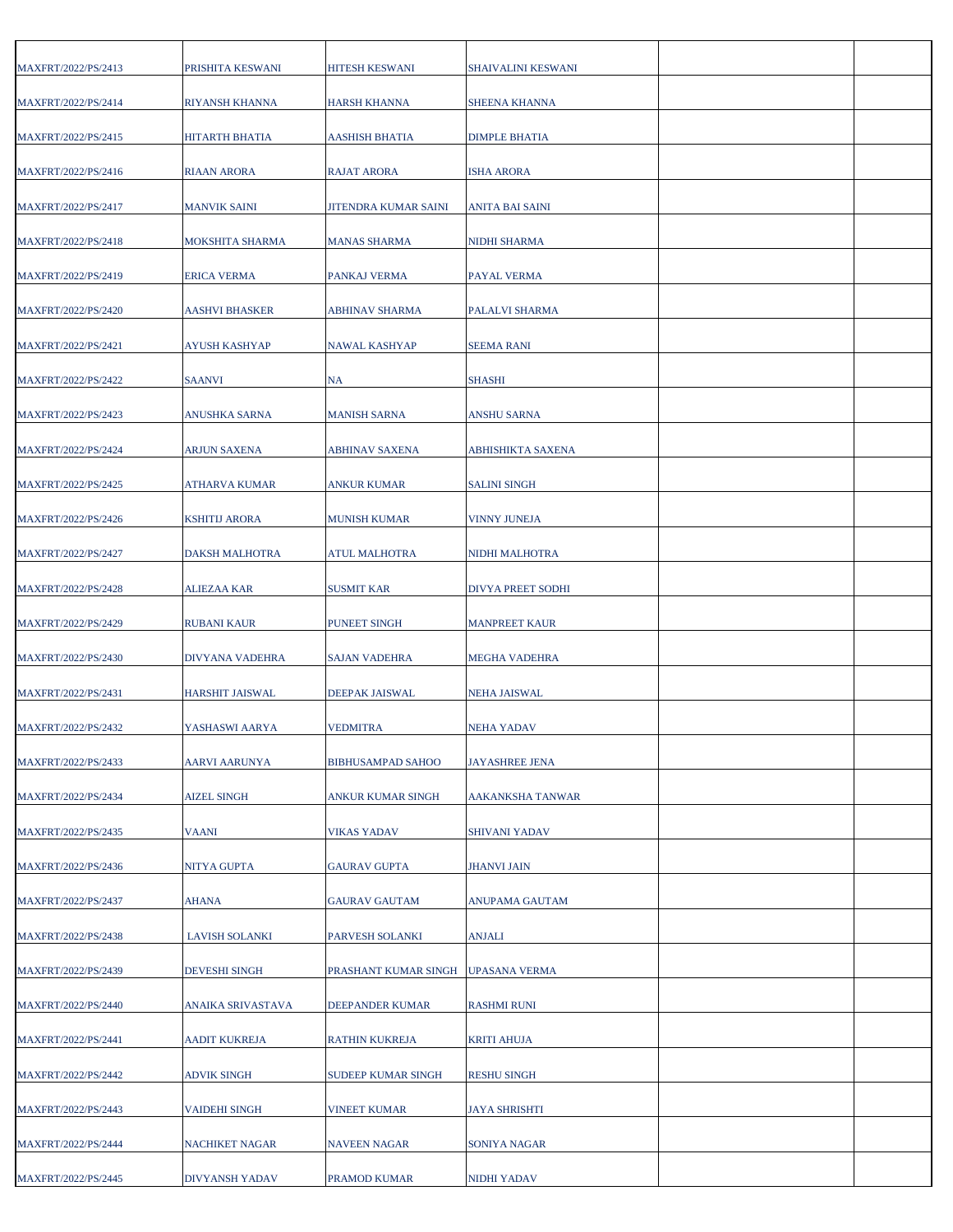| | | | | | |
|---|---|---|---|---|---|
| MAXFRT/2022/PS/2413 | PRISHITA KESWANI | HITESH KESWANI | SHAIVALINI KESWANI | | |
| MAXFRT/2022/PS/2414 | RIYANSH KHANNA | HARSH KHANNA | SHEENA KHANNA | | |
| MAXFRT/2022/PS/2415 | HITARTH BHATIA | AASHISH BHATIA | DIMPLE BHATIA | | |
| MAXFRT/2022/PS/2416 | RIAAN ARORA | RAJAT ARORA | ISHA ARORA | | |
| MAXFRT/2022/PS/2417 | MANVIK SAINI | JITENDRA KUMAR SAINI | ANITA BAI SAINI | | |
| MAXFRT/2022/PS/2418 | MOKSHITA SHARMA | MANAS SHARMA | NIDHI SHARMA | | |
| MAXFRT/2022/PS/2419 | ERICA VERMA | PANKAJ VERMA | PAYAL VERMA | | |
| MAXFRT/2022/PS/2420 | AASHVI BHASKER | ABHINAV SHARMA | PALALVI SHARMA | | |
| MAXFRT/2022/PS/2421 | AYUSH KASHYAP | NAWAL KASHYAP | SEEMA RANI | | |
| MAXFRT/2022/PS/2422 | SAANVI | NA | SHASHI | | |
| MAXFRT/2022/PS/2423 | ANUSHKA SARNA | MANISH SARNA | ANSHU SARNA | | |
| MAXFRT/2022/PS/2424 | ARJUN SAXENA | ABHINAV SAXENA | ABHISHIKTA SAXENA | | |
| MAXFRT/2022/PS/2425 | ATHARVA KUMAR | ANKUR KUMAR | SALINI SINGH | | |
| MAXFRT/2022/PS/2426 | KSHITIJ ARORA | MUNISH KUMAR | VINNY JUNEJA | | |
| MAXFRT/2022/PS/2427 | DAKSH MALHOTRA | ATUL MALHOTRA | NIDHI MALHOTRA | | |
| MAXFRT/2022/PS/2428 | ALIEZAA KAR | SUSMIT KAR | DIVYA PREET SODHI | | |
| MAXFRT/2022/PS/2429 | RUBANI KAUR | PUNEET SINGH | MANPREET KAUR | | |
| MAXFRT/2022/PS/2430 | DIVYANA VADEHRA | SAJAN VADEHRA | MEGHA VADEHRA | | |
| MAXFRT/2022/PS/2431 | HARSHIT JAISWAL | DEEPAK JAISWAL | NEHA JAISWAL | | |
| MAXFRT/2022/PS/2432 | YASHASWI AARYA | VEDMITRA | NEHA YADAV | | |
| MAXFRT/2022/PS/2433 | AARVI AARUNYA | BIBHUSAMPAD SAHOO | JAYASHREE JENA | | |
| MAXFRT/2022/PS/2434 | AIZEL SINGH | ANKUR KUMAR SINGH | AAKANKSHA TANWAR | | |
| MAXFRT/2022/PS/2435 | VAANI | VIKAS YADAV | SHIVANI YADAV | | |
| MAXFRT/2022/PS/2436 | NITYA GUPTA | GAURAV GUPTA | JHANVI JAIN | | |
| MAXFRT/2022/PS/2437 | AHANA | GAURAV GAUTAM | ANUPAMA GAUTAM | | |
| MAXFRT/2022/PS/2438 | LAVISH SOLANKI | PARVESH SOLANKI | ANJALI | | |
| MAXFRT/2022/PS/2439 | DEVESHI SINGH | PRASHANT KUMAR SINGH | UPASANA VERMA | | |
| MAXFRT/2022/PS/2440 | ANAIKA SRIVASTAVA | DEEPANDER KUMAR | RASHMI RUNI | | |
| MAXFRT/2022/PS/2441 | AADIT KUKREJA | RATHIN KUKREJA | KRITI AHUJA | | |
| MAXFRT/2022/PS/2442 | ADVIK SINGH | SUDEEP KUMAR SINGH | RESHU SINGH | | |
| MAXFRT/2022/PS/2443 | VAIDEHI SINGH | VINEET KUMAR | JAYA SHRISHTI | | |
| MAXFRT/2022/PS/2444 | NACHIKET NAGAR | NAVEEN NAGAR | SONIYA NAGAR | | |
| MAXFRT/2022/PS/2445 | DIVYANSH YADAV | PRAMOD KUMAR | NIDHI YADAV | | |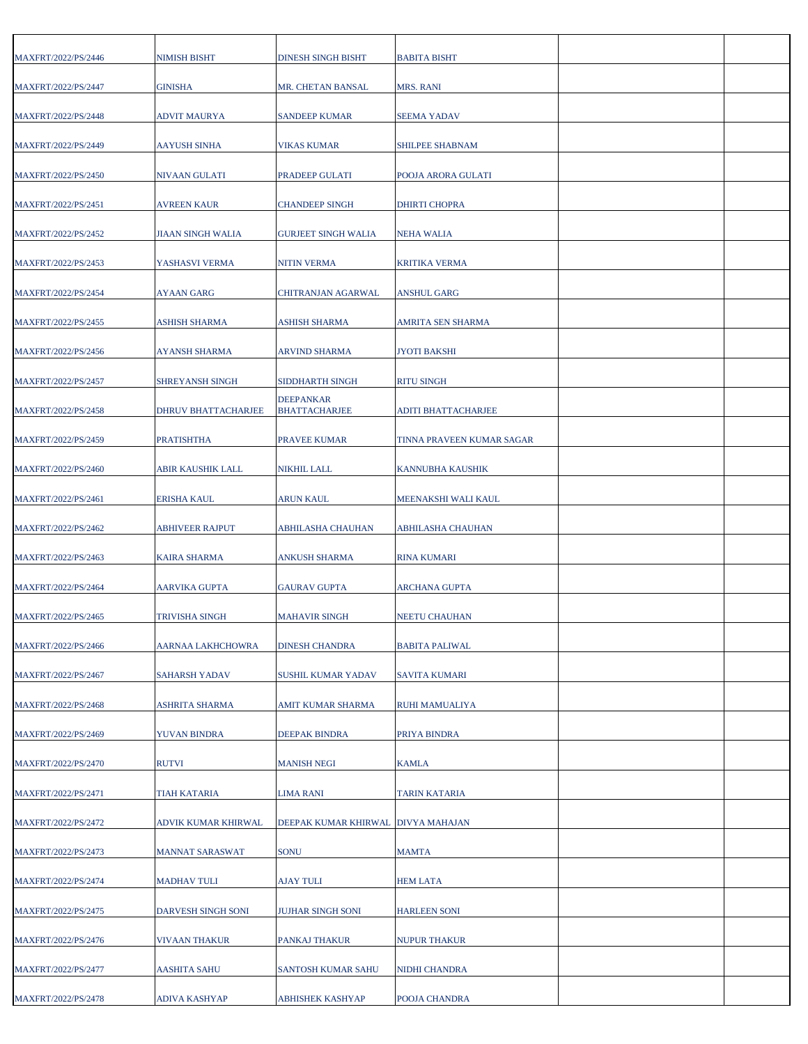| | | | | | |
|---|---|---|---|---|---|
| MAXFRT/2022/PS/2446 | NIMISH BISHT | DINESH SINGH BISHT | BABITA BISHT | | |
| MAXFRT/2022/PS/2447 | GINISHA | MR. CHETAN BANSAL | MRS. RANI | | |
| MAXFRT/2022/PS/2448 | ADVIT MAURYA | SANDEEP KUMAR | SEEMA YADAV | | |
| MAXFRT/2022/PS/2449 | AAYUSH SINHA | VIKAS KUMAR | SHILPEE SHABNAM | | |
| MAXFRT/2022/PS/2450 | NIVAAN GULATI | PRADEEP GULATI | POOJA ARORA GULATI | | |
| MAXFRT/2022/PS/2451 | AVREEN KAUR | CHANDEEP SINGH | DHIRTI CHOPRA | | |
| MAXFRT/2022/PS/2452 | JIAAN SINGH WALIA | GURJEET SINGH WALIA | NEHA WALIA | | |
| MAXFRT/2022/PS/2453 | YASHASVI VERMA | NITIN VERMA | KRITIKA VERMA | | |
| MAXFRT/2022/PS/2454 | AYAAN GARG | CHITRANJAN AGARWAL | ANSHUL GARG | | |
| MAXFRT/2022/PS/2455 | ASHISH SHARMA | ASHISH SHARMA | AMRITA SEN SHARMA | | |
| MAXFRT/2022/PS/2456 | AYANSH SHARMA | ARVIND SHARMA | JYOTI BAKSHI | | |
| MAXFRT/2022/PS/2457 | SHREYANSH SINGH | SIDDHARTH SINGH | RITU SINGH | | |
| MAXFRT/2022/PS/2458 | DHRUV BHATTACHARJEE | DEEPANKAR BHATTACHARJEE | ADITI BHATTACHARJEE | | |
| MAXFRT/2022/PS/2459 | PRATISHTHA | PRAVEE KUMAR | TINNA PRAVEEN KUMAR SAGAR | | |
| MAXFRT/2022/PS/2460 | ABIR KAUSHIK LALL | NIKHIL LALL | KANNUBHA KAUSHIK | | |
| MAXFRT/2022/PS/2461 | ERISHA KAUL | ARUN KAUL | MEENAKSHI WALI KAUL | | |
| MAXFRT/2022/PS/2462 | ABHIVEER RAJPUT | ABHILASHA CHAUHAN | ABHILASHA CHAUHAN | | |
| MAXFRT/2022/PS/2463 | KAIRA SHARMA | ANKUSH SHARMA | RINA KUMARI | | |
| MAXFRT/2022/PS/2464 | AARVIKA GUPTA | GAURAV GUPTA | ARCHANA GUPTA | | |
| MAXFRT/2022/PS/2465 | TRIVISHA SINGH | MAHAVIR SINGH | NEETU CHAUHAN | | |
| MAXFRT/2022/PS/2466 | AARNAA LAKHCHOWRA | DINESH CHANDRA | BABITA PALIWAL | | |
| MAXFRT/2022/PS/2467 | SAHARSH YADAV | SUSHIL KUMAR YADAV | SAVITA KUMARI | | |
| MAXFRT/2022/PS/2468 | ASHRITA SHARMA | AMIT KUMAR SHARMA | RUHI MAMUALIYA | | |
| MAXFRT/2022/PS/2469 | YUVAN BINDRA | DEEPAK BINDRA | PRIYA BINDRA | | |
| MAXFRT/2022/PS/2470 | RUTVI | MANISH NEGI | KAMLA | | |
| MAXFRT/2022/PS/2471 | TIAH KATARIA | LIMA RANI | TARIN KATARIA | | |
| MAXFRT/2022/PS/2472 | ADVIK KUMAR KHIRWAL | DEEPAK KUMAR KHIRWAL | DIVYA MAHAJAN | | |
| MAXFRT/2022/PS/2473 | MANNAT SARASWAT | SONU | MAMTA | | |
| MAXFRT/2022/PS/2474 | MADHAV TULI | AJAY TULI | HEM LATA | | |
| MAXFRT/2022/PS/2475 | DARVESH SINGH SONI | JUJHAR SINGH SONI | HARLEEN SONI | | |
| MAXFRT/2022/PS/2476 | VIVAAN THAKUR | PANKAJ THAKUR | NUPUR THAKUR | | |
| MAXFRT/2022/PS/2477 | AASHITA SAHU | SANTOSH KUMAR SAHU | NIDHI CHANDRA | | |
| MAXFRT/2022/PS/2478 | ADIVA KASHYAP | ABHISHEK KASHYAP | POOJA CHANDRA | | |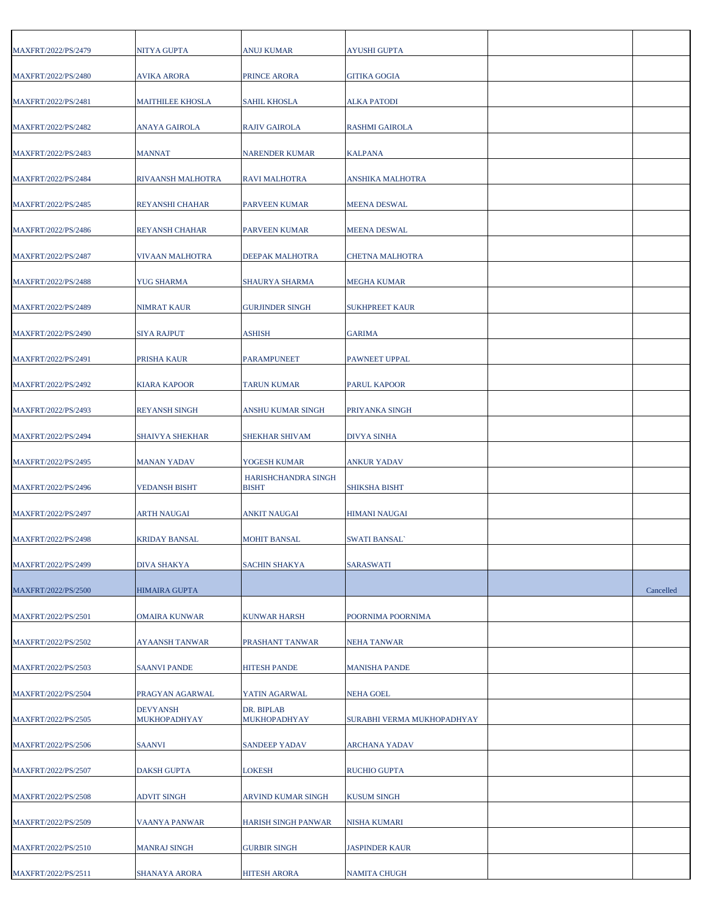| | | | | | |
|---|---|---|---|---|---|
| MAXFRT/2022/PS/2479 | NITYA GUPTA | ANUJ KUMAR | AYUSHI GUPTA | | |
| MAXFRT/2022/PS/2480 | AVIKA ARORA | PRINCE ARORA | GITIKA GOGIA | | |
| MAXFRT/2022/PS/2481 | MAITHILEE KHOSLA | SAHIL KHOSLA | ALKA PATODI | | |
| MAXFRT/2022/PS/2482 | ANAYA GAIROLA | RAJIV GAIROLA | RASHMI GAIROLA | | |
| MAXFRT/2022/PS/2483 | MANNAT | NARENDER KUMAR | KALPANA | | |
| MAXFRT/2022/PS/2484 | RIVAANSH MALHOTRA | RAVI MALHOTRA | ANSHIKA MALHOTRA | | |
| MAXFRT/2022/PS/2485 | REYANSHI CHAHAR | PARVEEN KUMAR | MEENA DESWAL | | |
| MAXFRT/2022/PS/2486 | REYANSH CHAHAR | PARVEEN KUMAR | MEENA DESWAL | | |
| MAXFRT/2022/PS/2487 | VIVAAN MALHOTRA | DEEPAK MALHOTRA | CHETNA MALHOTRA | | |
| MAXFRT/2022/PS/2488 | YUG SHARMA | SHAURYA SHARMA | MEGHA KUMAR | | |
| MAXFRT/2022/PS/2489 | NIMRAT KAUR | GURJINDER SINGH | SUKHPREET KAUR | | |
| MAXFRT/2022/PS/2490 | SIYA RAJPUT | ASHISH | GARIMA | | |
| MAXFRT/2022/PS/2491 | PRISHA KAUR | PARAMPUNEET | PAWNEET UPPAL | | |
| MAXFRT/2022/PS/2492 | KIARA KAPOOR | TARUN KUMAR | PARUL KAPOOR | | |
| MAXFRT/2022/PS/2493 | REYANSH SINGH | ANSHU KUMAR SINGH | PRIYANKA SINGH | | |
| MAXFRT/2022/PS/2494 | SHAIVYA SHEKHAR | SHEKHAR SHIVAM | DIVYA SINHA | | |
| MAXFRT/2022/PS/2495 | MANAN YADAV | YOGESH KUMAR | ANKUR YADAV | | |
| MAXFRT/2022/PS/2496 | VEDANSH BISHT | HARISHCHANDRA SINGH BISHT | SHIKSHA BISHT | | |
| MAXFRT/2022/PS/2497 | ARTH NAUGAI | ANKIT NAUGAI | HIMANI NAUGAI | | |
| MAXFRT/2022/PS/2498 | KRIDAY BANSAL | MOHIT BANSAL | SWATI BANSAL` | | |
| MAXFRT/2022/PS/2499 | DIVA SHAKYA | SACHIN SHAKYA | SARASWATI | | |
| MAXFRT/2022/PS/2500 | HIMAIRA GUPTA | | | | Cancelled |
| MAXFRT/2022/PS/2501 | OMAIRA KUNWAR | KUNWAR HARSH | POORNIMA POORNIMA | | |
| MAXFRT/2022/PS/2502 | AYAANSH TANWAR | PRASHANT TANWAR | NEHA TANWAR | | |
| MAXFRT/2022/PS/2503 | SAANVI PANDE | HITESH PANDE | MANISHA PANDE | | |
| MAXFRT/2022/PS/2504 | PRAGYAN AGARWAL | YATIN AGARWAL | NEHA GOEL | | |
| MAXFRT/2022/PS/2505 | DEVYANSH MUKHOPADHYAY | DR. BIPLAB MUKHOPADHYAY | SURABHI VERMA MUKHOPADHYAY | | |
| MAXFRT/2022/PS/2506 | SAANVI | SANDEEP YADAV | ARCHANA YADAV | | |
| MAXFRT/2022/PS/2507 | DAKSH GUPTA | LOKESH | RUCHIO GUPTA | | |
| MAXFRT/2022/PS/2508 | ADVIT SINGH | ARVIND KUMAR SINGH | KUSUM SINGH | | |
| MAXFRT/2022/PS/2509 | VAANYA PANWAR | HARISH SINGH PANWAR | NISHA KUMARI | | |
| MAXFRT/2022/PS/2510 | MANRAJ SINGH | GURBIR SINGH | JASPINDER KAUR | | |
| MAXFRT/2022/PS/2511 | SHANAYA ARORA | HITESH ARORA | NAMITA CHUGH | | |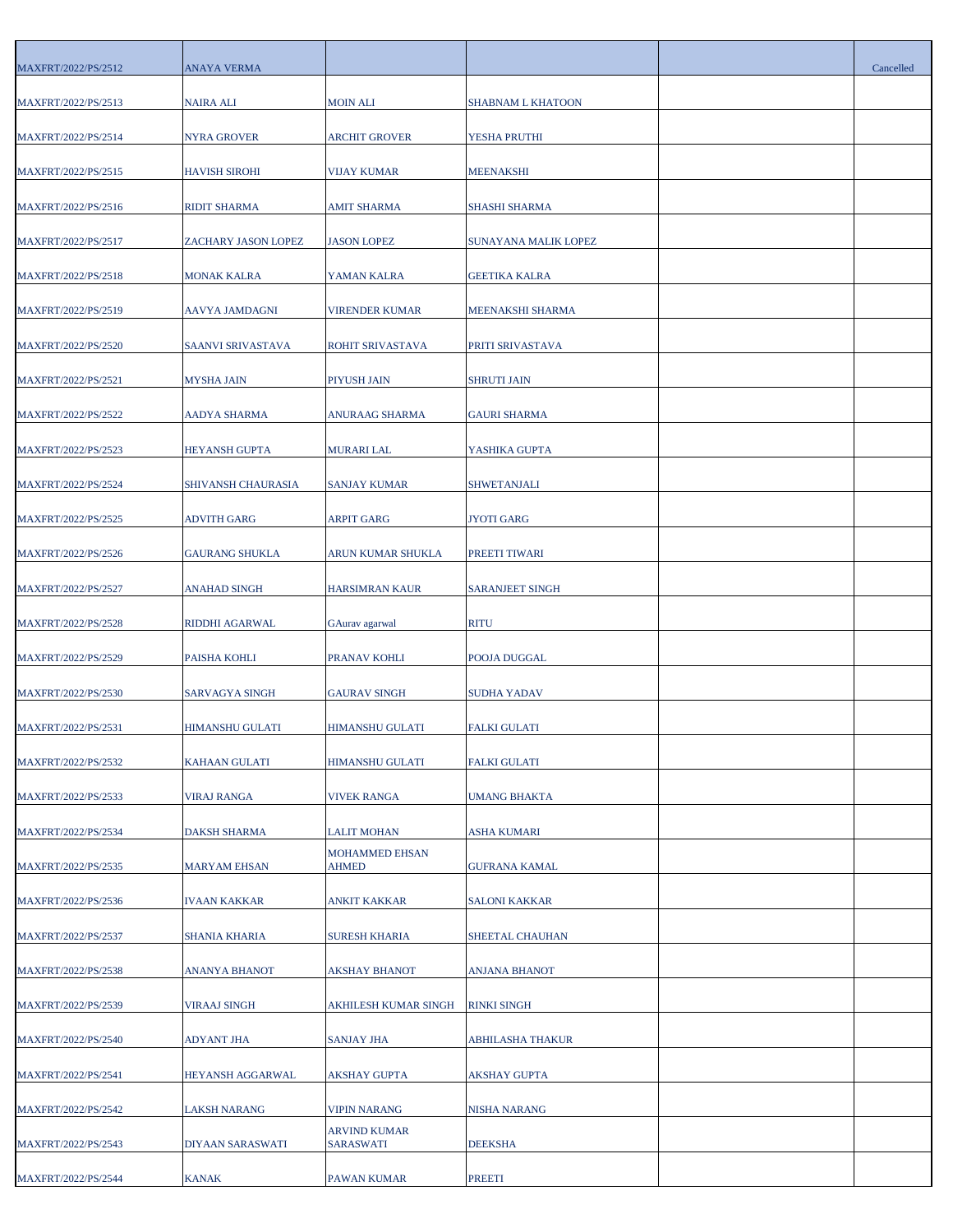| | | | | | |
|---|---|---|---|---|---|
| MAXFRT/2022/PS/2512 | ANAYA VERMA | | | | Cancelled |
| MAXFRT/2022/PS/2513 | NAIRA ALI | MOIN ALI | SHABNAM L KHATOON | | |
| MAXFRT/2022/PS/2514 | NYRA GROVER | ARCHIT GROVER | YESHA PRUTHI | | |
| MAXFRT/2022/PS/2515 | HAVISH SIROHI | VIJAY KUMAR | MEENAKSHI | | |
| MAXFRT/2022/PS/2516 | RIDIT SHARMA | AMIT SHARMA | SHASHI SHARMA | | |
| MAXFRT/2022/PS/2517 | ZACHARY JASON LOPEZ | JASON LOPEZ | SUNAYANA MALIK LOPEZ | | |
| MAXFRT/2022/PS/2518 | MONAK KALRA | YAMAN KALRA | GEETIKA KALRA | | |
| MAXFRT/2022/PS/2519 | AAVYA JAMDAGNI | VIRENDER KUMAR | MEENAKSHI SHARMA | | |
| MAXFRT/2022/PS/2520 | SAANVI SRIVASTAVA | ROHIT SRIVASTAVA | PRITI SRIVASTAVA | | |
| MAXFRT/2022/PS/2521 | MYSHA JAIN | PIYUSH JAIN | SHRUTI JAIN | | |
| MAXFRT/2022/PS/2522 | AADYA SHARMA | ANURAAG SHARMA | GAURI SHARMA | | |
| MAXFRT/2022/PS/2523 | HEYANSH GUPTA | MURARI LAL | YASHIKA GUPTA | | |
| MAXFRT/2022/PS/2524 | SHIVANSH CHAURASIA | SANJAY KUMAR | SHWETANJALI | | |
| MAXFRT/2022/PS/2525 | ADVITH GARG | ARPIT GARG | JYOTI GARG | | |
| MAXFRT/2022/PS/2526 | GAURANG SHUKLA | ARUN KUMAR SHUKLA | PREETI TIWARI | | |
| MAXFRT/2022/PS/2527 | ANAHAD SINGH | HARSIMRAN KAUR | SARANJEET SINGH | | |
| MAXFRT/2022/PS/2528 | RIDDHI AGARWAL | GAurav agarwal | RITU | | |
| MAXFRT/2022/PS/2529 | PAISHA KOHLI | PRANAV KOHLI | POOJA DUGGAL | | |
| MAXFRT/2022/PS/2530 | SARVAGYA SINGH | GAURAV SINGH | SUDHA YADAV | | |
| MAXFRT/2022/PS/2531 | HIMANSHU GULATI | HIMANSHU GULATI | FALKI GULATI | | |
| MAXFRT/2022/PS/2532 | KAHAAN GULATI | HIMANSHU GULATI | FALKI GULATI | | |
| MAXFRT/2022/PS/2533 | VIRAJ RANGA | VIVEK RANGA | UMANG BHAKTA | | |
| MAXFRT/2022/PS/2534 | DAKSH SHARMA | LALIT MOHAN | ASHA KUMARI | | |
| MAXFRT/2022/PS/2535 | MARYAM EHSAN | MOHAMMED EHSAN AHMED | GUFRANA KAMAL | | |
| MAXFRT/2022/PS/2536 | IVAAN KAKKAR | ANKIT KAKKAR | SALONI KAKKAR | | |
| MAXFRT/2022/PS/2537 | SHANIA KHARIA | SURESH KHARIA | SHEETAL CHAUHAN | | |
| MAXFRT/2022/PS/2538 | ANANYA BHANOT | AKSHAY BHANOT | ANJANA BHANOT | | |
| MAXFRT/2022/PS/2539 | VIRAAJ SINGH | AKHILESH KUMAR SINGH | RINKI SINGH | | |
| MAXFRT/2022/PS/2540 | ADYANT JHA | SANJAY JHA | ABHILASHA THAKUR | | |
| MAXFRT/2022/PS/2541 | HEYANSH AGGARWAL | AKSHAY GUPTA | AKSHAY GUPTA | | |
| MAXFRT/2022/PS/2542 | LAKSH NARANG | VIPIN NARANG | NISHA NARANG | | |
| MAXFRT/2022/PS/2543 | DIYAAN SARASWATI | ARVIND KUMAR SARASWATI | DEEKSHA | | |
| MAXFRT/2022/PS/2544 | KANAK | PAWAN KUMAR | PREETI | | |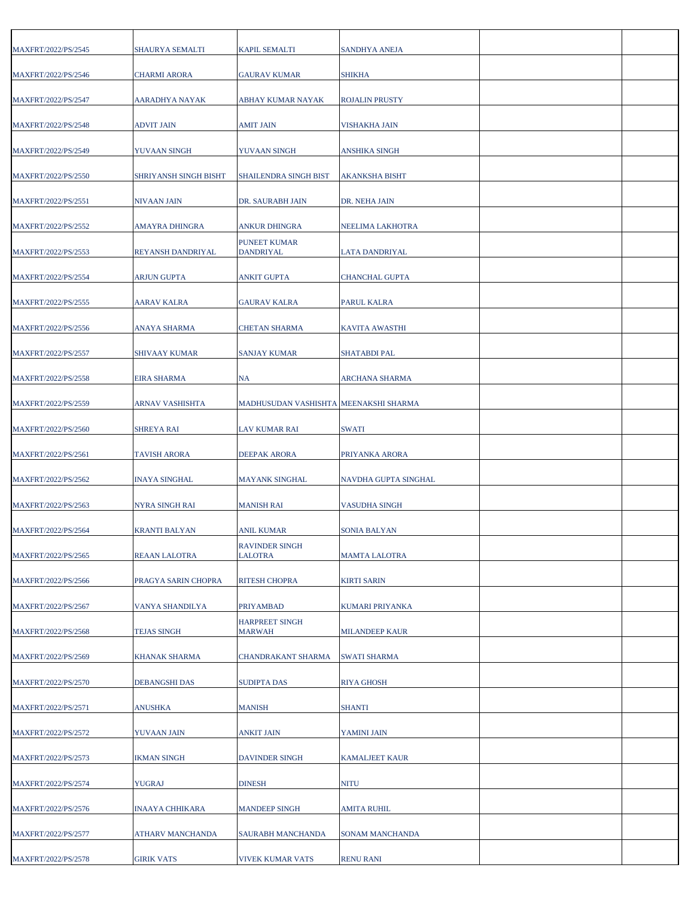| | | | | | |
|---|---|---|---|---|---|
| MAXFRT/2022/PS/2545 | SHAURYA SEMALTI | KAPIL SEMALTI | SANDHYA ANEJA | | |
| MAXFRT/2022/PS/2546 | CHARMI ARORA | GAURAV KUMAR | SHIKHA | | |
| MAXFRT/2022/PS/2547 | AARADHYA NAYAK | ABHAY KUMAR NAYAK | ROJALIN PRUSTY | | |
| MAXFRT/2022/PS/2548 | ADVIT JAIN | AMIT JAIN | VISHAKHA JAIN | | |
| MAXFRT/2022/PS/2549 | YUVAAN SINGH | YUVAAN SINGH | ANSHIKA SINGH | | |
| MAXFRT/2022/PS/2550 | SHRIYANSH SINGH BISHT | SHAILENDRA SINGH BIST | AKANKSHA BISHT | | |
| MAXFRT/2022/PS/2551 | NIVAAN JAIN | DR. SAURABH JAIN | DR. NEHA JAIN | | |
| MAXFRT/2022/PS/2552 | AMAYRA DHINGRA | ANKUR DHINGRA | NEELIMA LAKHOTRA | | |
| MAXFRT/2022/PS/2553 | REYANSH DANDRIYAL | PUNEET KUMAR DANDRIYAL | LATA DANDRIYAL | | |
| MAXFRT/2022/PS/2554 | ARJUN GUPTA | ANKIT GUPTA | CHANCHAL GUPTA | | |
| MAXFRT/2022/PS/2555 | AARAV KALRA | GAURAV KALRA | PARUL KALRA | | |
| MAXFRT/2022/PS/2556 | ANAYA SHARMA | CHETAN SHARMA | KAVITA AWASTHI | | |
| MAXFRT/2022/PS/2557 | SHIVAAY KUMAR | SANJAY KUMAR | SHATABDI PAL | | |
| MAXFRT/2022/PS/2558 | EIRA SHARMA | NA | ARCHANA SHARMA | | |
| MAXFRT/2022/PS/2559 | ARNAV VASHISHTA | MADHUSUDAN VASHISHTA | MEENAKSHI SHARMA | | |
| MAXFRT/2022/PS/2560 | SHREYA RAI | LAV KUMAR RAI | SWATI | | |
| MAXFRT/2022/PS/2561 | TAVISH ARORA | DEEPAK ARORA | PRIYANKA ARORA | | |
| MAXFRT/2022/PS/2562 | INAYA SINGHAL | MAYANK SINGHAL | NAVDHA GUPTA SINGHAL | | |
| MAXFRT/2022/PS/2563 | NYRA SINGH RAI | MANISH RAI | VASUDHA SINGH | | |
| MAXFRT/2022/PS/2564 | KRANTI BALYAN | ANIL KUMAR | SONIA BALYAN | | |
| MAXFRT/2022/PS/2565 | REAAN LALOTRA | RAVINDER SINGH LALOTRA | MAMTA LALOTRA | | |
| MAXFRT/2022/PS/2566 | PRAGYA SARIN CHOPRA | RITESH CHOPRA | KIRTI SARIN | | |
| MAXFRT/2022/PS/2567 | VANYA SHANDILYA | PRIYAMBAD | KUMARI PRIYANKA | | |
| MAXFRT/2022/PS/2568 | TEJAS SINGH | HARPREET SINGH MARWAH | MILANDEEP KAUR | | |
| MAXFRT/2022/PS/2569 | KHANAK SHARMA | CHANDRAKANT SHARMA | SWATI SHARMA | | |
| MAXFRT/2022/PS/2570 | DEBANGSHI DAS | SUDIPTA DAS | RIYA GHOSH | | |
| MAXFRT/2022/PS/2571 | ANUSHKA | MANISH | SHANTI | | |
| MAXFRT/2022/PS/2572 | YUVAAN JAIN | ANKIT JAIN | YAMINI JAIN | | |
| MAXFRT/2022/PS/2573 | IKMAN SINGH | DAVINDER SINGH | KAMALJEET KAUR | | |
| MAXFRT/2022/PS/2574 | YUGRAJ | DINESH | NITU | | |
| MAXFRT/2022/PS/2576 | INAAYA CHHIKARA | MANDEEP SINGH | AMITA RUHIL | | |
| MAXFRT/2022/PS/2577 | ATHARV MANCHANDA | SAURABH MANCHANDA | SONAM MANCHANDA | | |
| MAXFRT/2022/PS/2578 | GIRIK VATS | VIVEK KUMAR VATS | RENU RANI | | |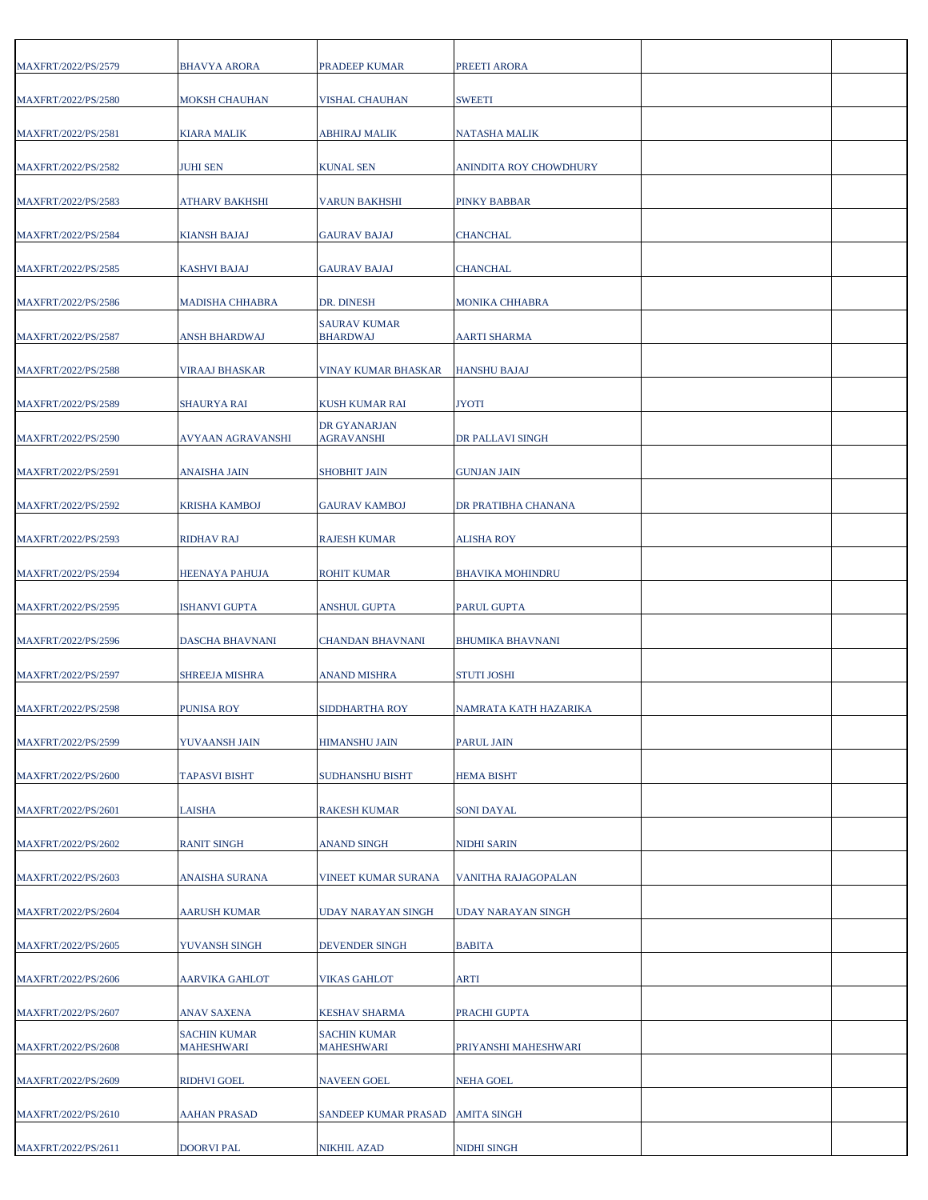| | | | | | |
|---|---|---|---|---|---|
| MAXFRT/2022/PS/2579 | BHAVYA ARORA | PRADEEP KUMAR | PREETI ARORA | | |
| MAXFRT/2022/PS/2580 | MOKSH CHAUHAN | VISHAL CHAUHAN | SWEETI | | |
| MAXFRT/2022/PS/2581 | KIARA MALIK | ABHIRAJ MALIK | NATASHA MALIK | | |
| MAXFRT/2022/PS/2582 | JUHI SEN | KUNAL SEN | ANINDITA ROY CHOWDHURY | | |
| MAXFRT/2022/PS/2583 | ATHARV BAKHSHI | VARUN BAKHSHI | PINKY BABBAR | | |
| MAXFRT/2022/PS/2584 | KIANSH BAJAJ | GAURAV BAJAJ | CHANCHAL | | |
| MAXFRT/2022/PS/2585 | KASHVI BAJAJ | GAURAV BAJAJ | CHANCHAL | | |
| MAXFRT/2022/PS/2586 | MADISHA CHHABRA | DR. DINESH | MONIKA CHHABRA | | |
| MAXFRT/2022/PS/2587 | ANSH BHARDWAJ | SAURAV KUMAR BHARDWAJ | AARTI SHARMA | | |
| MAXFRT/2022/PS/2588 | VIRAAJ BHASKAR | VINAY KUMAR BHASKAR | HANSHU BAJAJ | | |
| MAXFRT/2022/PS/2589 | SHAURYA RAI | KUSH KUMAR RAI | JYOTI | | |
| MAXFRT/2022/PS/2590 | AVYAAN AGRAVANSHI | DR GYANARJAN AGRAVANSHI | DR PALLAVI SINGH | | |
| MAXFRT/2022/PS/2591 | ANAISHA JAIN | SHOBHIT JAIN | GUNJAN JAIN | | |
| MAXFRT/2022/PS/2592 | KRISHA KAMBOJ | GAURAV KAMBOJ | DR PRATIBHA CHANANA | | |
| MAXFRT/2022/PS/2593 | RIDHAV RAJ | RAJESH KUMAR | ALISHA ROY | | |
| MAXFRT/2022/PS/2594 | HEENAYA PAHUJA | ROHIT KUMAR | BHAVIKA MOHINDRU | | |
| MAXFRT/2022/PS/2595 | ISHANVI GUPTA | ANSHUL GUPTA | PARUL GUPTA | | |
| MAXFRT/2022/PS/2596 | DASCHA BHAVNANI | CHANDAN BHAVNANI | BHUMIKA BHAVNANI | | |
| MAXFRT/2022/PS/2597 | SHREEJA MISHRA | ANAND MISHRA | STUTI JOSHI | | |
| MAXFRT/2022/PS/2598 | PUNISA ROY | SIDDHARTHA ROY | NAMRATA KATH HAZARIKA | | |
| MAXFRT/2022/PS/2599 | YUVAANSH JAIN | HIMANSHU JAIN | PARUL JAIN | | |
| MAXFRT/2022/PS/2600 | TAPASVI BISHT | SUDHANSHU BISHT | HEMA BISHT | | |
| MAXFRT/2022/PS/2601 | LAISHA | RAKESH KUMAR | SONI DAYAL | | |
| MAXFRT/2022/PS/2602 | RANIT SINGH | ANAND SINGH | NIDHI SARIN | | |
| MAXFRT/2022/PS/2603 | ANAISHA SURANA | VINEET KUMAR SURANA | VANITHA RAJAGOPALAN | | |
| MAXFRT/2022/PS/2604 | AARUSH KUMAR | UDAY NARAYAN SINGH | UDAY NARAYAN SINGH | | |
| MAXFRT/2022/PS/2605 | YUVANSH SINGH | DEVENDER SINGH | BABITA | | |
| MAXFRT/2022/PS/2606 | AARVIKA GAHLOT | VIKAS GAHLOT | ARTI | | |
| MAXFRT/2022/PS/2607 | ANAV SAXENA | KESHAV SHARMA | PRACHI GUPTA | | |
| MAXFRT/2022/PS/2608 | SACHIN KUMAR MAHESHWARI | SACHIN KUMAR MAHESHWARI | PRIYANSHI MAHESHWARI | | |
| MAXFRT/2022/PS/2609 | RIDHVI GOEL | NAVEEN GOEL | NEHA GOEL | | |
| MAXFRT/2022/PS/2610 | AAHAN PRASAD | SANDEEP KUMAR PRASAD | AMITA SINGH | | |
| MAXFRT/2022/PS/2611 | DOORVI PAL | NIKHIL AZAD | NIDHI SINGH | | |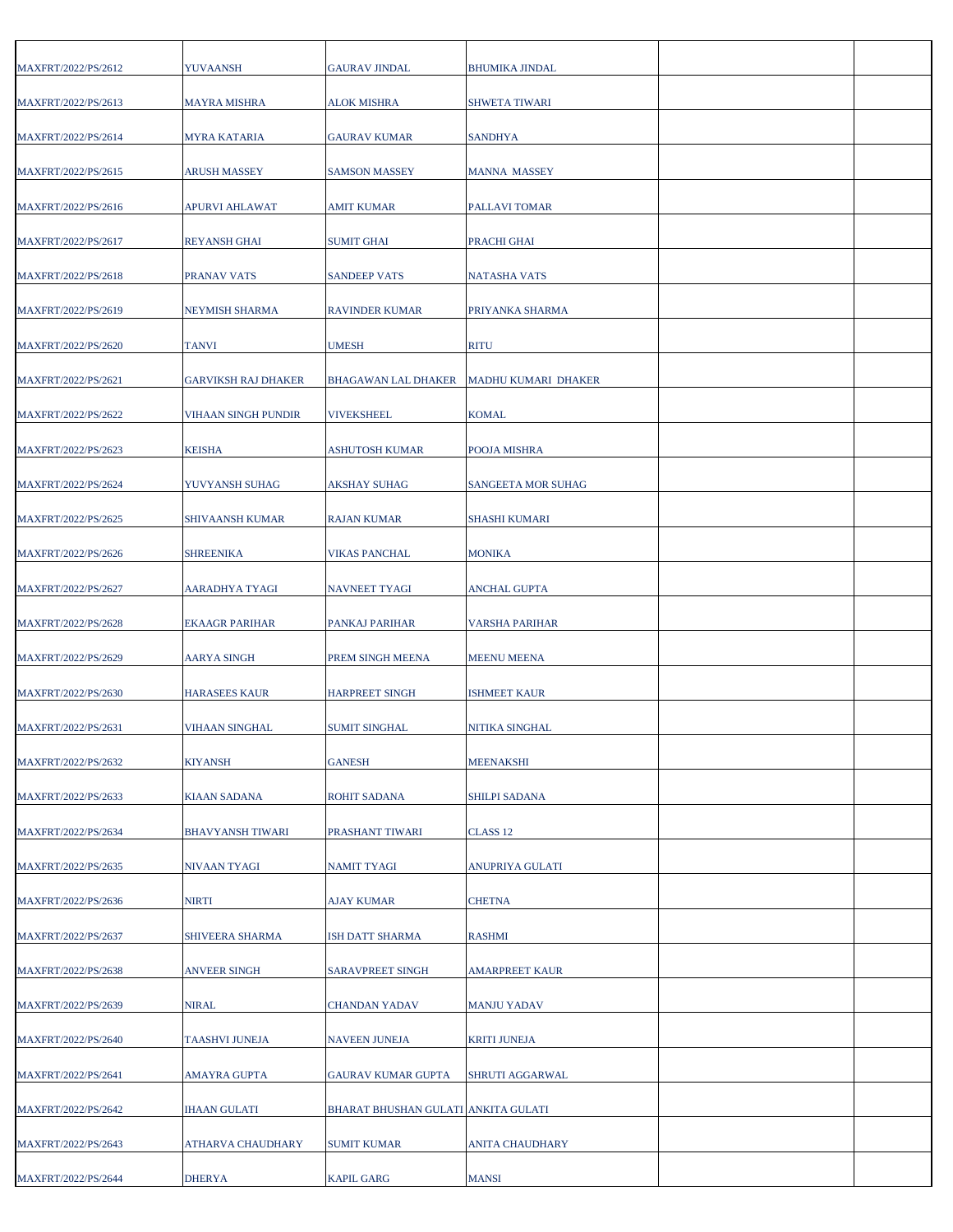| | | | | | |
|---|---|---|---|---|---|
| MAXFRT/2022/PS/2612 | YUVAANSH | GAURAV JINDAL | BHUMIKA JINDAL | | |
| MAXFRT/2022/PS/2613 | MAYRA MISHRA | ALOK MISHRA | SHWETA TIWARI | | |
| MAXFRT/2022/PS/2614 | MYRA KATARIA | GAURAV KUMAR | SANDHYA | | |
| MAXFRT/2022/PS/2615 | ARUSH MASSEY | SAMSON MASSEY | MANNA MASSEY | | |
| MAXFRT/2022/PS/2616 | APURVI AHLAWAT | AMIT KUMAR | PALLAVI TOMAR | | |
| MAXFRT/2022/PS/2617 | REYANSH GHAI | SUMIT GHAI | PRACHI GHAI | | |
| MAXFRT/2022/PS/2618 | PRANAV VATS | SANDEEP VATS | NATASHA VATS | | |
| MAXFRT/2022/PS/2619 | NEYMISH SHARMA | RAVINDER KUMAR | PRIYANKA SHARMA | | |
| MAXFRT/2022/PS/2620 | TANVI | UMESH | RITU | | |
| MAXFRT/2022/PS/2621 | GARVIKSH RAJ DHAKER | BHAGAWAN LAL DHAKER | MADHU KUMARI DHAKER | | |
| MAXFRT/2022/PS/2622 | VIHAAN SINGH PUNDIR | VIVEKSHEEL | KOMAL | | |
| MAXFRT/2022/PS/2623 | KEISHA | ASHUTOSH KUMAR | POOJA MISHRA | | |
| MAXFRT/2022/PS/2624 | YUVYANSH SUHAG | AKSHAY SUHAG | SANGEETA MOR SUHAG | | |
| MAXFRT/2022/PS/2625 | SHIVAANSH KUMAR | RAJAN KUMAR | SHASHI KUMARI | | |
| MAXFRT/2022/PS/2626 | SHREENIKA | VIKAS PANCHAL | MONIKA | | |
| MAXFRT/2022/PS/2627 | AARADHYA TYAGI | NAVNEET TYAGI | ANCHAL GUPTA | | |
| MAXFRT/2022/PS/2628 | EKAAGR PARIHAR | PANKAJ PARIHAR | VARSHA PARIHAR | | |
| MAXFRT/2022/PS/2629 | AARYA SINGH | PREM SINGH MEENA | MEENU MEENA | | |
| MAXFRT/2022/PS/2630 | HARASEES KAUR | HARPREET SINGH | ISHMEET KAUR | | |
| MAXFRT/2022/PS/2631 | VIHAAN SINGHAL | SUMIT SINGHAL | NITIKA SINGHAL | | |
| MAXFRT/2022/PS/2632 | KIYANSH | GANESH | MEENAKSHI | | |
| MAXFRT/2022/PS/2633 | KIAAN SADANA | ROHIT SADANA | SHILPI SADANA | | |
| MAXFRT/2022/PS/2634 | BHAVYANSH TIWARI | PRASHANT TIWARI | CLASS 12 | | |
| MAXFRT/2022/PS/2635 | NIVAAN TYAGI | NAMIT TYAGI | ANUPRIYA GULATI | | |
| MAXFRT/2022/PS/2636 | NIRTI | AJAY KUMAR | CHETNA | | |
| MAXFRT/2022/PS/2637 | SHIVEERA SHARMA | ISH DATT SHARMA | RASHMI | | |
| MAXFRT/2022/PS/2638 | ANVEER SINGH | SARAVPREET SINGH | AMARPREET KAUR | | |
| MAXFRT/2022/PS/2639 | NIRAL | CHANDAN YADAV | MANJU YADAV | | |
| MAXFRT/2022/PS/2640 | TAASHVI JUNEJA | NAVEEN JUNEJA | KRITI JUNEJA | | |
| MAXFRT/2022/PS/2641 | AMAYRA GUPTA | GAURAV KUMAR GUPTA | SHRUTI AGGARWAL | | |
| MAXFRT/2022/PS/2642 | IHAAN GULATI | BHARAT BHUSHAN GULATI | ANKITA GULATI | | |
| MAXFRT/2022/PS/2643 | ATHARVA CHAUDHARY | SUMIT KUMAR | ANITA CHAUDHARY | | |
| MAXFRT/2022/PS/2644 | DHERYA | KAPIL GARG | MANSI | | |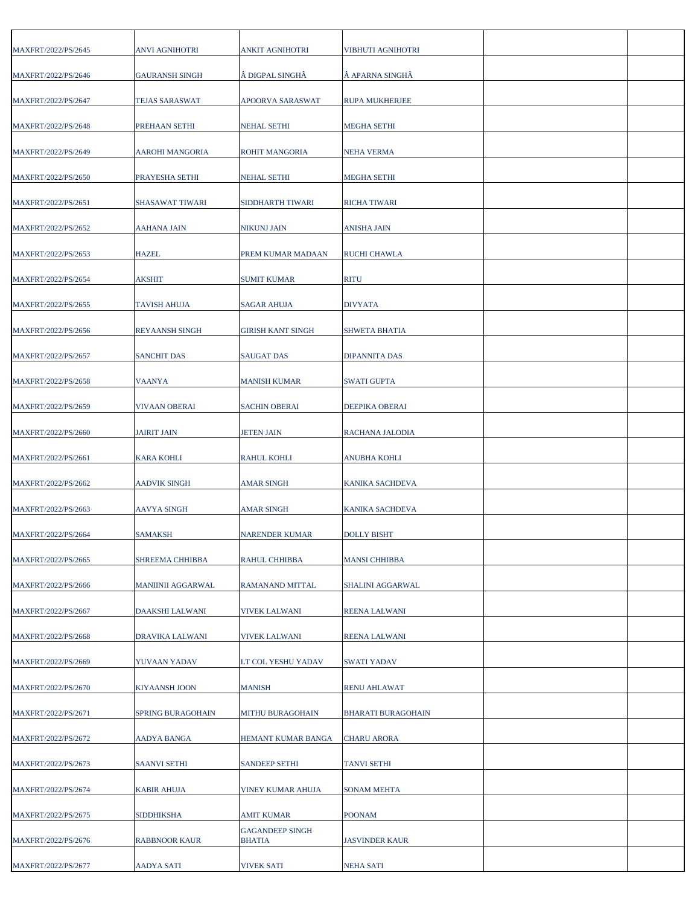| | | | | | |
|---|---|---|---|---|---|
| MAXFRT/2022/PS/2645 | ANVI AGNIHOTRI | ANKIT AGNIHOTRI | VIBHUTI AGNIHOTRI | | |
| MAXFRT/2022/PS/2646 | GAURANSH SINGH | Â DIGPAL SINGHÂ | Â APARNA SINGHÂ | | |
| MAXFRT/2022/PS/2647 | TEJAS SARASWAT | APOORVA SARASWAT | RUPA MUKHERJEE | | |
| MAXFRT/2022/PS/2648 | PREHAAN SETHI | NEHAL SETHI | MEGHA SETHI | | |
| MAXFRT/2022/PS/2649 | AAROHI MANGORIA | ROHIT MANGORIA | NEHA VERMA | | |
| MAXFRT/2022/PS/2650 | PRAYESHA SETHI | NEHAL SETHI | MEGHA SETHI | | |
| MAXFRT/2022/PS/2651 | SHASAWAT TIWARI | SIDDHARTH TIWARI | RICHA TIWARI | | |
| MAXFRT/2022/PS/2652 | AAHANA JAIN | NIKUNJ JAIN | ANISHA JAIN | | |
| MAXFRT/2022/PS/2653 | HAZEL | PREM KUMAR MADAAN | RUCHI CHAWLA | | |
| MAXFRT/2022/PS/2654 | AKSHIT | SUMIT KUMAR | RITU | | |
| MAXFRT/2022/PS/2655 | TAVISH AHUJA | SAGAR AHUJA | DIVYATA | | |
| MAXFRT/2022/PS/2656 | REYAANSH SINGH | GIRISH KANT SINGH | SHWETA BHATIA | | |
| MAXFRT/2022/PS/2657 | SANCHIT DAS | SAUGAT DAS | DIPANNITA DAS | | |
| MAXFRT/2022/PS/2658 | VAANYA | MANISH KUMAR | SWATI GUPTA | | |
| MAXFRT/2022/PS/2659 | VIVAAN OBERAI | SACHIN OBERAI | DEEPIKA OBERAI | | |
| MAXFRT/2022/PS/2660 | JAIRIT JAIN | JETEN JAIN | RACHANA JALODIA | | |
| MAXFRT/2022/PS/2661 | KARA KOHLI | RAHUL KOHLI | ANUBHA KOHLI | | |
| MAXFRT/2022/PS/2662 | AADVIK SINGH | AMAR SINGH | KANIKA SACHDEVA | | |
| MAXFRT/2022/PS/2663 | AAVYA SINGH | AMAR SINGH | KANIKA SACHDEVA | | |
| MAXFRT/2022/PS/2664 | SAMAKSH | NARENDER KUMAR | DOLLY BISHT | | |
| MAXFRT/2022/PS/2665 | SHREEMA CHHIBBA | RAHUL CHHIBBA | MANSI CHHIBBA | | |
| MAXFRT/2022/PS/2666 | MANIINII AGGARWAL | RAMANAND MITTAL | SHALINI AGGARWAL | | |
| MAXFRT/2022/PS/2667 | DAAKSHI LALWANI | VIVEK LALWANI | REENA LALWANI | | |
| MAXFRT/2022/PS/2668 | DRAVIKA LALWANI | VIVEK LALWANI | REENA LALWANI | | |
| MAXFRT/2022/PS/2669 | YUVAAN YADAV | LT COL YESHU YADAV | SWATI YADAV | | |
| MAXFRT/2022/PS/2670 | KIYAANSH JOON | MANISH | RENU AHLAWAT | | |
| MAXFRT/2022/PS/2671 | SPRING BURAGOHAIN | MITHU BURAGOHAIN | BHARATI BURAGOHAIN | | |
| MAXFRT/2022/PS/2672 | AADYA BANGA | HEMANT KUMAR BANGA | CHARU ARORA | | |
| MAXFRT/2022/PS/2673 | SAANVI SETHI | SANDEEP SETHI | TANVI SETHI | | |
| MAXFRT/2022/PS/2674 | KABIR AHUJA | VINEY KUMAR AHUJA | SONAM MEHTA | | |
| MAXFRT/2022/PS/2675 | SIDDHIKSHA | AMIT KUMAR | POONAM | | |
| MAXFRT/2022/PS/2676 | RABBNOOR KAUR | GAGANDEEP SINGH BHATIA | JASVINDER KAUR | | |
| MAXFRT/2022/PS/2677 | AADYA SATI | VIVEK SATI | NEHA SATI | | |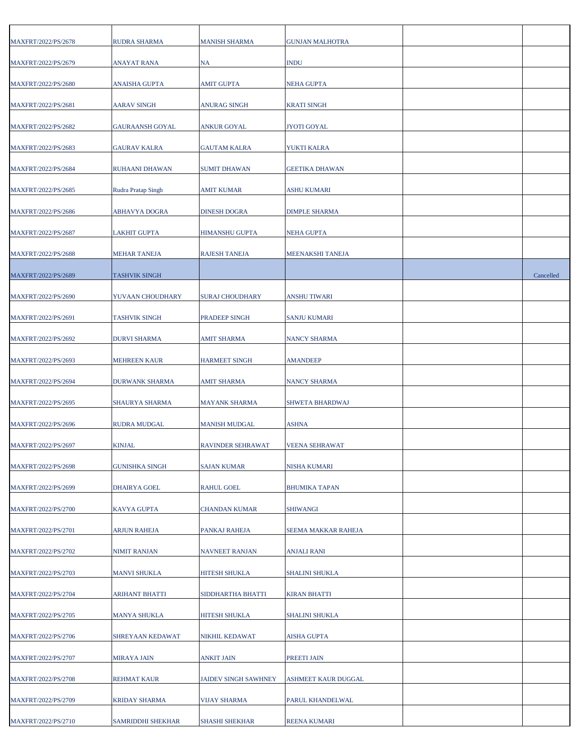| | | | | | |
|---|---|---|---|---|---|
| MAXFRT/2022/PS/2678 | RUDRA SHARMA | MANISH SHARMA | GUNJAN MALHOTRA | | |
| MAXFRT/2022/PS/2679 | ANAYAT RANA | NA | INDU | | |
| MAXFRT/2022/PS/2680 | ANAISHA GUPTA | AMIT GUPTA | NEHA GUPTA | | |
| MAXFRT/2022/PS/2681 | AARAV SINGH | ANURAG SINGH | KRATI SINGH | | |
| MAXFRT/2022/PS/2682 | GAURAANSH GOYAL | ANKUR GOYAL | JYOTI GOYAL | | |
| MAXFRT/2022/PS/2683 | GAURAV KALRA | GAUTAM KALRA | YUKTI KALRA | | |
| MAXFRT/2022/PS/2684 | RUHAANI DHAWAN | SUMIT DHAWAN | GEETIKA DHAWAN | | |
| MAXFRT/2022/PS/2685 | Rudra Pratap Singh | AMIT KUMAR | ASHU KUMARI | | |
| MAXFRT/2022/PS/2686 | ABHAVYA DOGRA | DINESH DOGRA | DIMPLE SHARMA | | |
| MAXFRT/2022/PS/2687 | LAKHIT GUPTA | HIMANSHU GUPTA | NEHA GUPTA | | |
| MAXFRT/2022/PS/2688 | MEHAR TANEJA | RAJESH TANEJA | MEENAKSHI TANEJA | | |
| MAXFRT/2022/PS/2689 | TASHVIK SINGH | | | | Cancelled |
| MAXFRT/2022/PS/2690 | YUVAAN CHOUDHARY | SURAJ CHOUDHARY | ANSHU TIWARI | | |
| MAXFRT/2022/PS/2691 | TASHVIK SINGH | PRADEEP SINGH | SANJU KUMARI | | |
| MAXFRT/2022/PS/2692 | DURVI SHARMA | AMIT SHARMA | NANCY SHARMA | | |
| MAXFRT/2022/PS/2693 | MEHREEN KAUR | HARMEET SINGH | AMANDEEP | | |
| MAXFRT/2022/PS/2694 | DURWANK SHARMA | AMIT SHARMA | NANCY SHARMA | | |
| MAXFRT/2022/PS/2695 | SHAURYA SHARMA | MAYANK SHARMA | SHWETA BHARDWAJ | | |
| MAXFRT/2022/PS/2696 | RUDRA MUDGAL | MANISH MUDGAL | ASHNA | | |
| MAXFRT/2022/PS/2697 | KINJAL | RAVINDER SEHRAWAT | VEENA SEHRAWAT | | |
| MAXFRT/2022/PS/2698 | GUNISHKA SINGH | SAJAN KUMAR | NISHA KUMARI | | |
| MAXFRT/2022/PS/2699 | DHAIRYA GOEL | RAHUL GOEL | BHUMIKA TAPAN | | |
| MAXFRT/2022/PS/2700 | KAVYA GUPTA | CHANDAN KUMAR | SHIWANGI | | |
| MAXFRT/2022/PS/2701 | ARJUN RAHEJA | PANKAJ RAHEJA | SEEMA MAKKAR RAHEJA | | |
| MAXFRT/2022/PS/2702 | NIMIT RANJAN | NAVNEET RANJAN | ANJALI RANI | | |
| MAXFRT/2022/PS/2703 | MANVI SHUKLA | HITESH SHUKLA | SHALINI SHUKLA | | |
| MAXFRT/2022/PS/2704 | ARIHANT BHATTI | SIDDHARTHA BHATTI | KIRAN BHATTI | | |
| MAXFRT/2022/PS/2705 | MANYA SHUKLA | HITESH SHUKLA | SHALINI SHUKLA | | |
| MAXFRT/2022/PS/2706 | SHREYAAN KEDAWAT | NIKHIL KEDAWAT | AISHA GUPTA | | |
| MAXFRT/2022/PS/2707 | MIRAYA JAIN | ANKIT JAIN | PREETI JAIN | | |
| MAXFRT/2022/PS/2708 | REHMAT KAUR | JAIDEV SINGH SAWHNEY | ASHMEET KAUR DUGGAL | | |
| MAXFRT/2022/PS/2709 | KRIDAY SHARMA | VIJAY SHARMA | PARUL KHANDELWAL | | |
| MAXFRT/2022/PS/2710 | SAMRIDDHI SHEKHAR | SHASHI SHEKHAR | REENA KUMARI | | |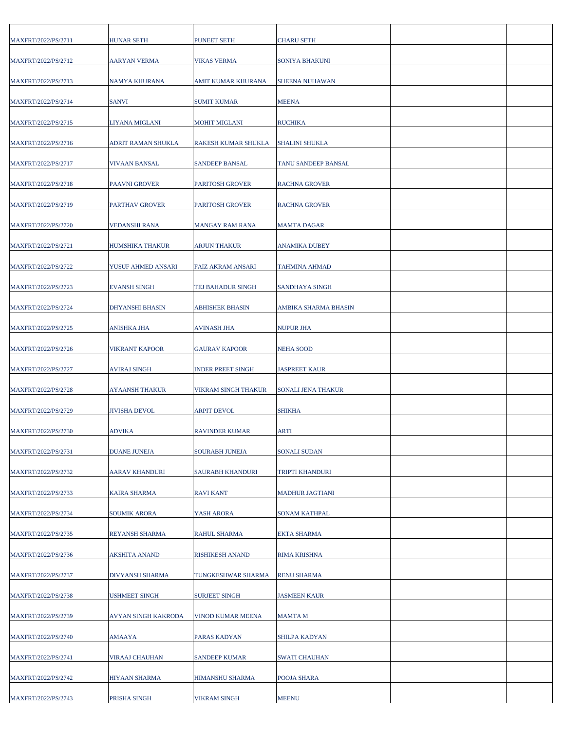| | | | | | |
|---|---|---|---|---|---|
| MAXFRT/2022/PS/2711 | HUNAR SETH | PUNEET SETH | CHARU SETH | | |
| MAXFRT/2022/PS/2712 | AARYAN VERMA | VIKAS VERMA | SONIYA BHAKUNI | | |
| MAXFRT/2022/PS/2713 | NAMYA KHURANA | AMIT KUMAR KHURANA | SHEENA NIJHAWAN | | |
| MAXFRT/2022/PS/2714 | SANVI | SUMIT KUMAR | MEENA | | |
| MAXFRT/2022/PS/2715 | LIYANA MIGLANI | MOHIT MIGLANI | RUCHIKA | | |
| MAXFRT/2022/PS/2716 | ADRIT RAMAN SHUKLA | RAKESH KUMAR SHUKLA | SHALINI SHUKLA | | |
| MAXFRT/2022/PS/2717 | VIVAAN BANSAL | SANDEEP BANSAL | TANU SANDEEP BANSAL | | |
| MAXFRT/2022/PS/2718 | PAAVNI GROVER | PARITOSH GROVER | RACHNA GROVER | | |
| MAXFRT/2022/PS/2719 | PARTHAV GROVER | PARITOSH GROVER | RACHNA GROVER | | |
| MAXFRT/2022/PS/2720 | VEDANSHI RANA | MANGAY RAM RANA | MAMTA DAGAR | | |
| MAXFRT/2022/PS/2721 | HUMSHIKA THAKUR | ARJUN THAKUR | ANAMIKA DUBEY | | |
| MAXFRT/2022/PS/2722 | YUSUF AHMED ANSARI | FAIZ AKRAM ANSARI | TAHMINA AHMAD | | |
| MAXFRT/2022/PS/2723 | EVANSH SINGH | TEJ BAHADUR SINGH | SANDHAYA SINGH | | |
| MAXFRT/2022/PS/2724 | DHYANSHI BHASIN | ABHISHEK BHASIN | AMBIKA SHARMA BHASIN | | |
| MAXFRT/2022/PS/2725 | ANISHKA JHA | AVINASH JHA | NUPUR JHA | | |
| MAXFRT/2022/PS/2726 | VIKRANT KAPOOR | GAURAV KAPOOR | NEHA SOOD | | |
| MAXFRT/2022/PS/2727 | AVIRAJ SINGH | INDER PREET SINGH | JASPREET KAUR | | |
| MAXFRT/2022/PS/2728 | AYAANSH THAKUR | VIKRAM SINGH THAKUR | SONALI JENA THAKUR | | |
| MAXFRT/2022/PS/2729 | JIVISHA DEVOL | ARPIT DEVOL | SHIKHA | | |
| MAXFRT/2022/PS/2730 | ADVIKA | RAVINDER KUMAR | ARTI | | |
| MAXFRT/2022/PS/2731 | DUANE JUNEJA | SOURABH JUNEJA | SONALI SUDAN | | |
| MAXFRT/2022/PS/2732 | AARAV KHANDURI | SAURABH KHANDURI | TRIPTI KHANDURI | | |
| MAXFRT/2022/PS/2733 | KAIRA SHARMA | RAVI KANT | MADHUR JAGTIANI | | |
| MAXFRT/2022/PS/2734 | SOUMIK ARORA | YASH ARORA | SONAM KATHPAL | | |
| MAXFRT/2022/PS/2735 | REYANSH SHARMA | RAHUL SHARMA | EKTA SHARMA | | |
| MAXFRT/2022/PS/2736 | AKSHITA ANAND | RISHIKESH ANAND | RIMA KRISHNA | | |
| MAXFRT/2022/PS/2737 | DIVYANSH SHARMA | TUNGKESHWAR SHARMA | RENU SHARMA | | |
| MAXFRT/2022/PS/2738 | USHMEET SINGH | SURJEET SINGH | JASMEEN KAUR | | |
| MAXFRT/2022/PS/2739 | AVYAN SINGH KAKRODA | VINOD KUMAR MEENA | MAMTA M | | |
| MAXFRT/2022/PS/2740 | AMAAYA | PARAS KADYAN | SHILPA KADYAN | | |
| MAXFRT/2022/PS/2741 | VIRAAJ CHAUHAN | SANDEEP KUMAR | SWATI CHAUHAN | | |
| MAXFRT/2022/PS/2742 | HIYAAN SHARMA | HIMANSHU SHARMA | POOJA SHARA | | |
| MAXFRT/2022/PS/2743 | PRISHA SINGH | VIKRAM SINGH | MEENU | | |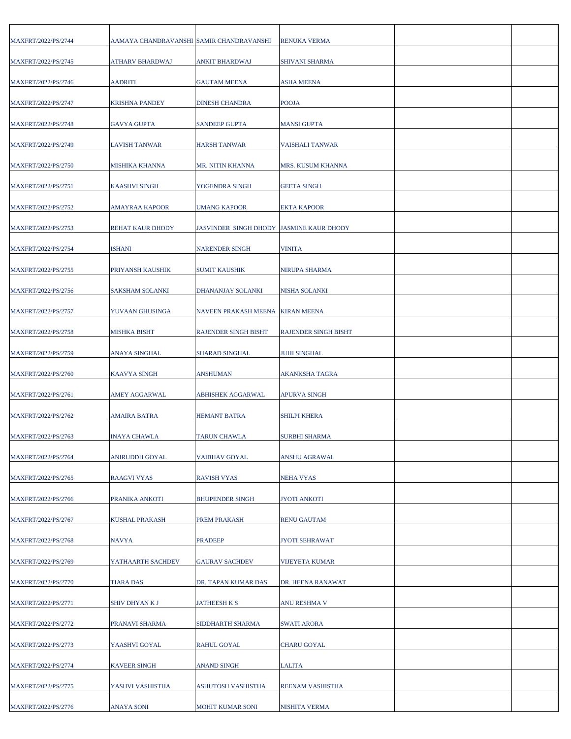| | | | | | |
|---|---|---|---|---|---|
| MAXFRT/2022/PS/2744 | AAMAYA CHANDRAVANSHI | SAMIR CHANDRAVANSHI | RENUKA VERMA | | |
| MAXFRT/2022/PS/2745 | ATHARV BHARDWAJ | ANKIT BHARDWAJ | SHIVANI SHARMA | | |
| MAXFRT/2022/PS/2746 | AADRITI | GAUTAM MEENA | ASHA MEENA | | |
| MAXFRT/2022/PS/2747 | KRISHNA PANDEY | DINESH CHANDRA | POOJA | | |
| MAXFRT/2022/PS/2748 | GAVYA GUPTA | SANDEEP GUPTA | MANSI GUPTA | | |
| MAXFRT/2022/PS/2749 | LAVISH TANWAR | HARSH TANWAR | VAISHALI TANWAR | | |
| MAXFRT/2022/PS/2750 | MISHIKA KHANNA | MR. NITIN KHANNA | MRS. KUSUM KHANNA | | |
| MAXFRT/2022/PS/2751 | KAASHVI SINGH | YOGENDRA SINGH | GEETA SINGH | | |
| MAXFRT/2022/PS/2752 | AMAYRAA KAPOOR | UMANG KAPOOR | EKTA KAPOOR | | |
| MAXFRT/2022/PS/2753 | REHAT KAUR DHODY | JASVINDER SINGH DHODY | JASMINE KAUR DHODY | | |
| MAXFRT/2022/PS/2754 | ISHANI | NARENDER SINGH | VINITA | | |
| MAXFRT/2022/PS/2755 | PRIYANSH KAUSHIK | SUMIT KAUSHIK | NIRUPA SHARMA | | |
| MAXFRT/2022/PS/2756 | SAKSHAM SOLANKI | DHANANJAY SOLANKI | NISHA SOLANKI | | |
| MAXFRT/2022/PS/2757 | YUVAAN GHUSINGA | NAVEEN PRAKASH MEENA | KIRAN MEENA | | |
| MAXFRT/2022/PS/2758 | MISHKA BISHT | RAJENDER SINGH BISHT | RAJENDER SINGH BISHT | | |
| MAXFRT/2022/PS/2759 | ANAYA SINGHAL | SHARAD SINGHAL | JUHI SINGHAL | | |
| MAXFRT/2022/PS/2760 | KAAVYA SINGH | ANSHUMAN | AKANKSHA TAGRA | | |
| MAXFRT/2022/PS/2761 | AMEY AGGARWAL | ABHISHEK AGGARWAL | APURVA SINGH | | |
| MAXFRT/2022/PS/2762 | AMAIRA BATRA | HEMANT BATRA | SHILPI KHERA | | |
| MAXFRT/2022/PS/2763 | INAYA CHAWLA | TARUN CHAWLA | SURBHI SHARMA | | |
| MAXFRT/2022/PS/2764 | ANIRUDDH GOYAL | VAIBHAV GOYAL | ANSHU AGRAWAL | | |
| MAXFRT/2022/PS/2765 | RAAGVI VYAS | RAVISH VYAS | NEHA VYAS | | |
| MAXFRT/2022/PS/2766 | PRANIKA ANKOTI | BHUPENDER SINGH | JYOTI ANKOTI | | |
| MAXFRT/2022/PS/2767 | KUSHAL PRAKASH | PREM PRAKASH | RENU GAUTAM | | |
| MAXFRT/2022/PS/2768 | NAVYA | PRADEEP | JYOTI SEHRAWAT | | |
| MAXFRT/2022/PS/2769 | YATHAARTH SACHDEV | GAURAV SACHDEV | VIJEYETA KUMAR | | |
| MAXFRT/2022/PS/2770 | TIARA DAS | DR. TAPAN KUMAR DAS | DR. HEENA RANAWAT | | |
| MAXFRT/2022/PS/2771 | SHIV DHYAN K J | JATHEESH K S | ANU RESHMA V | | |
| MAXFRT/2022/PS/2772 | PRANAVI SHARMA | SIDDHARTH SHARMA | SWATI ARORA | | |
| MAXFRT/2022/PS/2773 | YAASHVI GOYAL | RAHUL GOYAL | CHARU GOYAL | | |
| MAXFRT/2022/PS/2774 | KAVEER SINGH | ANAND SINGH | LALITA | | |
| MAXFRT/2022/PS/2775 | YASHVI VASHISTHA | ASHUTOSH VASHISTHA | REENAM VASHISTHA | | |
| MAXFRT/2022/PS/2776 | ANAYA SONI | MOHIT KUMAR SONI | NISHITA VERMA | | |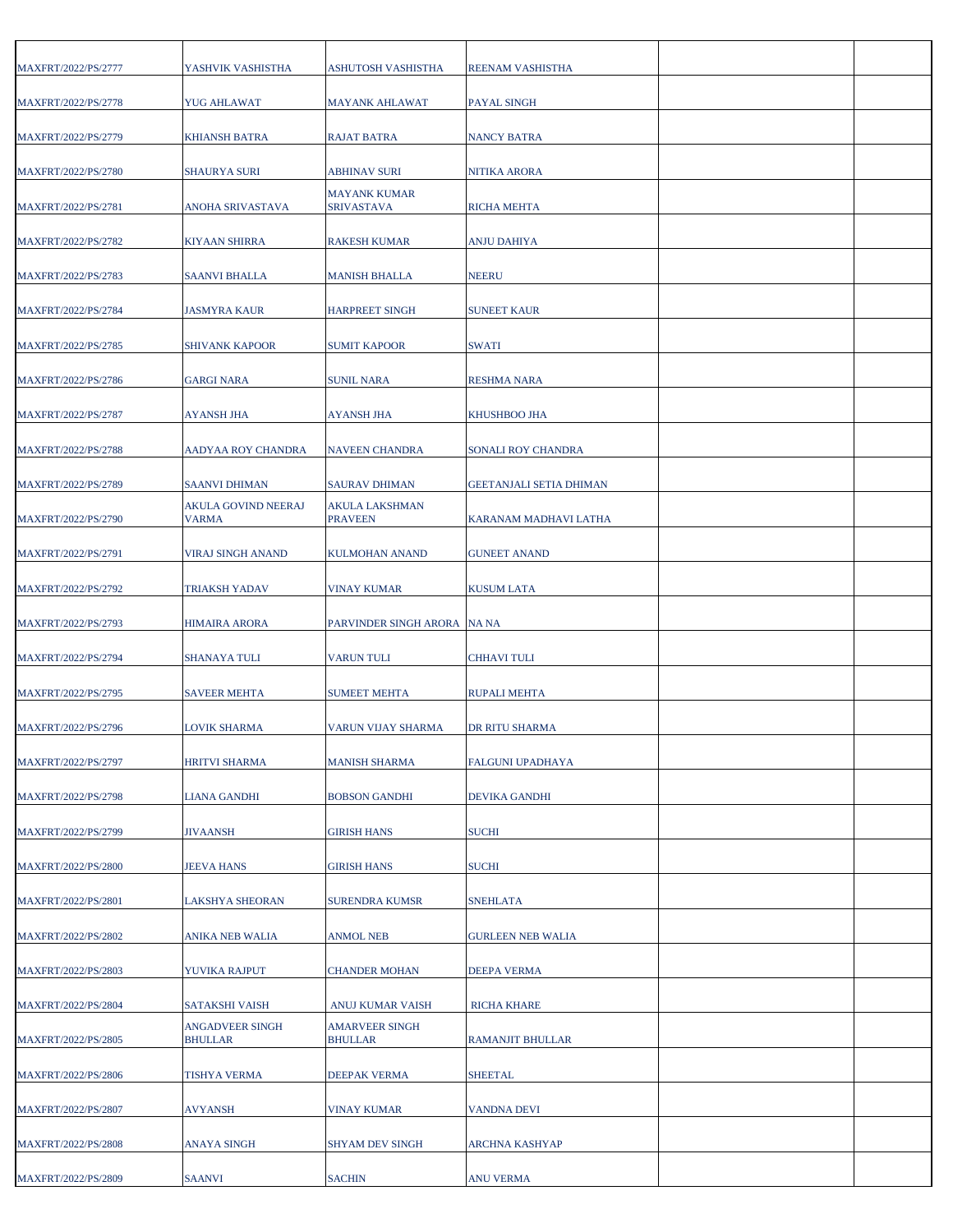| | | | | | |
|---|---|---|---|---|---|
| MAXFRT/2022/PS/2777 | YASHVIK VASHISTHA | ASHUTOSH VASHISTHA | REENAM VASHISTHA | | |
| MAXFRT/2022/PS/2778 | YUG AHLAWAT | MAYANK AHLAWAT | PAYAL SINGH | | |
| MAXFRT/2022/PS/2779 | KHIANSH BATRA | RAJAT BATRA | NANCY BATRA | | |
| MAXFRT/2022/PS/2780 | SHAURYA SURI | ABHINAV SURI | NITIKA ARORA | | |
| MAXFRT/2022/PS/2781 | ANOHA SRIVASTAVA | MAYANK KUMAR SRIVASTAVA | RICHA MEHTA | | |
| MAXFRT/2022/PS/2782 | KIYAAN SHIRRA | RAKESH KUMAR | ANJU DAHIYA | | |
| MAXFRT/2022/PS/2783 | SAANVI BHALLA | MANISH BHALLA | NEERU | | |
| MAXFRT/2022/PS/2784 | JASMYRA KAUR | HARPREET SINGH | SUNEET KAUR | | |
| MAXFRT/2022/PS/2785 | SHIVANK KAPOOR | SUMIT KAPOOR | SWATI | | |
| MAXFRT/2022/PS/2786 | GARGI NARA | SUNIL NARA | RESHMA NARA | | |
| MAXFRT/2022/PS/2787 | AYANSH JHA | AYANSH JHA | KHUSHBOO JHA | | |
| MAXFRT/2022/PS/2788 | AADYAA ROY CHANDRA | NAVEEN CHANDRA | SONALI ROY CHANDRA | | |
| MAXFRT/2022/PS/2789 | SAANVI DHIMAN | SAURAV DHIMAN | GEETANJALI SETIA DHIMAN | | |
| MAXFRT/2022/PS/2790 | AKULA GOVIND NEERAJ VARMA | AKULA LAKSHMAN PRAVEEN | KARANAM MADHAVI LATHA | | |
| MAXFRT/2022/PS/2791 | VIRAJ SINGH ANAND | KULMOHAN ANAND | GUNEET ANAND | | |
| MAXFRT/2022/PS/2792 | TRIAKSH YADAV | VINAY KUMAR | KUSUM LATA | | |
| MAXFRT/2022/PS/2793 | HIMAIRA ARORA | PARVINDER SINGH ARORA | NA NA | | |
| MAXFRT/2022/PS/2794 | SHANAYA TULI | VARUN TULI | CHHAVI TULI | | |
| MAXFRT/2022/PS/2795 | SAVEER MEHTA | SUMEET MEHTA | RUPALI MEHTA | | |
| MAXFRT/2022/PS/2796 | LOVIK SHARMA | VARUN VIJAY SHARMA | DR RITU SHARMA | | |
| MAXFRT/2022/PS/2797 | HRITVI SHARMA | MANISH SHARMA | FALGUNI UPADHAYA | | |
| MAXFRT/2022/PS/2798 | LIANA GANDHI | BOBSON GANDHI | DEVIKA GANDHI | | |
| MAXFRT/2022/PS/2799 | JIVAANSH | GIRISH HANS | SUCHI | | |
| MAXFRT/2022/PS/2800 | JEEVA HANS | GIRISH HANS | SUCHI | | |
| MAXFRT/2022/PS/2801 | LAKSHYA SHEORAN | SURENDRA KUMSR | SNEHLATA | | |
| MAXFRT/2022/PS/2802 | ANIKA NEB WALIA | ANMOL NEB | GURLEEN NEB WALIA | | |
| MAXFRT/2022/PS/2803 | YUVIKA RAJPUT | CHANDER MOHAN | DEEPA VERMA | | |
| MAXFRT/2022/PS/2804 | SATAKSHI VAISH | ANUJ KUMAR VAISH | RICHA KHARE | | |
| MAXFRT/2022/PS/2805 | ANGADVEER SINGH BHULLAR | AMARVEER SINGH BHULLAR | RAMANJIT BHULLAR | | |
| MAXFRT/2022/PS/2806 | TISHYA VERMA | DEEPAK VERMA | SHEETAL | | |
| MAXFRT/2022/PS/2807 | AVYANSH | VINAY KUMAR | VANDNA DEVI | | |
| MAXFRT/2022/PS/2808 | ANAYA SINGH | SHYAM DEV SINGH | ARCHNA KASHYAP | | |
| MAXFRT/2022/PS/2809 | SAANVI | SACHIN | ANU VERMA | | |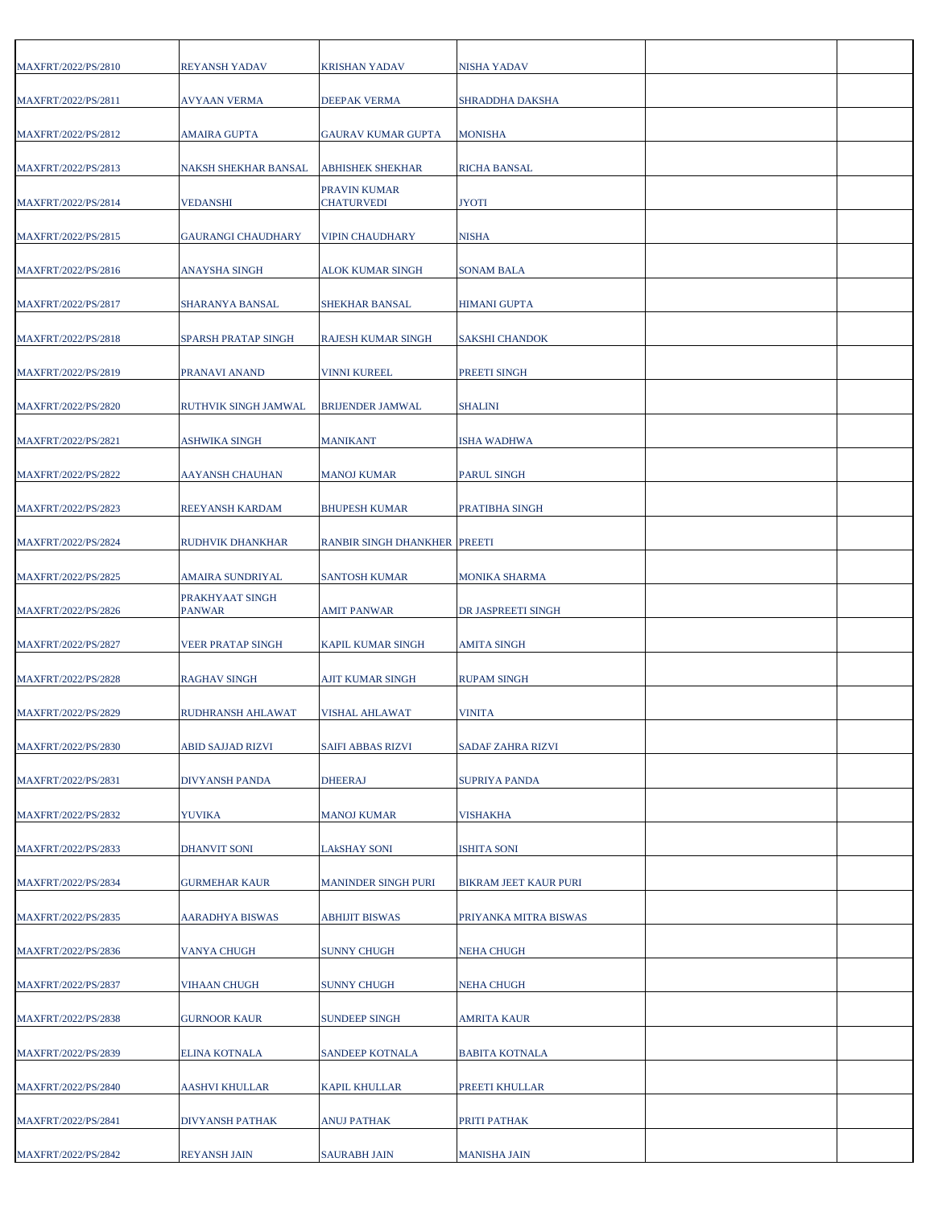| | | | | | |
|---|---|---|---|---|---|
| MAXFRT/2022/PS/2810 | REYANSH YADAV | KRISHAN YADAV | NISHA YADAV | | |
| MAXFRT/2022/PS/2811 | AVYAAN VERMA | DEEPAK VERMA | SHRADDHA DAKSHA | | |
| MAXFRT/2022/PS/2812 | AMAIRA GUPTA | GAURAV KUMAR GUPTA | MONISHA | | |
| MAXFRT/2022/PS/2813 | NAKSH SHEKHAR BANSAL | ABHISHEK SHEKHAR | RICHA BANSAL | | |
| MAXFRT/2022/PS/2814 | VEDANSHI | PRAVIN KUMAR CHATURVEDI | JYOTI | | |
| MAXFRT/2022/PS/2815 | GAURANGI CHAUDHARY | VIPIN CHAUDHARY | NISHA | | |
| MAXFRT/2022/PS/2816 | ANAYSHA SINGH | ALOK KUMAR SINGH | SONAM BALA | | |
| MAXFRT/2022/PS/2817 | SHARANYA BANSAL | SHEKHAR BANSAL | HIMANI GUPTA | | |
| MAXFRT/2022/PS/2818 | SPARSH PRATAP SINGH | RAJESH KUMAR SINGH | SAKSHI CHANDOK | | |
| MAXFRT/2022/PS/2819 | PRANAVI ANAND | VINNI KUREEL | PREETI SINGH | | |
| MAXFRT/2022/PS/2820 | RUTHVIK SINGH JAMWAL | BRIJENDER JAMWAL | SHALINI | | |
| MAXFRT/2022/PS/2821 | ASHWIKA SINGH | MANIKANT | ISHA WADHWA | | |
| MAXFRT/2022/PS/2822 | AAYANSH CHAUHAN | MANOJ KUMAR | PARUL SINGH | | |
| MAXFRT/2022/PS/2823 | REEYANSH KARDAM | BHUPESH KUMAR | PRATIBHA SINGH | | |
| MAXFRT/2022/PS/2824 | RUDHVIK DHANKHAR | RANBIR SINGH DHANKHER | PREETI | | |
| MAXFRT/2022/PS/2825 | AMAIRA SUNDRIYAL | SANTOSH KUMAR | MONIKA SHARMA | | |
| MAXFRT/2022/PS/2826 | PRAKHYAAT SINGH PANWAR | AMIT PANWAR | DR JASPREETI SINGH | | |
| MAXFRT/2022/PS/2827 | VEER PRATAP SINGH | KAPIL KUMAR SINGH | AMITA SINGH | | |
| MAXFRT/2022/PS/2828 | RAGHAV SINGH | AJIT KUMAR SINGH | RUPAM SINGH | | |
| MAXFRT/2022/PS/2829 | RUDHRANSH AHLAWAT | VISHAL AHLAWAT | VINITA | | |
| MAXFRT/2022/PS/2830 | ABID SAJJAD RIZVI | SAIFI ABBAS RIZVI | SADAF ZAHRA RIZVI | | |
| MAXFRT/2022/PS/2831 | DIVYANSH PANDA | DHEERAJ | SUPRIYA PANDA | | |
| MAXFRT/2022/PS/2832 | YUVIKA | MANOJ KUMAR | VISHAKHA | | |
| MAXFRT/2022/PS/2833 | DHANVIT SONI | LAkSHAY SONI | ISHITA SONI | | |
| MAXFRT/2022/PS/2834 | GURMEHAR KAUR | MANINDER SINGH PURI | BIKRAM JEET KAUR PURI | | |
| MAXFRT/2022/PS/2835 | AARADHYA BISWAS | ABHIJIT BISWAS | PRIYANKA MITRA BISWAS | | |
| MAXFRT/2022/PS/2836 | VANYA CHUGH | SUNNY CHUGH | NEHA CHUGH | | |
| MAXFRT/2022/PS/2837 | VIHAAN CHUGH | SUNNY CHUGH | NEHA CHUGH | | |
| MAXFRT/2022/PS/2838 | GURNOOR KAUR | SUNDEEP SINGH | AMRITA KAUR | | |
| MAXFRT/2022/PS/2839 | ELINA KOTNALA | SANDEEP KOTNALA | BABITA KOTNALA | | |
| MAXFRT/2022/PS/2840 | AASHVI KHULLAR | KAPIL KHULLAR | PREETI KHULLAR | | |
| MAXFRT/2022/PS/2841 | DIVYANSH PATHAK | ANUJ PATHAK | PRITI PATHAK | | |
| MAXFRT/2022/PS/2842 | REYANSH JAIN | SAURABH JAIN | MANISHA JAIN | | |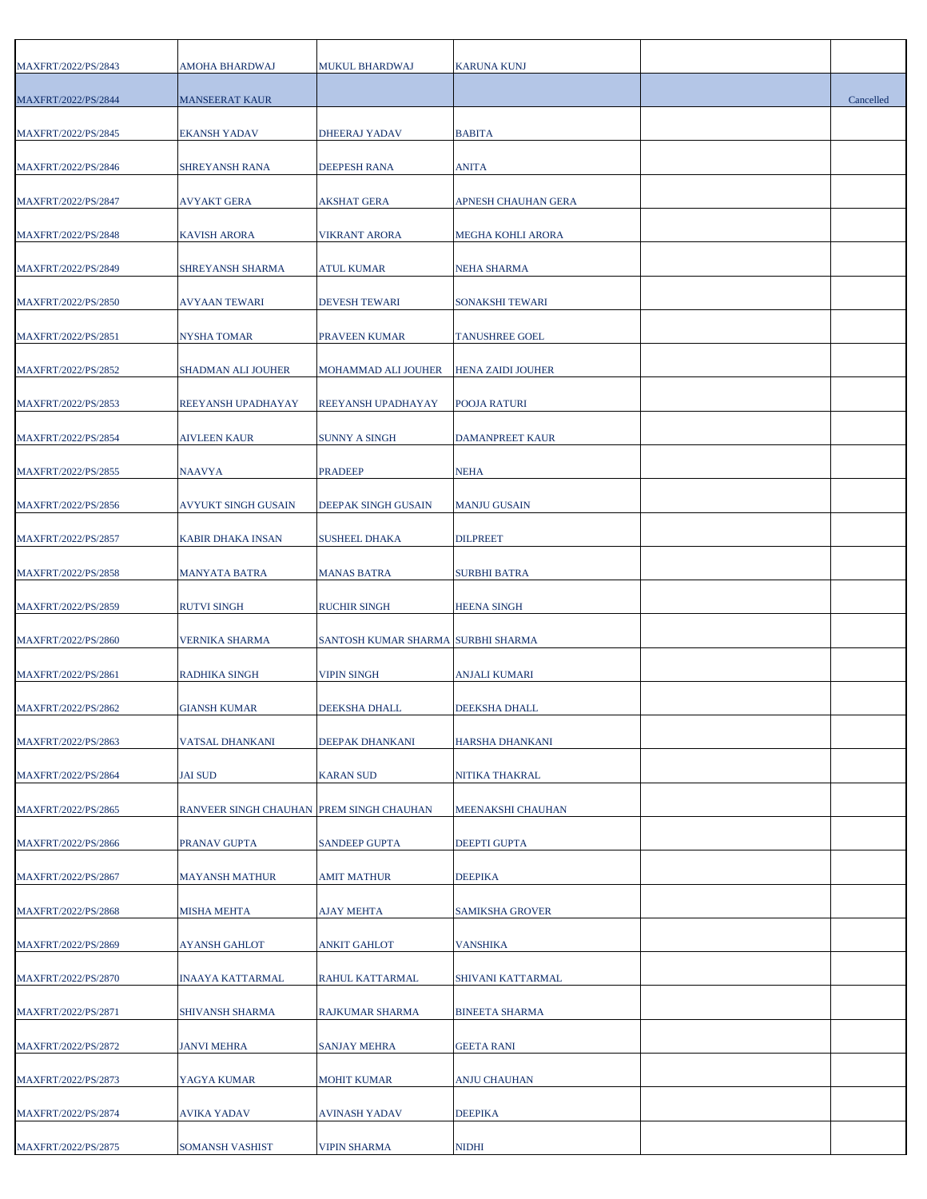| | | | | | |
|---|---|---|---|---|---|
| MAXFRT/2022/PS/2843 | AMOHA BHARDWAJ | MUKUL BHARDWAJ | KARUNA KUNJ | | |
| MAXFRT/2022/PS/2844 | MANSEERAT KAUR | | | | Cancelled |
| MAXFRT/2022/PS/2845 | EKANSH YADAV | DHEERAJ YADAV | BABITA | | |
| MAXFRT/2022/PS/2846 | SHREYANSH RANA | DEEPESH RANA | ANITA | | |
| MAXFRT/2022/PS/2847 | AVYAKT GERA | AKSHAT GERA | APNESH CHAUHAN GERA | | |
| MAXFRT/2022/PS/2848 | KAVISH ARORA | VIKRANT ARORA | MEGHA KOHLI ARORA | | |
| MAXFRT/2022/PS/2849 | SHREYANSH SHARMA | ATUL KUMAR | NEHA SHARMA | | |
| MAXFRT/2022/PS/2850 | AVYAAN TEWARI | DEVESH TEWARI | SONAKSHI TEWARI | | |
| MAXFRT/2022/PS/2851 | NYSHA TOMAR | PRAVEEN KUMAR | TANUSHREE GOEL | | |
| MAXFRT/2022/PS/2852 | SHADMAN ALI JOUHER | MOHAMMAD ALI JOUHER | HENA ZAIDI JOUHER | | |
| MAXFRT/2022/PS/2853 | REEYANSH UPADHAYAY | REEYANSH UPADHAYAY | POOJA RATURI | | |
| MAXFRT/2022/PS/2854 | AIVLEEN KAUR | SUNNY A SINGH | DAMANPREET KAUR | | |
| MAXFRT/2022/PS/2855 | NAAVYA | PRADEEP | NEHA | | |
| MAXFRT/2022/PS/2856 | AVYUKT SINGH GUSAIN | DEEPAK SINGH GUSAIN | MANJU GUSAIN | | |
| MAXFRT/2022/PS/2857 | KABIR DHAKA INSAN | SUSHEEL DHAKA | DILPREET | | |
| MAXFRT/2022/PS/2858 | MANYATA BATRA | MANAS BATRA | SURBHI BATRA | | |
| MAXFRT/2022/PS/2859 | RUTVI SINGH | RUCHIR SINGH | HEENA SINGH | | |
| MAXFRT/2022/PS/2860 | VERNIKA SHARMA | SANTOSH KUMAR SHARMA | SURBHI SHARMA | | |
| MAXFRT/2022/PS/2861 | RADHIKA SINGH | VIPIN SINGH | ANJALI KUMARI | | |
| MAXFRT/2022/PS/2862 | GIANSH KUMAR | DEEKSHA DHALL | DEEKSHA DHALL | | |
| MAXFRT/2022/PS/2863 | VATSAL DHANKANI | DEEPAK DHANKANI | HARSHA DHANKANI | | |
| MAXFRT/2022/PS/2864 | JAI SUD | KARAN SUD | NITIKA THAKRAL | | |
| MAXFRT/2022/PS/2865 | RANVEER SINGH CHAUHAN | PREM SINGH CHAUHAN | MEENAKSHI CHAUHAN | | |
| MAXFRT/2022/PS/2866 | PRANAV GUPTA | SANDEEP GUPTA | DEEPTI GUPTA | | |
| MAXFRT/2022/PS/2867 | MAYANSH MATHUR | AMIT MATHUR | DEEPIKA | | |
| MAXFRT/2022/PS/2868 | MISHA MEHTA | AJAY MEHTA | SAMIKSHA GROVER | | |
| MAXFRT/2022/PS/2869 | AYANSH GAHLOT | ANKIT GAHLOT | VANSHIKA | | |
| MAXFRT/2022/PS/2870 | INAAYA KATTARMAL | RAHUL KATTARMAL | SHIVANI KATTARMAL | | |
| MAXFRT/2022/PS/2871 | SHIVANSH SHARMA | RAJKUMAR SHARMA | BINEETA SHARMA | | |
| MAXFRT/2022/PS/2872 | JANVI MEHRA | SANJAY MEHRA | GEETA RANI | | |
| MAXFRT/2022/PS/2873 | YAGYA KUMAR | MOHIT KUMAR | ANJU CHAUHAN | | |
| MAXFRT/2022/PS/2874 | AVIKA YADAV | AVINASH YADAV | DEEPIKA | | |
| MAXFRT/2022/PS/2875 | SOMANSH VASHIST | VIPIN SHARMA | NIDHI | | |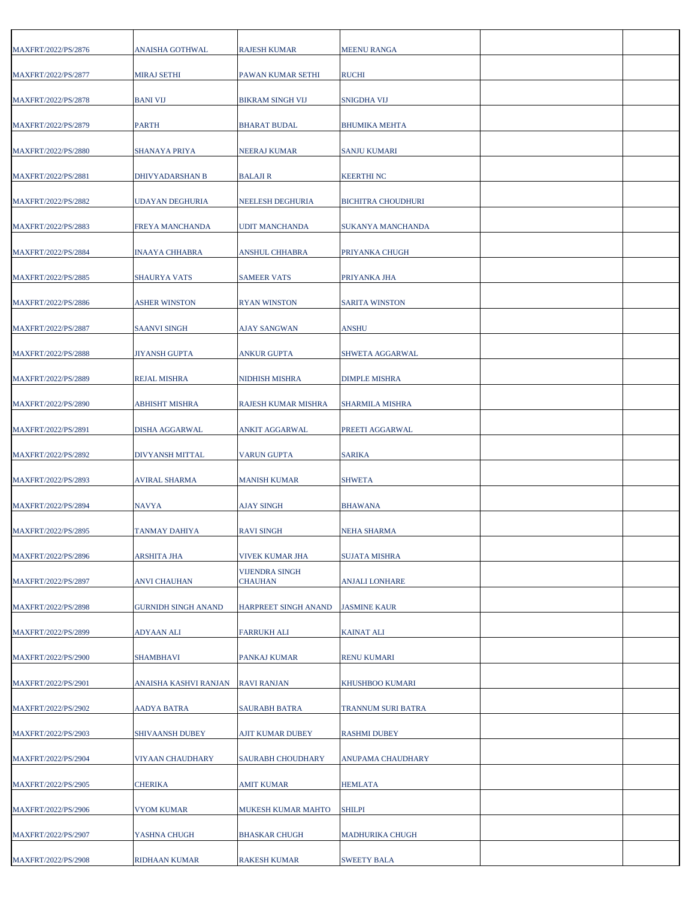| | | | | | |
|---|---|---|---|---|---|
| MAXFRT/2022/PS/2876 | ANAISHA GOTHWAL | RAJESH KUMAR | MEENU RANGA | | |
| MAXFRT/2022/PS/2877 | MIRAJ SETHI | PAWAN KUMAR SETHI | RUCHI | | |
| MAXFRT/2022/PS/2878 | BANI VIJ | BIKRAM SINGH VIJ | SNIGDHA VIJ | | |
| MAXFRT/2022/PS/2879 | PARTH | BHARAT BUDAL | BHUMIKA MEHTA | | |
| MAXFRT/2022/PS/2880 | SHANAYA PRIYA | NEERAJ KUMAR | SANJU KUMARI | | |
| MAXFRT/2022/PS/2881 | DHIVYADARSHAN B | BALAJI R | KEERTHI NC | | |
| MAXFRT/2022/PS/2882 | UDAYAN DEGHURIA | NEELESH DEGHURIA | BICHITRA CHOUDHURI | | |
| MAXFRT/2022/PS/2883 | FREYA MANCHANDA | UDIT MANCHANDA | SUKANYA MANCHANDA | | |
| MAXFRT/2022/PS/2884 | INAAYA CHHABRA | ANSHUL CHHABRA | PRIYANKA CHUGH | | |
| MAXFRT/2022/PS/2885 | SHAURYA VATS | SAMEER VATS | PRIYANKA JHA | | |
| MAXFRT/2022/PS/2886 | ASHER WINSTON | RYAN WINSTON | SARITA WINSTON | | |
| MAXFRT/2022/PS/2887 | SAANVI SINGH | AJAY SANGWAN | ANSHU | | |
| MAXFRT/2022/PS/2888 | JIYANSH GUPTA | ANKUR GUPTA | SHWETA AGGARWAL | | |
| MAXFRT/2022/PS/2889 | REJAL MISHRA | NIDHISH MISHRA | DIMPLE MISHRA | | |
| MAXFRT/2022/PS/2890 | ABHISHT MISHRA | RAJESH KUMAR MISHRA | SHARMILA MISHRA | | |
| MAXFRT/2022/PS/2891 | DISHA AGGARWAL | ANKIT AGGARWAL | PREETI AGGARWAL | | |
| MAXFRT/2022/PS/2892 | DIVYANSH MITTAL | VARUN GUPTA | SARIKA | | |
| MAXFRT/2022/PS/2893 | AVIRAL SHARMA | MANISH KUMAR | SHWETA | | |
| MAXFRT/2022/PS/2894 | NAVYA | AJAY SINGH | BHAWANA | | |
| MAXFRT/2022/PS/2895 | TANMAY DAHIYA | RAVI SINGH | NEHA SHARMA | | |
| MAXFRT/2022/PS/2896 | ARSHITA JHA | VIVEK KUMAR JHA | SUJATA MISHRA | | |
| MAXFRT/2022/PS/2897 | ANVI CHAUHAN | VIJENDRA SINGH CHAUHAN | ANJALI LONHARE | | |
| MAXFRT/2022/PS/2898 | GURNIDH SINGH ANAND | HARPREET SINGH ANAND | JASMINE KAUR | | |
| MAXFRT/2022/PS/2899 | ADYAAN ALI | FARRUKH ALI | KAINAT ALI | | |
| MAXFRT/2022/PS/2900 | SHAMBHAVI | PANKAJ KUMAR | RENU KUMARI | | |
| MAXFRT/2022/PS/2901 | ANAISHA KASHVI RANJAN | RAVI RANJAN | KHUSHBOO KUMARI | | |
| MAXFRT/2022/PS/2902 | AADYA BATRA | SAURABH BATRA | TRANNUM SURI BATRA | | |
| MAXFRT/2022/PS/2903 | SHIVAANSH DUBEY | AJIT KUMAR DUBEY | RASHMI DUBEY | | |
| MAXFRT/2022/PS/2904 | VIYAAN CHAUDHARY | SAURABH CHOUDHARY | ANUPAMA CHAUDHARY | | |
| MAXFRT/2022/PS/2905 | CHERIKA | AMIT KUMAR | HEMLATA | | |
| MAXFRT/2022/PS/2906 | VYOM KUMAR | MUKESH KUMAR MAHTO | SHILPI | | |
| MAXFRT/2022/PS/2907 | YASHNA CHUGH | BHASKAR CHUGH | MADHURIKA CHUGH | | |
| MAXFRT/2022/PS/2908 | RIDHAAN KUMAR | RAKESH KUMAR | SWEETY BALA | | |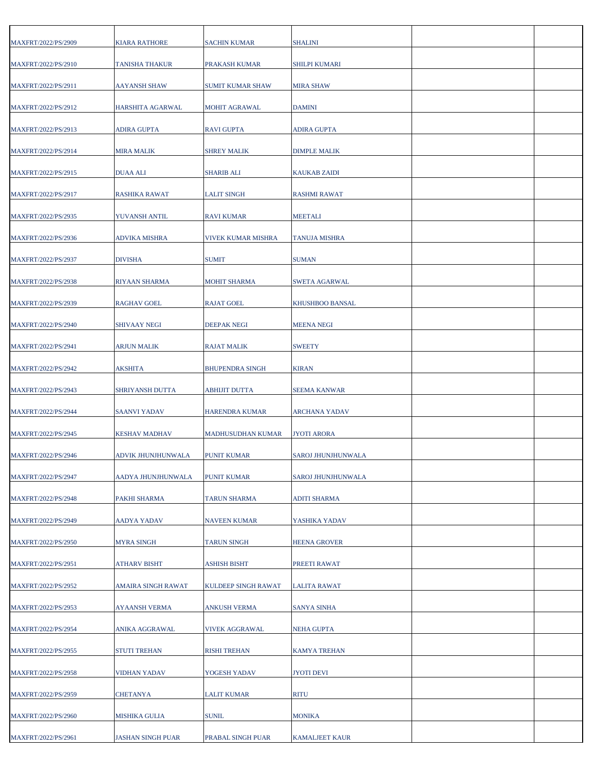| | | | | | |
|---|---|---|---|---|---|
| MAXFRT/2022/PS/2909 | KIARA RATHORE | SACHIN KUMAR | SHALINI | | |
| MAXFRT/2022/PS/2910 | TANISHA THAKUR | PRAKASH KUMAR | SHILPI KUMARI | | |
| MAXFRT/2022/PS/2911 | AAYANSH SHAW | SUMIT KUMAR SHAW | MIRA SHAW | | |
| MAXFRT/2022/PS/2912 | HARSHITA AGARWAL | MOHIT AGRAWAL | DAMINI | | |
| MAXFRT/2022/PS/2913 | ADIRA GUPTA | RAVI GUPTA | ADIRA GUPTA | | |
| MAXFRT/2022/PS/2914 | MIRA MALIK | SHREY MALIK | DIMPLE MALIK | | |
| MAXFRT/2022/PS/2915 | DUAA ALI | SHARIB ALI | KAUKAB ZAIDI | | |
| MAXFRT/2022/PS/2917 | RASHIKA RAWAT | LALIT SINGH | RASHMI RAWAT | | |
| MAXFRT/2022/PS/2935 | YUVANSH ANTIL | RAVI KUMAR | MEETALI | | |
| MAXFRT/2022/PS/2936 | ADVIKA MISHRA | VIVEK KUMAR MISHRA | TANUJA MISHRA | | |
| MAXFRT/2022/PS/2937 | DIVISHA | SUMIT | SUMAN | | |
| MAXFRT/2022/PS/2938 | RIYAAN SHARMA | MOHIT SHARMA | SWETA AGARWAL | | |
| MAXFRT/2022/PS/2939 | RAGHAV GOEL | RAJAT GOEL | KHUSHBOO BANSAL | | |
| MAXFRT/2022/PS/2940 | SHIVAAY NEGI | DEEPAK NEGI | MEENA NEGI | | |
| MAXFRT/2022/PS/2941 | ARJUN MALIK | RAJAT MALIK | SWEETY | | |
| MAXFRT/2022/PS/2942 | AKSHITA | BHUPENDRA SINGH | KIRAN | | |
| MAXFRT/2022/PS/2943 | SHRIYANSH DUTTA | ABHIJIT DUTTA | SEEMA KANWAR | | |
| MAXFRT/2022/PS/2944 | SAANVI YADAV | HARENDRA KUMAR | ARCHANA YADAV | | |
| MAXFRT/2022/PS/2945 | KESHAV MADHAV | MADHUSUDHAN KUMAR | JYOTI ARORA | | |
| MAXFRT/2022/PS/2946 | ADVIK JHUNJHUNWALA | PUNIT KUMAR | SAROJ JHUNJHUNWALA | | |
| MAXFRT/2022/PS/2947 | AADYA JHUNJHUNWALA | PUNIT KUMAR | SAROJ JHUNJHUNWALA | | |
| MAXFRT/2022/PS/2948 | PAKHI SHARMA | TARUN SHARMA | ADITI SHARMA | | |
| MAXFRT/2022/PS/2949 | AADYA YADAV | NAVEEN KUMAR | YASHIKA YADAV | | |
| MAXFRT/2022/PS/2950 | MYRA SINGH | TARUN SINGH | HEENA GROVER | | |
| MAXFRT/2022/PS/2951 | ATHARV BISHT | ASHISH BISHT | PREETI RAWAT | | |
| MAXFRT/2022/PS/2952 | AMAIRA SINGH RAWAT | KULDEEP SINGH RAWAT | LALITA RAWAT | | |
| MAXFRT/2022/PS/2953 | AYAANSH VERMA | ANKUSH VERMA | SANYA SINHA | | |
| MAXFRT/2022/PS/2954 | ANIKA AGGRAWAL | VIVEK AGGRAWAL | NEHA GUPTA | | |
| MAXFRT/2022/PS/2955 | STUTI TREHAN | RISHI TREHAN | KAMYA TREHAN | | |
| MAXFRT/2022/PS/2958 | VIDHAN YADAV | YOGESH YADAV | JYOTI DEVI | | |
| MAXFRT/2022/PS/2959 | CHETANYA | LALIT KUMAR | RITU | | |
| MAXFRT/2022/PS/2960 | MISHIKA GULIA | SUNIL | MONIKA | | |
| MAXFRT/2022/PS/2961 | JASHAN SINGH PUAR | PRABAL SINGH PUAR | KAMALJEET KAUR | | |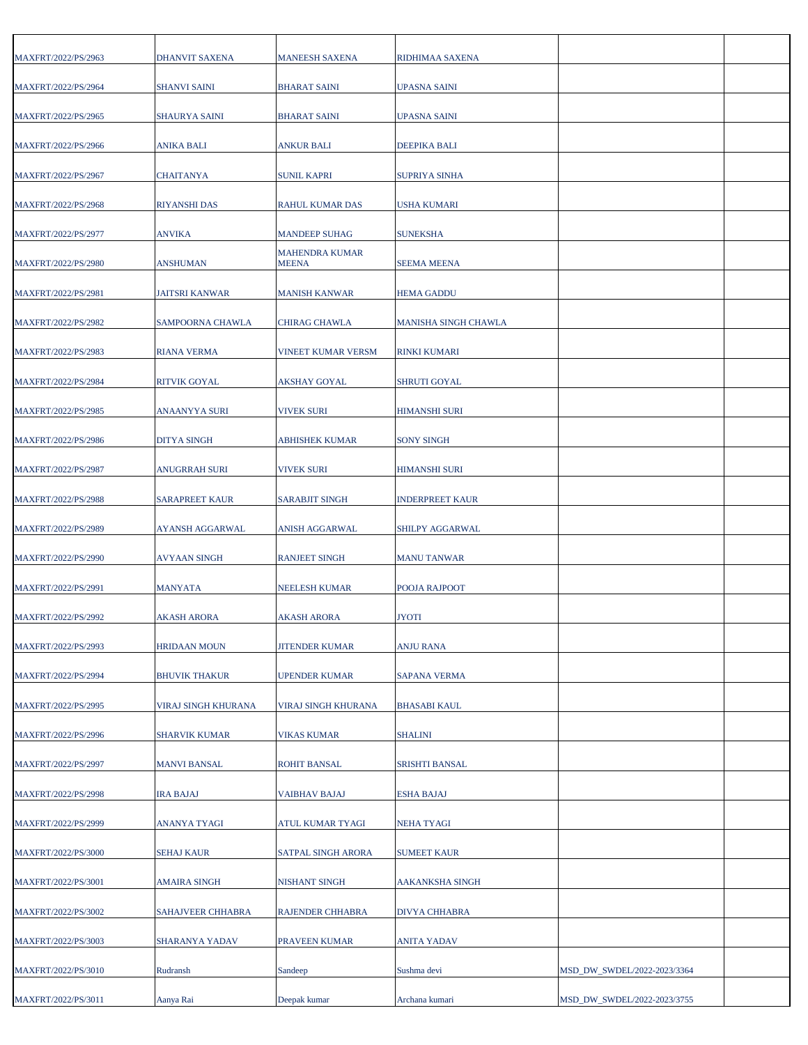| | | | | | |
|---|---|---|---|---|---|
| MAXFRT/2022/PS/2963 | DHANVIT SAXENA | MANEESH SAXENA | RIDHIMAA SAXENA | | |
| MAXFRT/2022/PS/2964 | SHANVI SAINI | BHARAT SAINI | UPASNA SAINI | | |
| MAXFRT/2022/PS/2965 | SHAURYA SAINI | BHARAT SAINI | UPASNA SAINI | | |
| MAXFRT/2022/PS/2966 | ANIKA BALI | ANKUR BALI | DEEPIKA BALI | | |
| MAXFRT/2022/PS/2967 | CHAITANYA | SUNIL KAPRI | SUPRIYA SINHA | | |
| MAXFRT/2022/PS/2968 | RIYANSHI DAS | RAHUL KUMAR DAS | USHA KUMARI | | |
| MAXFRT/2022/PS/2977 | ANVIKA | MANDEEP SUHAG | SUNEKSHA | | |
| MAXFRT/2022/PS/2980 | ANSHUMAN | MAHENDRA KUMAR MEENA | SEEMA MEENA | | |
| MAXFRT/2022/PS/2981 | JAITSRI KANWAR | MANISH KANWAR | HEMA GADDU | | |
| MAXFRT/2022/PS/2982 | SAMPOORNA CHAWLA | CHIRAG CHAWLA | MANISHA SINGH CHAWLA | | |
| MAXFRT/2022/PS/2983 | RIANA VERMA | VINEET KUMAR VERSM | RINKI KUMARI | | |
| MAXFRT/2022/PS/2984 | RITVIK GOYAL | AKSHAY GOYAL | SHRUTI GOYAL | | |
| MAXFRT/2022/PS/2985 | ANAANYYA SURI | VIVEK SURI | HIMANSHI SURI | | |
| MAXFRT/2022/PS/2986 | DITYA SINGH | ABHISHEK KUMAR | SONY SINGH | | |
| MAXFRT/2022/PS/2987 | ANUGRRAH SURI | VIVEK SURI | HIMANSHI SURI | | |
| MAXFRT/2022/PS/2988 | SARAPREET KAUR | SARABJIT SINGH | INDERPREET KAUR | | |
| MAXFRT/2022/PS/2989 | AYANSH AGGARWAL | ANISH AGGARWAL | SHILPY AGGARWAL | | |
| MAXFRT/2022/PS/2990 | AVYAAN SINGH | RANJEET SINGH | MANU TANWAR | | |
| MAXFRT/2022/PS/2991 | MANYATA | NEELESH KUMAR | POOJA RAJPOOT | | |
| MAXFRT/2022/PS/2992 | AKASH ARORA | AKASH ARORA | JYOTI | | |
| MAXFRT/2022/PS/2993 | HRIDAAN MOUN | JITENDER KUMAR | ANJU RANA | | |
| MAXFRT/2022/PS/2994 | BHUVIK THAKUR | UPENDER KUMAR | SAPANA VERMA | | |
| MAXFRT/2022/PS/2995 | VIRAJ SINGH KHURANA | VIRAJ SINGH KHURANA | BHASABI KAUL | | |
| MAXFRT/2022/PS/2996 | SHARVIK KUMAR | VIKAS KUMAR | SHALINI | | |
| MAXFRT/2022/PS/2997 | MANVI BANSAL | ROHIT BANSAL | SRISHTI BANSAL | | |
| MAXFRT/2022/PS/2998 | IRA BAJAJ | VAIBHAV BAJAJ | ESHA BAJAJ | | |
| MAXFRT/2022/PS/2999 | ANANYA TYAGI | ATUL KUMAR TYAGI | NEHA TYAGI | | |
| MAXFRT/2022/PS/3000 | SEHAJ KAUR | SATPAL SINGH ARORA | SUMEET KAUR | | |
| MAXFRT/2022/PS/3001 | AMAIRA SINGH | NISHANT SINGH | AAKANKSHA SINGH | | |
| MAXFRT/2022/PS/3002 | SAHAJVEER CHHABRA | RAJENDER CHHABRA | DIVYA CHHABRA | | |
| MAXFRT/2022/PS/3003 | SHARANYA YADAV | PRAVEEN KUMAR | ANITA YADAV | | |
| MAXFRT/2022/PS/3010 | Rudransh | Sandeep | Sushma devi | MSD_DW_SWDEL/2022-2023/3364 | |
| MAXFRT/2022/PS/3011 | Aanya Rai | Deepak kumar | Archana kumari | MSD_DW_SWDEL/2022-2023/3755 | |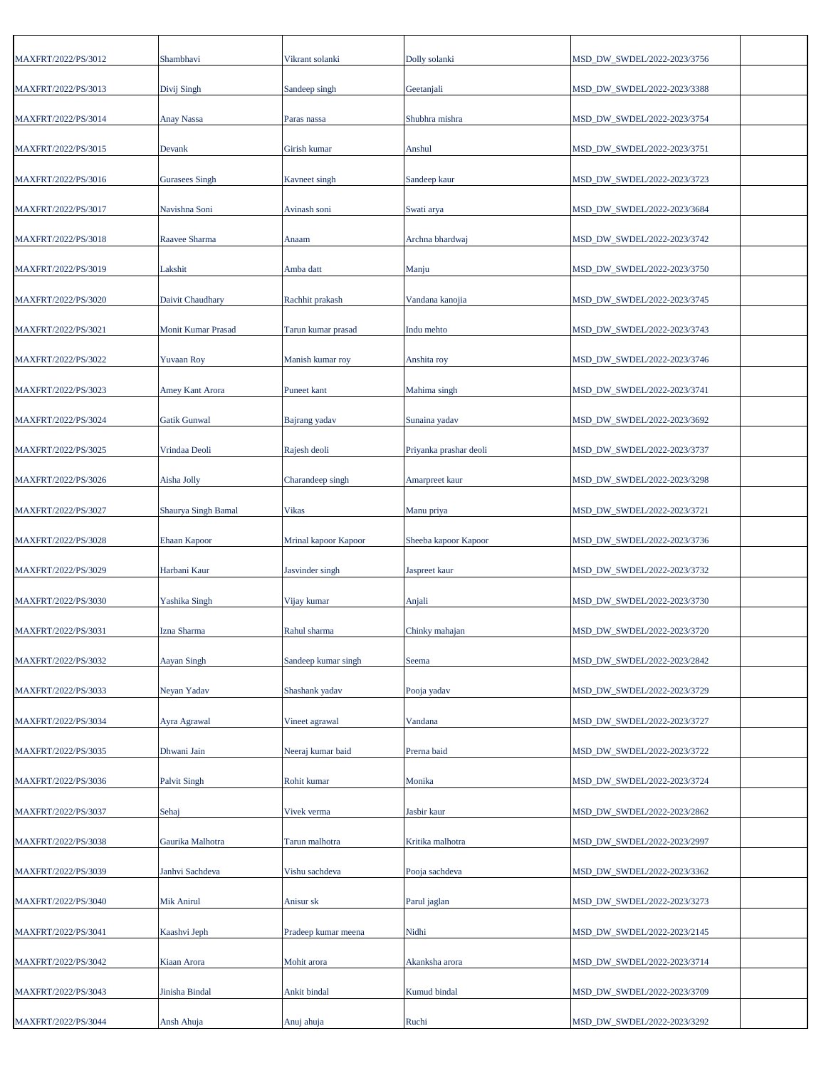| | | | | | |
|---|---|---|---|---|---|
| MAXFRT/2022/PS/3012 | Shambhavi | Vikrant solanki | Dolly solanki | MSD_DW_SWDEL/2022-2023/3756 | |
| MAXFRT/2022/PS/3013 | Divij Singh | Sandeep singh | Geetanjali | MSD_DW_SWDEL/2022-2023/3388 | |
| MAXFRT/2022/PS/3014 | Anay Nassa | Paras nassa | Shubhra mishra | MSD_DW_SWDEL/2022-2023/3754 | |
| MAXFRT/2022/PS/3015 | Devank | Girish kumar | Anshul | MSD_DW_SWDEL/2022-2023/3751 | |
| MAXFRT/2022/PS/3016 | Gurasees Singh | Kavneet singh | Sandeep kaur | MSD_DW_SWDEL/2022-2023/3723 | |
| MAXFRT/2022/PS/3017 | Navishna Soni | Avinash soni | Swati arya | MSD_DW_SWDEL/2022-2023/3684 | |
| MAXFRT/2022/PS/3018 | Raavee Sharma | Anaam | Archna bhardwaj | MSD_DW_SWDEL/2022-2023/3742 | |
| MAXFRT/2022/PS/3019 | Lakshit | Amba datt | Manju | MSD_DW_SWDEL/2022-2023/3750 | |
| MAXFRT/2022/PS/3020 | Daivit Chaudhary | Rachhit prakash | Vandana kanojia | MSD_DW_SWDEL/2022-2023/3745 | |
| MAXFRT/2022/PS/3021 | Monit Kumar Prasad | Tarun kumar prasad | Indu mehto | MSD_DW_SWDEL/2022-2023/3743 | |
| MAXFRT/2022/PS/3022 | Yuvaan Roy | Manish kumar roy | Anshita roy | MSD_DW_SWDEL/2022-2023/3746 | |
| MAXFRT/2022/PS/3023 | Amey Kant Arora | Puneet kant | Mahima singh | MSD_DW_SWDEL/2022-2023/3741 | |
| MAXFRT/2022/PS/3024 | Gatik Gunwal | Bajrang yadav | Sunaina yadav | MSD_DW_SWDEL/2022-2023/3692 | |
| MAXFRT/2022/PS/3025 | Vrindaa Deoli | Rajesh deoli | Priyanka prashar deoli | MSD_DW_SWDEL/2022-2023/3737 | |
| MAXFRT/2022/PS/3026 | Aisha Jolly | Charandeep singh | Amarpreet kaur | MSD_DW_SWDEL/2022-2023/3298 | |
| MAXFRT/2022/PS/3027 | Shaurya Singh Bamal | Vikas | Manu priya | MSD_DW_SWDEL/2022-2023/3721 | |
| MAXFRT/2022/PS/3028 | Ehaan Kapoor | Mrinal kapoor Kapoor | Sheeba kapoor Kapoor | MSD_DW_SWDEL/2022-2023/3736 | |
| MAXFRT/2022/PS/3029 | Harbani Kaur | Jasvinder singh | Jaspreet kaur | MSD_DW_SWDEL/2022-2023/3732 | |
| MAXFRT/2022/PS/3030 | Yashika Singh | Vijay kumar | Anjali | MSD_DW_SWDEL/2022-2023/3730 | |
| MAXFRT/2022/PS/3031 | Izna Sharma | Rahul sharma | Chinky mahajan | MSD_DW_SWDEL/2022-2023/3720 | |
| MAXFRT/2022/PS/3032 | Aayan Singh | Sandeep kumar singh | Seema | MSD_DW_SWDEL/2022-2023/2842 | |
| MAXFRT/2022/PS/3033 | Neyan Yadav | Shashank yadav | Pooja yadav | MSD_DW_SWDEL/2022-2023/3729 | |
| MAXFRT/2022/PS/3034 | Ayra Agrawal | Vineet agrawal | Vandana | MSD_DW_SWDEL/2022-2023/3727 | |
| MAXFRT/2022/PS/3035 | Dhwani Jain | Neeraj kumar baid | Prerna baid | MSD_DW_SWDEL/2022-2023/3722 | |
| MAXFRT/2022/PS/3036 | Palvit Singh | Rohit kumar | Monika | MSD_DW_SWDEL/2022-2023/3724 | |
| MAXFRT/2022/PS/3037 | Sehaj | Vivek verma | Jasbir kaur | MSD_DW_SWDEL/2022-2023/2862 | |
| MAXFRT/2022/PS/3038 | Gaurika Malhotra | Tarun malhotra | Kritika malhotra | MSD_DW_SWDEL/2022-2023/2997 | |
| MAXFRT/2022/PS/3039 | Janhvi Sachdeva | Vishu sachdeva | Pooja sachdeva | MSD_DW_SWDEL/2022-2023/3362 | |
| MAXFRT/2022/PS/3040 | Mik Anirul | Anisur sk | Parul jaglan | MSD_DW_SWDEL/2022-2023/3273 | |
| MAXFRT/2022/PS/3041 | Kaashvi Jeph | Pradeep kumar meena | Nidhi | MSD_DW_SWDEL/2022-2023/2145 | |
| MAXFRT/2022/PS/3042 | Kiaan Arora | Mohit arora | Akanksha arora | MSD_DW_SWDEL/2022-2023/3714 | |
| MAXFRT/2022/PS/3043 | Jinisha Bindal | Ankit bindal | Kumud bindal | MSD_DW_SWDEL/2022-2023/3709 | |
| MAXFRT/2022/PS/3044 | Ansh Ahuja | Anuj ahuja | Ruchi | MSD_DW_SWDEL/2022-2023/3292 | |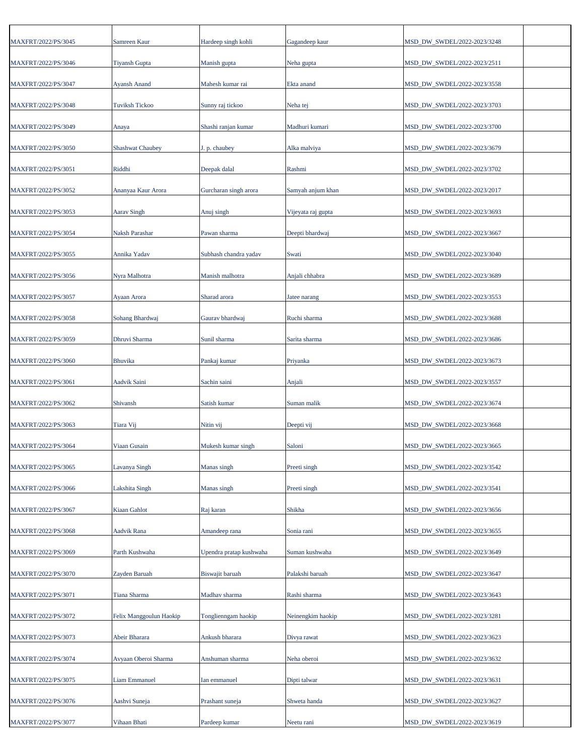| | | | | | |
|---|---|---|---|---|---|
| MAXFRT/2022/PS/3045 | Samreen Kaur | Hardeep singh kohli | Gagandeep kaur | MSD_DW_SWDEL/2022-2023/3248 | |
| MAXFRT/2022/PS/3046 | Tiyansh Gupta | Manish gupta | Neha gupta | MSD_DW_SWDEL/2022-2023/2511 | |
| MAXFRT/2022/PS/3047 | Ayansh Anand | Mahesh kumar rai | Ekta anand | MSD_DW_SWDEL/2022-2023/3558 | |
| MAXFRT/2022/PS/3048 | Tuviksh Tickoo | Sunny raj tickoo | Neha tej | MSD_DW_SWDEL/2022-2023/3703 | |
| MAXFRT/2022/PS/3049 | Anaya | Shashi ranjan kumar | Madhuri kumari | MSD_DW_SWDEL/2022-2023/3700 | |
| MAXFRT/2022/PS/3050 | Shashwat Chaubey | J. p. chaubey | Alka malviya | MSD_DW_SWDEL/2022-2023/3679 | |
| MAXFRT/2022/PS/3051 | Riddhi | Deepak dalal | Rashmi | MSD_DW_SWDEL/2022-2023/3702 | |
| MAXFRT/2022/PS/3052 | Ananyaa Kaur Arora | Gurcharan singh arora | Samyah anjum khan | MSD_DW_SWDEL/2022-2023/2017 | |
| MAXFRT/2022/PS/3053 | Aarav Singh | Anuj singh | Vijeyata raj gupta | MSD_DW_SWDEL/2022-2023/3693 | |
| MAXFRT/2022/PS/3054 | Naksh Parashar | Pawan sharma | Deepti bhardwaj | MSD_DW_SWDEL/2022-2023/3667 | |
| MAXFRT/2022/PS/3055 | Annika Yadav | Subhash chandra yadav | Swati | MSD_DW_SWDEL/2022-2023/3040 | |
| MAXFRT/2022/PS/3056 | Nyra Malhotra | Manish malhotra | Anjali chhabra | MSD_DW_SWDEL/2022-2023/3689 | |
| MAXFRT/2022/PS/3057 | Ayaan Arora | Sharad arora | Jatee narang | MSD_DW_SWDEL/2022-2023/3553 | |
| MAXFRT/2022/PS/3058 | Sohang Bhardwaj | Gaurav bhardwaj | Ruchi sharma | MSD_DW_SWDEL/2022-2023/3688 | |
| MAXFRT/2022/PS/3059 | Dhruvi Sharma | Sunil sharma | Sarita sharma | MSD_DW_SWDEL/2022-2023/3686 | |
| MAXFRT/2022/PS/3060 | Bhuvika | Pankaj kumar | Priyanka | MSD_DW_SWDEL/2022-2023/3673 | |
| MAXFRT/2022/PS/3061 | Aadvik Saini | Sachin saini | Anjali | MSD_DW_SWDEL/2022-2023/3557 | |
| MAXFRT/2022/PS/3062 | Shivansh | Satish kumar | Suman malik | MSD_DW_SWDEL/2022-2023/3674 | |
| MAXFRT/2022/PS/3063 | Tiara Vij | Nitin vij | Deepti vij | MSD_DW_SWDEL/2022-2023/3668 | |
| MAXFRT/2022/PS/3064 | Viaan Gusain | Mukesh kumar singh | Saloni | MSD_DW_SWDEL/2022-2023/3665 | |
| MAXFRT/2022/PS/3065 | Lavanya Singh | Manas singh | Preeti singh | MSD_DW_SWDEL/2022-2023/3542 | |
| MAXFRT/2022/PS/3066 | Lakshita Singh | Manas singh | Preeti singh | MSD_DW_SWDEL/2022-2023/3541 | |
| MAXFRT/2022/PS/3067 | Kiaan Gahlot | Raj karan | Shikha | MSD_DW_SWDEL/2022-2023/3656 | |
| MAXFRT/2022/PS/3068 | Aadvik Rana | Amandeep rana | Sonia rani | MSD_DW_SWDEL/2022-2023/3655 | |
| MAXFRT/2022/PS/3069 | Parth Kushwaha | Upendra pratap kushwaha | Suman kushwaha | MSD_DW_SWDEL/2022-2023/3649 | |
| MAXFRT/2022/PS/3070 | Zayden Baruah | Biswajit baruah | Palakshi baruah | MSD_DW_SWDEL/2022-2023/3647 | |
| MAXFRT/2022/PS/3071 | Tiana Sharma | Madhav sharma | Rashi sharma | MSD_DW_SWDEL/2022-2023/3643 | |
| MAXFRT/2022/PS/3072 | Felix Manggoulun Haokip | Tonglienngam haokip | Neinengkim haokip | MSD_DW_SWDEL/2022-2023/3281 | |
| MAXFRT/2022/PS/3073 | Abeir Bharara | Ankush bharara | Divya rawat | MSD_DW_SWDEL/2022-2023/3623 | |
| MAXFRT/2022/PS/3074 | Avyaan Oberoi Sharma | Anshuman sharma | Neha oberoi | MSD_DW_SWDEL/2022-2023/3632 | |
| MAXFRT/2022/PS/3075 | Liam Emmanuel | Ian emmanuel | Dipti talwar | MSD_DW_SWDEL/2022-2023/3631 | |
| MAXFRT/2022/PS/3076 | Aashvi Suneja | Prashant suneja | Shweta handa | MSD_DW_SWDEL/2022-2023/3627 | |
| MAXFRT/2022/PS/3077 | Vihaan Bhati | Pardeep kumar | Neetu rani | MSD_DW_SWDEL/2022-2023/3619 | |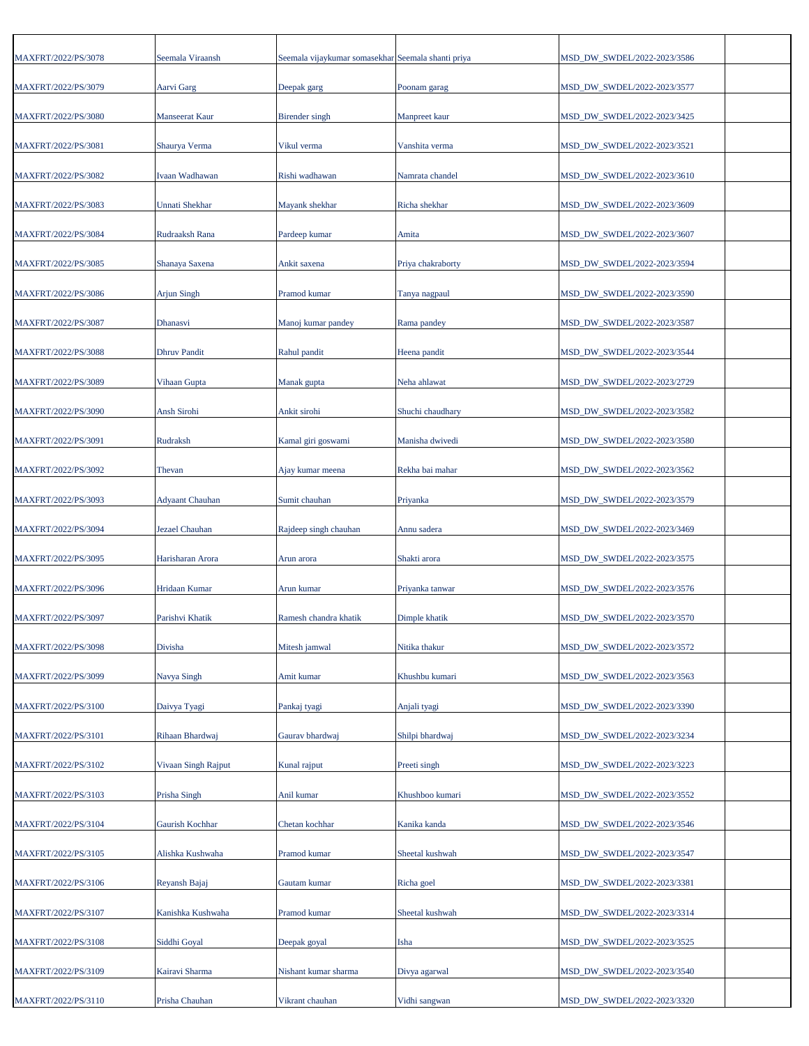| | | | | | |
|---|---|---|---|---|---|
| MAXFRT/2022/PS/3078 | Seemala Viraansh | Seemala vijaykumar somasekhar | Seemala shanti priya | MSD_DW_SWDEL/2022-2023/3586 | |
| MAXFRT/2022/PS/3079 | Aarvi Garg | Deepak garg | Poonam garag | MSD_DW_SWDEL/2022-2023/3577 | |
| MAXFRT/2022/PS/3080 | Manseerat Kaur | Birender singh | Manpreet kaur | MSD_DW_SWDEL/2022-2023/3425 | |
| MAXFRT/2022/PS/3081 | Shaurya Verma | Vikul verma | Vanshita verma | MSD_DW_SWDEL/2022-2023/3521 | |
| MAXFRT/2022/PS/3082 | Ivaan Wadhawan | Rishi wadhawan | Namrata chandel | MSD_DW_SWDEL/2022-2023/3610 | |
| MAXFRT/2022/PS/3083 | Unnati Shekhar | Mayank shekhar | Richa shekhar | MSD_DW_SWDEL/2022-2023/3609 | |
| MAXFRT/2022/PS/3084 | Rudraaksh Rana | Pardeep kumar | Amita | MSD_DW_SWDEL/2022-2023/3607 | |
| MAXFRT/2022/PS/3085 | Shanaya Saxena | Ankit saxena | Priya chakraborty | MSD_DW_SWDEL/2022-2023/3594 | |
| MAXFRT/2022/PS/3086 | Arjun Singh | Pramod kumar | Tanya nagpaul | MSD_DW_SWDEL/2022-2023/3590 | |
| MAXFRT/2022/PS/3087 | Dhanasvi | Manoj kumar pandey | Rama pandey | MSD_DW_SWDEL/2022-2023/3587 | |
| MAXFRT/2022/PS/3088 | Dhruv Pandit | Rahul pandit | Heena pandit | MSD_DW_SWDEL/2022-2023/3544 | |
| MAXFRT/2022/PS/3089 | Vihaan Gupta | Manak gupta | Neha ahlawat | MSD_DW_SWDEL/2022-2023/2729 | |
| MAXFRT/2022/PS/3090 | Ansh Sirohi | Ankit sirohi | Shuchi chaudhary | MSD_DW_SWDEL/2022-2023/3582 | |
| MAXFRT/2022/PS/3091 | Rudraksh | Kamal giri goswami | Manisha dwivedi | MSD_DW_SWDEL/2022-2023/3580 | |
| MAXFRT/2022/PS/3092 | Thevan | Ajay kumar meena | Rekha bai mahar | MSD_DW_SWDEL/2022-2023/3562 | |
| MAXFRT/2022/PS/3093 | Adyaant Chauhan | Sumit chauhan | Priyanka | MSD_DW_SWDEL/2022-2023/3579 | |
| MAXFRT/2022/PS/3094 | Jezael Chauhan | Rajdeep singh chauhan | Annu sadera | MSD_DW_SWDEL/2022-2023/3469 | |
| MAXFRT/2022/PS/3095 | Harisharan Arora | Arun arora | Shakti arora | MSD_DW_SWDEL/2022-2023/3575 | |
| MAXFRT/2022/PS/3096 | Hridaan Kumar | Arun kumar | Priyanka tanwar | MSD_DW_SWDEL/2022-2023/3576 | |
| MAXFRT/2022/PS/3097 | Parishvi Khatik | Ramesh chandra khatik | Dimple khatik | MSD_DW_SWDEL/2022-2023/3570 | |
| MAXFRT/2022/PS/3098 | Divisha | Mitesh jamwal | Nitika thakur | MSD_DW_SWDEL/2022-2023/3572 | |
| MAXFRT/2022/PS/3099 | Navya Singh | Amit kumar | Khushbu kumari | MSD_DW_SWDEL/2022-2023/3563 | |
| MAXFRT/2022/PS/3100 | Daivya Tyagi | Pankaj tyagi | Anjali tyagi | MSD_DW_SWDEL/2022-2023/3390 | |
| MAXFRT/2022/PS/3101 | Rihaan Bhardwaj | Gaurav bhardwaj | Shilpi bhardwaj | MSD_DW_SWDEL/2022-2023/3234 | |
| MAXFRT/2022/PS/3102 | Vivaan Singh Rajput | Kunal rajput | Preeti singh | MSD_DW_SWDEL/2022-2023/3223 | |
| MAXFRT/2022/PS/3103 | Prisha Singh | Anil kumar | Khushboo kumari | MSD_DW_SWDEL/2022-2023/3552 | |
| MAXFRT/2022/PS/3104 | Gaurish Kochhar | Chetan kochhar | Kanika kanda | MSD_DW_SWDEL/2022-2023/3546 | |
| MAXFRT/2022/PS/3105 | Alishka Kushwaha | Pramod kumar | Sheetal kushwah | MSD_DW_SWDEL/2022-2023/3547 | |
| MAXFRT/2022/PS/3106 | Reyansh Bajaj | Gautam kumar | Richa goel | MSD_DW_SWDEL/2022-2023/3381 | |
| MAXFRT/2022/PS/3107 | Kanishka Kushwaha | Pramod kumar | Sheetal kushwah | MSD_DW_SWDEL/2022-2023/3314 | |
| MAXFRT/2022/PS/3108 | Siddhi Goyal | Deepak goyal | Isha | MSD_DW_SWDEL/2022-2023/3525 | |
| MAXFRT/2022/PS/3109 | Kairavi Sharma | Nishant kumar sharma | Divya agarwal | MSD_DW_SWDEL/2022-2023/3540 | |
| MAXFRT/2022/PS/3110 | Prisha Chauhan | Vikrant chauhan | Vidhi sangwan | MSD_DW_SWDEL/2022-2023/3320 | |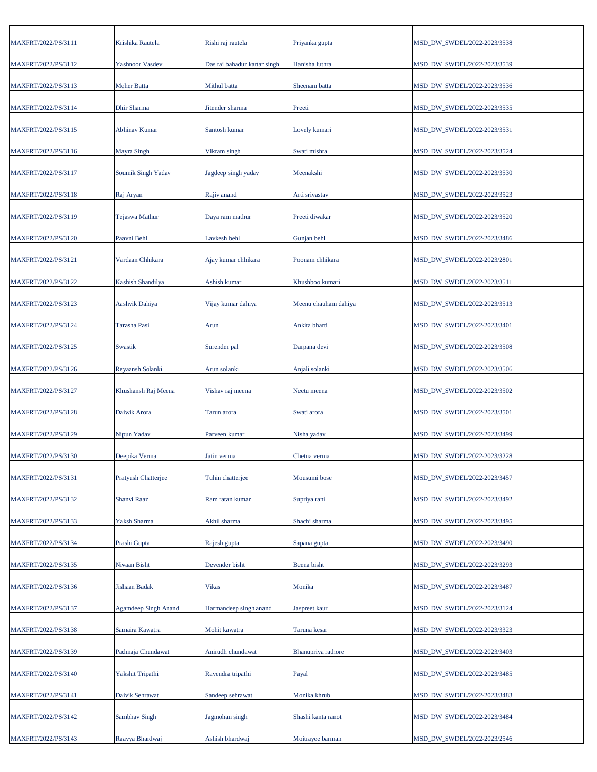| | | | | | |
|---|---|---|---|---|---|
| MAXFRT/2022/PS/3111 | Krishika Rautela | Rishi raj rautela | Priyanka gupta | MSD_DW_SWDEL/2022-2023/3538 | |
| MAXFRT/2022/PS/3112 | Yashnoor Vasdev | Das rai bahadur kartar singh | Hanisha luthra | MSD_DW_SWDEL/2022-2023/3539 | |
| MAXFRT/2022/PS/3113 | Meher Batta | Mithul batta | Sheenam batta | MSD_DW_SWDEL/2022-2023/3536 | |
| MAXFRT/2022/PS/3114 | Dhir Sharma | Jitender sharma | Preeti | MSD_DW_SWDEL/2022-2023/3535 | |
| MAXFRT/2022/PS/3115 | Abhinav Kumar | Santosh kumar | Lovely kumari | MSD_DW_SWDEL/2022-2023/3531 | |
| MAXFRT/2022/PS/3116 | Mayra Singh | Vikram singh | Swati mishra | MSD_DW_SWDEL/2022-2023/3524 | |
| MAXFRT/2022/PS/3117 | Soumik Singh Yadav | Jagdeep singh yadav | Meenakshi | MSD_DW_SWDEL/2022-2023/3530 | |
| MAXFRT/2022/PS/3118 | Raj Aryan | Rajiv anand | Arti srivastav | MSD_DW_SWDEL/2022-2023/3523 | |
| MAXFRT/2022/PS/3119 | Tejaswa Mathur | Daya ram mathur | Preeti diwakar | MSD_DW_SWDEL/2022-2023/3520 | |
| MAXFRT/2022/PS/3120 | Paavni Behl | Lavkesh behl | Gunjan behl | MSD_DW_SWDEL/2022-2023/3486 | |
| MAXFRT/2022/PS/3121 | Vardaan Chhikara | Ajay kumar chhikara | Poonam chhikara | MSD_DW_SWDEL/2022-2023/2801 | |
| MAXFRT/2022/PS/3122 | Kashish Shandilya | Ashish kumar | Khushboo kumari | MSD_DW_SWDEL/2022-2023/3511 | |
| MAXFRT/2022/PS/3123 | Aashvik Dahiya | Vijay kumar dahiya | Meenu chauham dahiya | MSD_DW_SWDEL/2022-2023/3513 | |
| MAXFRT/2022/PS/3124 | Tarasha Pasi | Arun | Ankita bharti | MSD_DW_SWDEL/2022-2023/3401 | |
| MAXFRT/2022/PS/3125 | Swastik | Surender pal | Darpana devi | MSD_DW_SWDEL/2022-2023/3508 | |
| MAXFRT/2022/PS/3126 | Reyaansh Solanki | Arun solanki | Anjali solanki | MSD_DW_SWDEL/2022-2023/3506 | |
| MAXFRT/2022/PS/3127 | Khushansh Raj Meena | Vishav raj meena | Neetu meena | MSD_DW_SWDEL/2022-2023/3502 | |
| MAXFRT/2022/PS/3128 | Daiwik Arora | Tarun arora | Swati arora | MSD_DW_SWDEL/2022-2023/3501 | |
| MAXFRT/2022/PS/3129 | Nipun Yadav | Parveen kumar | Nisha yadav | MSD_DW_SWDEL/2022-2023/3499 | |
| MAXFRT/2022/PS/3130 | Deepika Verma | Jatin verma | Chetna verma | MSD_DW_SWDEL/2022-2023/3228 | |
| MAXFRT/2022/PS/3131 | Pratyush Chatterjee | Tuhin chatterjee | Mousumi bose | MSD_DW_SWDEL/2022-2023/3457 | |
| MAXFRT/2022/PS/3132 | Shanvi Raaz | Ram ratan kumar | Supriya rani | MSD_DW_SWDEL/2022-2023/3492 | |
| MAXFRT/2022/PS/3133 | Yaksh Sharma | Akhil sharma | Shachi sharma | MSD_DW_SWDEL/2022-2023/3495 | |
| MAXFRT/2022/PS/3134 | Prashi Gupta | Rajesh gupta | Sapana gupta | MSD_DW_SWDEL/2022-2023/3490 | |
| MAXFRT/2022/PS/3135 | Nivaan Bisht | Devender bisht | Beena bisht | MSD_DW_SWDEL/2022-2023/3293 | |
| MAXFRT/2022/PS/3136 | Jishaan Badak | Vikas | Monika | MSD_DW_SWDEL/2022-2023/3487 | |
| MAXFRT/2022/PS/3137 | Agamdeep Singh Anand | Harmandeep singh anand | Jaspreet kaur | MSD_DW_SWDEL/2022-2023/3124 | |
| MAXFRT/2022/PS/3138 | Samaira Kawatra | Mohit kawatra | Taruna kesar | MSD_DW_SWDEL/2022-2023/3323 | |
| MAXFRT/2022/PS/3139 | Padmaja Chundawat | Anirudh chundawat | Bhanupriya rathore | MSD_DW_SWDEL/2022-2023/3403 | |
| MAXFRT/2022/PS/3140 | Yakshit Tripathi | Ravendra tripathi | Payal | MSD_DW_SWDEL/2022-2023/3485 | |
| MAXFRT/2022/PS/3141 | Daivik Sehrawat | Sandeep sehrawat | Monika khrub | MSD_DW_SWDEL/2022-2023/3483 | |
| MAXFRT/2022/PS/3142 | Sambhav Singh | Jagmohan singh | Shashi kanta ranot | MSD_DW_SWDEL/2022-2023/3484 | |
| MAXFRT/2022/PS/3143 | Raavya Bhardwaj | Ashish bhardwaj | Moitrayee barman | MSD_DW_SWDEL/2022-2023/2546 | |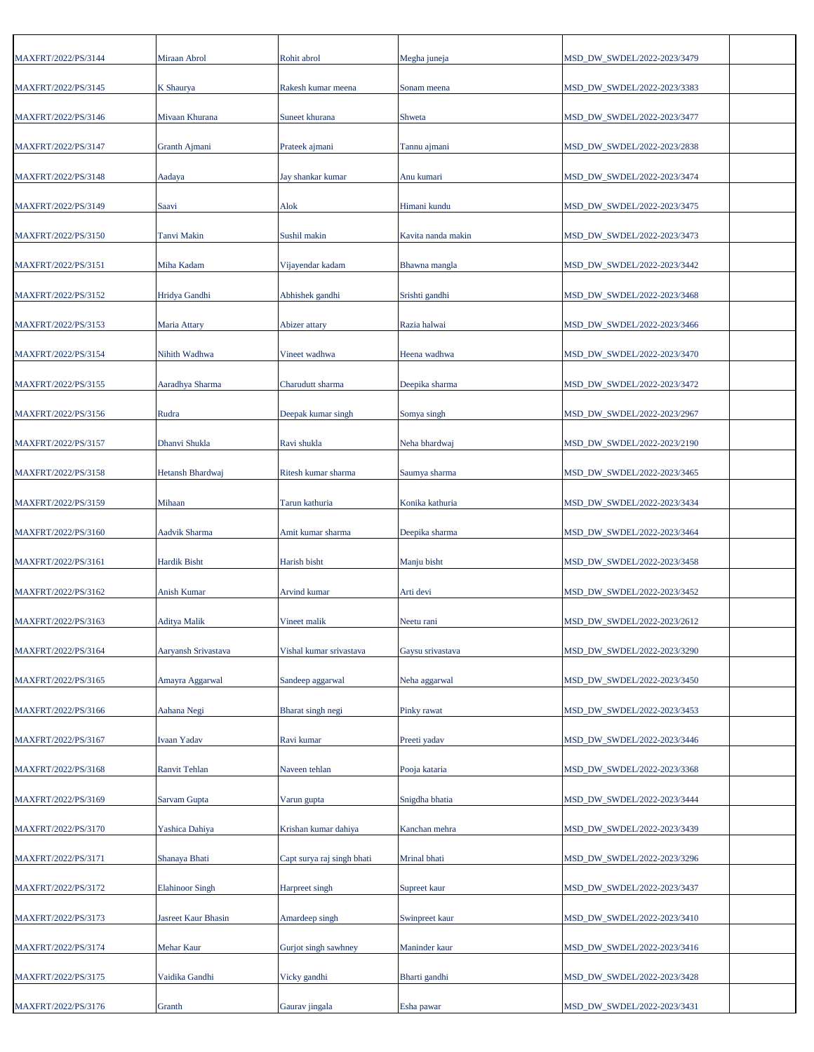| | | | | | |
|---|---|---|---|---|---|
| MAXFRT/2022/PS/3144 | Miraan Abrol | Rohit abrol | Megha juneja | MSD_DW_SWDEL/2022-2023/3479 | |
| MAXFRT/2022/PS/3145 | K Shaurya | Rakesh kumar meena | Sonam meena | MSD_DW_SWDEL/2022-2023/3383 | |
| MAXFRT/2022/PS/3146 | Mivaan Khurana | Suneet khurana | Shweta | MSD_DW_SWDEL/2022-2023/3477 | |
| MAXFRT/2022/PS/3147 | Granth Ajmani | Prateek ajmani | Tannu ajmani | MSD_DW_SWDEL/2022-2023/2838 | |
| MAXFRT/2022/PS/3148 | Aadaya | Jay shankar kumar | Anu kumari | MSD_DW_SWDEL/2022-2023/3474 | |
| MAXFRT/2022/PS/3149 | Saavi | Alok | Himani kundu | MSD_DW_SWDEL/2022-2023/3475 | |
| MAXFRT/2022/PS/3150 | Tanvi Makin | Sushil makin | Kavita nanda makin | MSD_DW_SWDEL/2022-2023/3473 | |
| MAXFRT/2022/PS/3151 | Miha Kadam | Vijayendar kadam | Bhawna mangla | MSD_DW_SWDEL/2022-2023/3442 | |
| MAXFRT/2022/PS/3152 | Hridya Gandhi | Abhishek gandhi | Srishti gandhi | MSD_DW_SWDEL/2022-2023/3468 | |
| MAXFRT/2022/PS/3153 | Maria Attary | Abizer attary | Razia halwai | MSD_DW_SWDEL/2022-2023/3466 | |
| MAXFRT/2022/PS/3154 | Nihith Wadhwa | Vineet wadhwa | Heena wadhwa | MSD_DW_SWDEL/2022-2023/3470 | |
| MAXFRT/2022/PS/3155 | Aaradhya Sharma | Charudutt sharma | Deepika sharma | MSD_DW_SWDEL/2022-2023/3472 | |
| MAXFRT/2022/PS/3156 | Rudra | Deepak kumar singh | Somya singh | MSD_DW_SWDEL/2022-2023/2967 | |
| MAXFRT/2022/PS/3157 | Dhanvi Shukla | Ravi shukla | Neha bhardwaj | MSD_DW_SWDEL/2022-2023/2190 | |
| MAXFRT/2022/PS/3158 | Hetansh Bhardwaj | Ritesh kumar sharma | Saumya sharma | MSD_DW_SWDEL/2022-2023/3465 | |
| MAXFRT/2022/PS/3159 | Mihaan | Tarun kathuria | Konika kathuria | MSD_DW_SWDEL/2022-2023/3434 | |
| MAXFRT/2022/PS/3160 | Aadvik Sharma | Amit kumar sharma | Deepika sharma | MSD_DW_SWDEL/2022-2023/3464 | |
| MAXFRT/2022/PS/3161 | Hardik Bisht | Harish bisht | Manju bisht | MSD_DW_SWDEL/2022-2023/3458 | |
| MAXFRT/2022/PS/3162 | Anish Kumar | Arvind kumar | Arti devi | MSD_DW_SWDEL/2022-2023/3452 | |
| MAXFRT/2022/PS/3163 | Aditya Malik | Vineet malik | Neetu rani | MSD_DW_SWDEL/2022-2023/2612 | |
| MAXFRT/2022/PS/3164 | Aaryansh Srivastava | Vishal kumar srivastava | Gaysu srivastava | MSD_DW_SWDEL/2022-2023/3290 | |
| MAXFRT/2022/PS/3165 | Amayra Aggarwal | Sandeep aggarwal | Neha aggarwal | MSD_DW_SWDEL/2022-2023/3450 | |
| MAXFRT/2022/PS/3166 | Aahana Negi | Bharat singh negi | Pinky rawat | MSD_DW_SWDEL/2022-2023/3453 | |
| MAXFRT/2022/PS/3167 | Ivaan Yadav | Ravi kumar | Preeti yadav | MSD_DW_SWDEL/2022-2023/3446 | |
| MAXFRT/2022/PS/3168 | Ranvit Tehlan | Naveen tehlan | Pooja kataria | MSD_DW_SWDEL/2022-2023/3368 | |
| MAXFRT/2022/PS/3169 | Sarvam Gupta | Varun gupta | Snigdha bhatia | MSD_DW_SWDEL/2022-2023/3444 | |
| MAXFRT/2022/PS/3170 | Yashica Dahiya | Krishan kumar dahiya | Kanchan mehra | MSD_DW_SWDEL/2022-2023/3439 | |
| MAXFRT/2022/PS/3171 | Shanaya Bhati | Capt surya raj singh bhati | Mrinal bhati | MSD_DW_SWDEL/2022-2023/3296 | |
| MAXFRT/2022/PS/3172 | Elahinoor Singh | Harpreet singh | Supreet kaur | MSD_DW_SWDEL/2022-2023/3437 | |
| MAXFRT/2022/PS/3173 | Jasreet Kaur Bhasin | Amardeep singh | Swinpreet kaur | MSD_DW_SWDEL/2022-2023/3410 | |
| MAXFRT/2022/PS/3174 | Mehar Kaur | Gurjot singh sawhney | Maninder kaur | MSD_DW_SWDEL/2022-2023/3416 | |
| MAXFRT/2022/PS/3175 | Vaidika Gandhi | Vicky gandhi | Bharti gandhi | MSD_DW_SWDEL/2022-2023/3428 | |
| MAXFRT/2022/PS/3176 | Granth | Gaurav jingala | Esha pawar | MSD_DW_SWDEL/2022-2023/3431 | |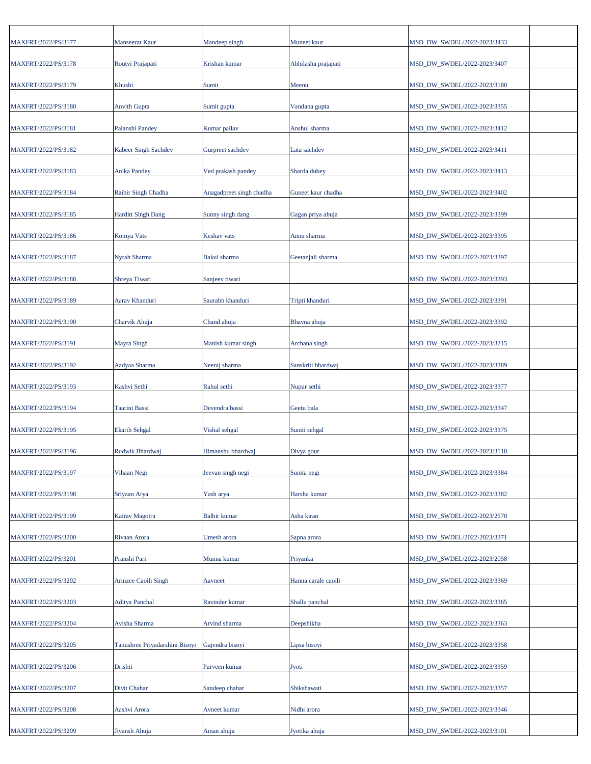| | | | | | |
|---|---|---|---|---|---|
| MAXFRT/2022/PS/3177 | Manseerat Kaur | Mandeep singh | Muneet kaur | MSD_DW_SWDEL/2022-2023/3433 | |
| MAXFRT/2022/PS/3178 | Routvi Prajapati | Krishan kumar | Abhilasha prajapati | MSD_DW_SWDEL/2022-2023/3407 | |
| MAXFRT/2022/PS/3179 | Khushi | Sumit | Meenu | MSD_DW_SWDEL/2022-2023/3180 | |
| MAXFRT/2022/PS/3180 | Anvith Gupta | Sumit gupta | Vandana gupta | MSD_DW_SWDEL/2022-2023/3355 | |
| MAXFRT/2022/PS/3181 | Palanshi Pandey | Kumar pallav | Anshul sharma | MSD_DW_SWDEL/2022-2023/3412 | |
| MAXFRT/2022/PS/3182 | Kabeer Singh Sachdev | Gurpreet sachdev | Lata sachdev | MSD_DW_SWDEL/2022-2023/3411 | |
| MAXFRT/2022/PS/3183 | Anika Pandey | Ved prakash pandey | Sharda dubey | MSD_DW_SWDEL/2022-2023/3413 | |
| MAXFRT/2022/PS/3184 | Raibir Singh Chadha | Anagadpreet singh chadha | Guneet kaur chadha | MSD_DW_SWDEL/2022-2023/3402 | |
| MAXFRT/2022/PS/3185 | Harditt Singh Dang | Sunny singh dang | Gagan priya ahuja | MSD_DW_SWDEL/2022-2023/3399 | |
| MAXFRT/2022/PS/3186 | Komya Vats | Keshav vats | Annu sharma | MSD_DW_SWDEL/2022-2023/3395 | |
| MAXFRT/2022/PS/3187 | Nyrah Sharma | Bakul sharma | Geetanjali sharma | MSD_DW_SWDEL/2022-2023/3397 | |
| MAXFRT/2022/PS/3188 | Shreya Tiwari | Sanjeev tiwari | | MSD_DW_SWDEL/2022-2023/3393 | |
| MAXFRT/2022/PS/3189 | Aarav Khanduri | Saurabh khanduri | Tripti khanduri | MSD_DW_SWDEL/2022-2023/3391 | |
| MAXFRT/2022/PS/3190 | Charvik Ahuja | Chand ahuja | Bhavna ahuja | MSD_DW_SWDEL/2022-2023/3392 | |
| MAXFRT/2022/PS/3191 | Mayra Singh | Manish kumar singh | Archana singh | MSD_DW_SWDEL/2022-2023/3215 | |
| MAXFRT/2022/PS/3192 | Aadyaa Sharma | Neeraj sharma | Sanskriti bhardwaj | MSD_DW_SWDEL/2022-2023/3389 | |
| MAXFRT/2022/PS/3193 | Kashvi Sethi | Rahul sethi | Nupur sethi | MSD_DW_SWDEL/2022-2023/3377 | |
| MAXFRT/2022/PS/3194 | Taarini Bassi | Devendra bassi | Geetu bala | MSD_DW_SWDEL/2022-2023/3347 | |
| MAXFRT/2022/PS/3195 | Ekarth Sehgal | Vishal sehgal | Suniti sehgal | MSD_DW_SWDEL/2022-2023/3375 | |
| MAXFRT/2022/PS/3196 | Rudwik Bhardwaj | Himanshu bhardwaj | Divya gour | MSD_DW_SWDEL/2022-2023/3118 | |
| MAXFRT/2022/PS/3197 | Vihaan Negi | Jeevan singh negi | Sunita negi | MSD_DW_SWDEL/2022-2023/3384 | |
| MAXFRT/2022/PS/3198 | Sriyaan Arya | Yash arya | Harsha kumar | MSD_DW_SWDEL/2022-2023/3382 | |
| MAXFRT/2022/PS/3199 | Kairav Magotra | Balbir kumar | Asha kiran | MSD_DW_SWDEL/2022-2023/2570 | |
| MAXFRT/2022/PS/3200 | Rivaan Arora | Umesh arora | Sapna arora | MSD_DW_SWDEL/2022-2023/3371 | |
| MAXFRT/2022/PS/3201 | Pranshi Pari | Munna kumar | Priyanka | MSD_DW_SWDEL/2022-2023/2058 | |
| MAXFRT/2022/PS/3202 | Arinzee Caoili Singh | Aavneet | Hanna carale caoili | MSD_DW_SWDEL/2022-2023/3369 | |
| MAXFRT/2022/PS/3203 | Aditya Panchal | Ravinder kumar | Shallu panchal | MSD_DW_SWDEL/2022-2023/3365 | |
| MAXFRT/2022/PS/3204 | Avisha Sharma | Arvind sharma | Deepshikha | MSD_DW_SWDEL/2022-2023/3363 | |
| MAXFRT/2022/PS/3205 | Tanushree Priyadarshini Bisoyi | Gajendra bisoyi | Lipsa bisoyi | MSD_DW_SWDEL/2022-2023/3358 | |
| MAXFRT/2022/PS/3206 | Drishti | Parveen kumar | Jyoti | MSD_DW_SWDEL/2022-2023/3359 | |
| MAXFRT/2022/PS/3207 | Divit Chahar | Sandeep chahar | Shikshawati | MSD_DW_SWDEL/2022-2023/3357 | |
| MAXFRT/2022/PS/3208 | Aashvi Arora | Avneet kumar | Nidhi arora | MSD_DW_SWDEL/2022-2023/3346 | |
| MAXFRT/2022/PS/3209 | Jiyansh Ahuja | Aman ahuja | Jyotika ahuja | MSD_DW_SWDEL/2022-2023/3101 | |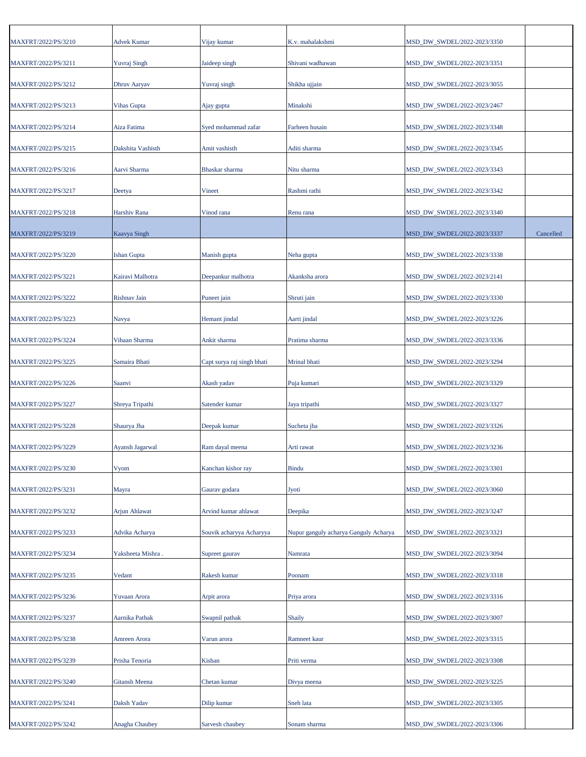| | | | | | |
|---|---|---|---|---|---|
| MAXFRT/2022/PS/3210 | Advek Kumar | Vijay kumar | K.v. mahalakshmi | MSD_DW_SWDEL/2022-2023/3350 | |
| MAXFRT/2022/PS/3211 | Yuvraj Singh | Jaideep singh | Shivani wadhawan | MSD_DW_SWDEL/2022-2023/3351 | |
| MAXFRT/2022/PS/3212 | Dhruv Aaryav | Yuvraj singh | Shikha ujjain | MSD_DW_SWDEL/2022-2023/3055 | |
| MAXFRT/2022/PS/3213 | Vihas Gupta | Ajay gupta | Minakshi | MSD_DW_SWDEL/2022-2023/2467 | |
| MAXFRT/2022/PS/3214 | Aiza Fatima | Syed mohammad zafar | Farheen husain | MSD_DW_SWDEL/2022-2023/3348 | |
| MAXFRT/2022/PS/3215 | Dakshita Vashisth | Amit vashisth | Aditi sharma | MSD_DW_SWDEL/2022-2023/3345 | |
| MAXFRT/2022/PS/3216 | Aarvi Sharma | Bhaskar sharma | Nitu sharma | MSD_DW_SWDEL/2022-2023/3343 | |
| MAXFRT/2022/PS/3217 | Deetya | Vineet | Rashmi rathi | MSD_DW_SWDEL/2022-2023/3342 | |
| MAXFRT/2022/PS/3218 | Harshiv Rana | Vinod rana | Renu rana | MSD_DW_SWDEL/2022-2023/3340 | |
| MAXFRT/2022/PS/3219 | Kaavya Singh | | | MSD_DW_SWDEL/2022-2023/3337 | Cancelled |
| MAXFRT/2022/PS/3220 | Ishan Gupta | Manish gupta | Neha gupta | MSD_DW_SWDEL/2022-2023/3338 | |
| MAXFRT/2022/PS/3221 | Kairavi Malhotra | Deepankur malhotra | Akanksha arora | MSD_DW_SWDEL/2022-2023/2141 | |
| MAXFRT/2022/PS/3222 | Rishnav Jain | Puneet jain | Shruti jain | MSD_DW_SWDEL/2022-2023/3330 | |
| MAXFRT/2022/PS/3223 | Navya | Hemant jindal | Aarti jindal | MSD_DW_SWDEL/2022-2023/3226 | |
| MAXFRT/2022/PS/3224 | Vihaan Sharma | Ankit sharma | Pratima sharma | MSD_DW_SWDEL/2022-2023/3336 | |
| MAXFRT/2022/PS/3225 | Samaira Bhati | Capt surya raj singh bhati | Mrinal bhati | MSD_DW_SWDEL/2022-2023/3294 | |
| MAXFRT/2022/PS/3226 | Saanvi | Akash yadav | Puja kumari | MSD_DW_SWDEL/2022-2023/3329 | |
| MAXFRT/2022/PS/3227 | Shreya Tripathi | Satender kumar | Jaya tripathi | MSD_DW_SWDEL/2022-2023/3327 | |
| MAXFRT/2022/PS/3228 | Shaurya Jha | Deepak kumar | Sucheta jha | MSD_DW_SWDEL/2022-2023/3326 | |
| MAXFRT/2022/PS/3229 | Ayansh Jagarwal | Ram dayal meena | Arti rawat | MSD_DW_SWDEL/2022-2023/3236 | |
| MAXFRT/2022/PS/3230 | Vyom | Kanchan kishor ray | Bindu | MSD_DW_SWDEL/2022-2023/3301 | |
| MAXFRT/2022/PS/3231 | Mayra | Gaurav godara | Jyoti | MSD_DW_SWDEL/2022-2023/3060 | |
| MAXFRT/2022/PS/3232 | Arjun Ahlawat | Arvind kumar ahlawat | Deepika | MSD_DW_SWDEL/2022-2023/3247 | |
| MAXFRT/2022/PS/3233 | Advika Acharya | Souvik acharyya Acharyya | Nupur ganguly acharya Ganguly Acharya | MSD_DW_SWDEL/2022-2023/3321 | |
| MAXFRT/2022/PS/3234 | Yaksheeta Mishra . | Supreet gaurav | Namrata | MSD_DW_SWDEL/2022-2023/3094 | |
| MAXFRT/2022/PS/3235 | Vedant | Rakesh kumar | Poonam | MSD_DW_SWDEL/2022-2023/3318 | |
| MAXFRT/2022/PS/3236 | Yuvaan Arora | Arpit arora | Priya arora | MSD_DW_SWDEL/2022-2023/3316 | |
| MAXFRT/2022/PS/3237 | Aarnika Pathak | Swapnil pathak | Shaily | MSD_DW_SWDEL/2022-2023/3007 | |
| MAXFRT/2022/PS/3238 | Amreen Arora | Varun arora | Ramneet kaur | MSD_DW_SWDEL/2022-2023/3315 | |
| MAXFRT/2022/PS/3239 | Prisha Tenoria | Kishan | Priti verma | MSD_DW_SWDEL/2022-2023/3308 | |
| MAXFRT/2022/PS/3240 | Gitansh Meena | Chetan kumar | Divya meena | MSD_DW_SWDEL/2022-2023/3225 | |
| MAXFRT/2022/PS/3241 | Daksh Yadav | Dilip kumar | Sneh lata | MSD_DW_SWDEL/2022-2023/3305 | |
| MAXFRT/2022/PS/3242 | Anagha Chaubey | Sarvesh chaubey | Sonam sharma | MSD_DW_SWDEL/2022-2023/3306 | |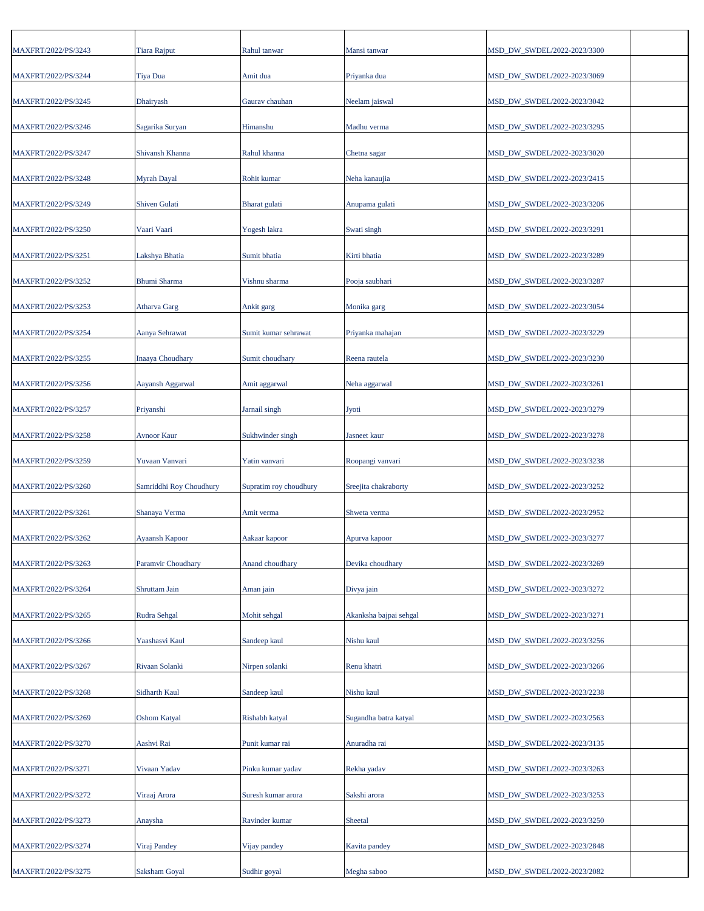| MAXFRT/2022/PS/3243 | Tiara Rajput | Rahul tanwar | Mansi tanwar | MSD_DW_SWDEL/2022-2023/3300 | |
|---|---|---|---|---|---|
| MAXFRT/2022/PS/3244 | Tiya Dua | Amit dua | Priyanka dua | MSD_DW_SWDEL/2022-2023/3069 | |
| MAXFRT/2022/PS/3245 | Dhairyash | Gaurav chauhan | Neelam jaiswal | MSD_DW_SWDEL/2022-2023/3042 | |
| MAXFRT/2022/PS/3246 | Sagarika Suryan | Himanshu | Madhu verma | MSD_DW_SWDEL/2022-2023/3295 | |
| MAXFRT/2022/PS/3247 | Shivansh Khanna | Rahul khanna | Chetna sagar | MSD_DW_SWDEL/2022-2023/3020 | |
| MAXFRT/2022/PS/3248 | Myrah Dayal | Rohit kumar | Neha kanaujia | MSD_DW_SWDEL/2022-2023/2415 | |
| MAXFRT/2022/PS/3249 | Shiven Gulati | Bharat gulati | Anupama gulati | MSD_DW_SWDEL/2022-2023/3206 | |
| MAXFRT/2022/PS/3250 | Vaari Vaari | Yogesh lakra | Swati singh | MSD_DW_SWDEL/2022-2023/3291 | |
| MAXFRT/2022/PS/3251 | Lakshya Bhatia | Sumit bhatia | Kirti bhatia | MSD_DW_SWDEL/2022-2023/3289 | |
| MAXFRT/2022/PS/3252 | Bhumi Sharma | Vishnu sharma | Pooja saubhari | MSD_DW_SWDEL/2022-2023/3287 | |
| MAXFRT/2022/PS/3253 | Atharva Garg | Ankit garg | Monika garg | MSD_DW_SWDEL/2022-2023/3054 | |
| MAXFRT/2022/PS/3254 | Aanya Sehrawat | Sumit kumar sehrawat | Priyanka mahajan | MSD_DW_SWDEL/2022-2023/3229 | |
| MAXFRT/2022/PS/3255 | Inaaya Choudhary | Sumit choudhary | Reena rautela | MSD_DW_SWDEL/2022-2023/3230 | |
| MAXFRT/2022/PS/3256 | Aayansh Aggarwal | Amit aggarwal | Neha aggarwal | MSD_DW_SWDEL/2022-2023/3261 | |
| MAXFRT/2022/PS/3257 | Priyanshi | Jarnail singh | Jyoti | MSD_DW_SWDEL/2022-2023/3279 | |
| MAXFRT/2022/PS/3258 | Avnoor Kaur | Sukhwinder singh | Jasneet kaur | MSD_DW_SWDEL/2022-2023/3278 | |
| MAXFRT/2022/PS/3259 | Yuvaan Vanvari | Yatin vanvari | Roopangi vanvari | MSD_DW_SWDEL/2022-2023/3238 | |
| MAXFRT/2022/PS/3260 | Samriddhi Roy Choudhury | Supratim roy choudhury | Sreejita chakraborty | MSD_DW_SWDEL/2022-2023/3252 | |
| MAXFRT/2022/PS/3261 | Shanaya Verma | Amit verma | Shweta verma | MSD_DW_SWDEL/2022-2023/2952 | |
| MAXFRT/2022/PS/3262 | Ayaansh Kapoor | Aakaar kapoor | Apurva kapoor | MSD_DW_SWDEL/2022-2023/3277 | |
| MAXFRT/2022/PS/3263 | Paramvir Choudhary | Anand choudhary | Devika choudhary | MSD_DW_SWDEL/2022-2023/3269 | |
| MAXFRT/2022/PS/3264 | Shruttam Jain | Aman jain | Divya jain | MSD_DW_SWDEL/2022-2023/3272 | |
| MAXFRT/2022/PS/3265 | Rudra Sehgal | Mohit sehgal | Akanksha bajpai sehgal | MSD_DW_SWDEL/2022-2023/3271 | |
| MAXFRT/2022/PS/3266 | Yaashasvi Kaul | Sandeep kaul | Nishu kaul | MSD_DW_SWDEL/2022-2023/3256 | |
| MAXFRT/2022/PS/3267 | Rivaan Solanki | Nirpen solanki | Renu khatri | MSD_DW_SWDEL/2022-2023/3266 | |
| MAXFRT/2022/PS/3268 | Sidharth Kaul | Sandeep kaul | Nishu kaul | MSD_DW_SWDEL/2022-2023/2238 | |
| MAXFRT/2022/PS/3269 | Oshom Katyal | Rishabh katyal | Sugandha batra katyal | MSD_DW_SWDEL/2022-2023/2563 | |
| MAXFRT/2022/PS/3270 | Aashvi Rai | Punit kumar rai | Anuradha rai | MSD_DW_SWDEL/2022-2023/3135 | |
| MAXFRT/2022/PS/3271 | Vivaan Yadav | Pinku kumar yadav | Rekha yadav | MSD_DW_SWDEL/2022-2023/3263 | |
| MAXFRT/2022/PS/3272 | Viraaj Arora | Suresh kumar arora | Sakshi arora | MSD_DW_SWDEL/2022-2023/3253 | |
| MAXFRT/2022/PS/3273 | Anaysha | Ravinder kumar | Sheetal | MSD_DW_SWDEL/2022-2023/3250 | |
| MAXFRT/2022/PS/3274 | Viraj Pandey | Vijay pandey | Kavita pandey | MSD_DW_SWDEL/2022-2023/2848 | |
| MAXFRT/2022/PS/3275 | Saksham Goyal | Sudhir goyal | Megha saboo | MSD_DW_SWDEL/2022-2023/2082 | |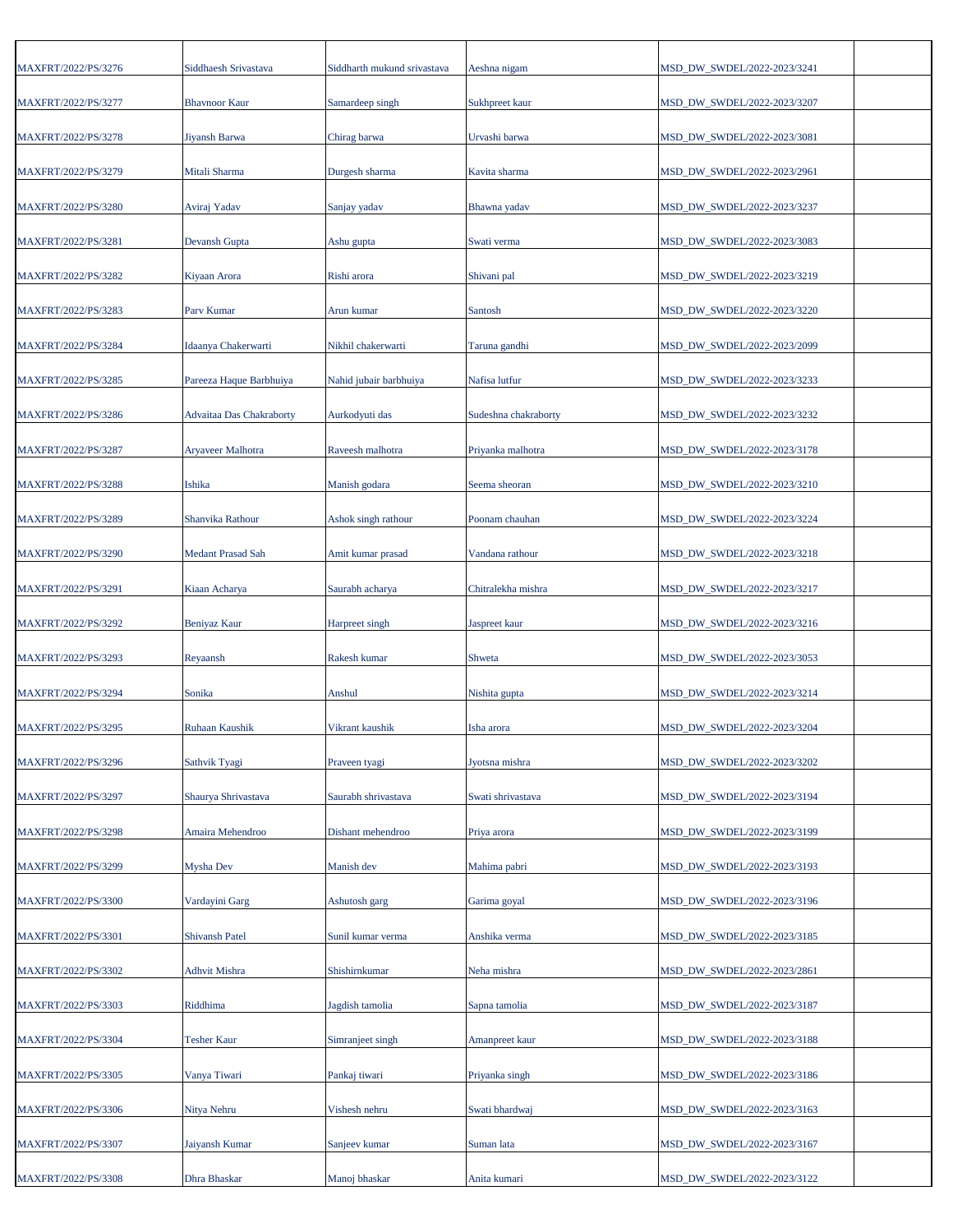| | | | | | |
|---|---|---|---|---|---|
| MAXFRT/2022/PS/3276 | Siddhaesh Srivastava | Siddharth mukund srivastava | Aeshna nigam | MSD_DW_SWDEL/2022-2023/3241 | |
| MAXFRT/2022/PS/3277 | Bhavnoor Kaur | Samardeep singh | Sukhpreet kaur | MSD_DW_SWDEL/2022-2023/3207 | |
| MAXFRT/2022/PS/3278 | Jiyansh Barwa | Chirag barwa | Urvashi barwa | MSD_DW_SWDEL/2022-2023/3081 | |
| MAXFRT/2022/PS/3279 | Mitali Sharma | Durgesh sharma | Kavita sharma | MSD_DW_SWDEL/2022-2023/2961 | |
| MAXFRT/2022/PS/3280 | Aviraj Yadav | Sanjay yadav | Bhawna yadav | MSD_DW_SWDEL/2022-2023/3237 | |
| MAXFRT/2022/PS/3281 | Devansh Gupta | Ashu gupta | Swati verma | MSD_DW_SWDEL/2022-2023/3083 | |
| MAXFRT/2022/PS/3282 | Kiyaan Arora | Rishi arora | Shivani pal | MSD_DW_SWDEL/2022-2023/3219 | |
| MAXFRT/2022/PS/3283 | Parv Kumar | Arun kumar | Santosh | MSD_DW_SWDEL/2022-2023/3220 | |
| MAXFRT/2022/PS/3284 | Idaanya Chakerwarti | Nikhil chakerwarti | Taruna gandhi | MSD_DW_SWDEL/2022-2023/2099 | |
| MAXFRT/2022/PS/3285 | Pareeza Haque Barbhuiya | Nahid jubair barbhuiya | Nafisa lutfur | MSD_DW_SWDEL/2022-2023/3233 | |
| MAXFRT/2022/PS/3286 | Advaitaa Das Chakraborty | Aurkodyuti das | Sudeshna chakraborty | MSD_DW_SWDEL/2022-2023/3232 | |
| MAXFRT/2022/PS/3287 | Aryaveer Malhotra | Raveesh malhotra | Priyanka malhotra | MSD_DW_SWDEL/2022-2023/3178 | |
| MAXFRT/2022/PS/3288 | Ishika | Manish godara | Seema sheoran | MSD_DW_SWDEL/2022-2023/3210 | |
| MAXFRT/2022/PS/3289 | Shanvika Rathour | Ashok singh rathour | Poonam chauhan | MSD_DW_SWDEL/2022-2023/3224 | |
| MAXFRT/2022/PS/3290 | Medant Prasad Sah | Amit kumar prasad | Vandana rathour | MSD_DW_SWDEL/2022-2023/3218 | |
| MAXFRT/2022/PS/3291 | Kiaan Acharya | Saurabh acharya | Chitralekha mishra | MSD_DW_SWDEL/2022-2023/3217 | |
| MAXFRT/2022/PS/3292 | Beniyaz Kaur | Harpreet singh | Jaspreet kaur | MSD_DW_SWDEL/2022-2023/3216 | |
| MAXFRT/2022/PS/3293 | Reyaansh | Rakesh kumar | Shweta | MSD_DW_SWDEL/2022-2023/3053 | |
| MAXFRT/2022/PS/3294 | Sonika | Anshul | Nishita gupta | MSD_DW_SWDEL/2022-2023/3214 | |
| MAXFRT/2022/PS/3295 | Ruhaan Kaushik | Vikrant kaushik | Isha arora | MSD_DW_SWDEL/2022-2023/3204 | |
| MAXFRT/2022/PS/3296 | Sathvik Tyagi | Praveen tyagi | Jyotsna mishra | MSD_DW_SWDEL/2022-2023/3202 | |
| MAXFRT/2022/PS/3297 | Shaurya Shrivastava | Saurabh shrivastava | Swati shrivastava | MSD_DW_SWDEL/2022-2023/3194 | |
| MAXFRT/2022/PS/3298 | Amaira Mehendroo | Dishant mehendroo | Priya arora | MSD_DW_SWDEL/2022-2023/3199 | |
| MAXFRT/2022/PS/3299 | Mysha Dev | Manish dev | Mahima pabri | MSD_DW_SWDEL/2022-2023/3193 | |
| MAXFRT/2022/PS/3300 | Vardayini Garg | Ashutosh garg | Garima goyal | MSD_DW_SWDEL/2022-2023/3196 | |
| MAXFRT/2022/PS/3301 | Shivansh Patel | Sunil kumar verma | Anshika verma | MSD_DW_SWDEL/2022-2023/3185 | |
| MAXFRT/2022/PS/3302 | Adhvit Mishra | Shishirnkumar | Neha mishra | MSD_DW_SWDEL/2022-2023/2861 | |
| MAXFRT/2022/PS/3303 | Riddhima | Jagdish tamolia | Sapna tamolia | MSD_DW_SWDEL/2022-2023/3187 | |
| MAXFRT/2022/PS/3304 | Tesher Kaur | Simranjeet singh | Amanpreet kaur | MSD_DW_SWDEL/2022-2023/3188 | |
| MAXFRT/2022/PS/3305 | Vanya Tiwari | Pankaj tiwari | Priyanka singh | MSD_DW_SWDEL/2022-2023/3186 | |
| MAXFRT/2022/PS/3306 | Nitya Nehru | Vishesh nehru | Swati bhardwaj | MSD_DW_SWDEL/2022-2023/3163 | |
| MAXFRT/2022/PS/3307 | Jaiyansh Kumar | Sanjeev kumar | Suman lata | MSD_DW_SWDEL/2022-2023/3167 | |
| MAXFRT/2022/PS/3308 | Dhra Bhaskar | Manoj bhaskar | Anita kumari | MSD_DW_SWDEL/2022-2023/3122 | |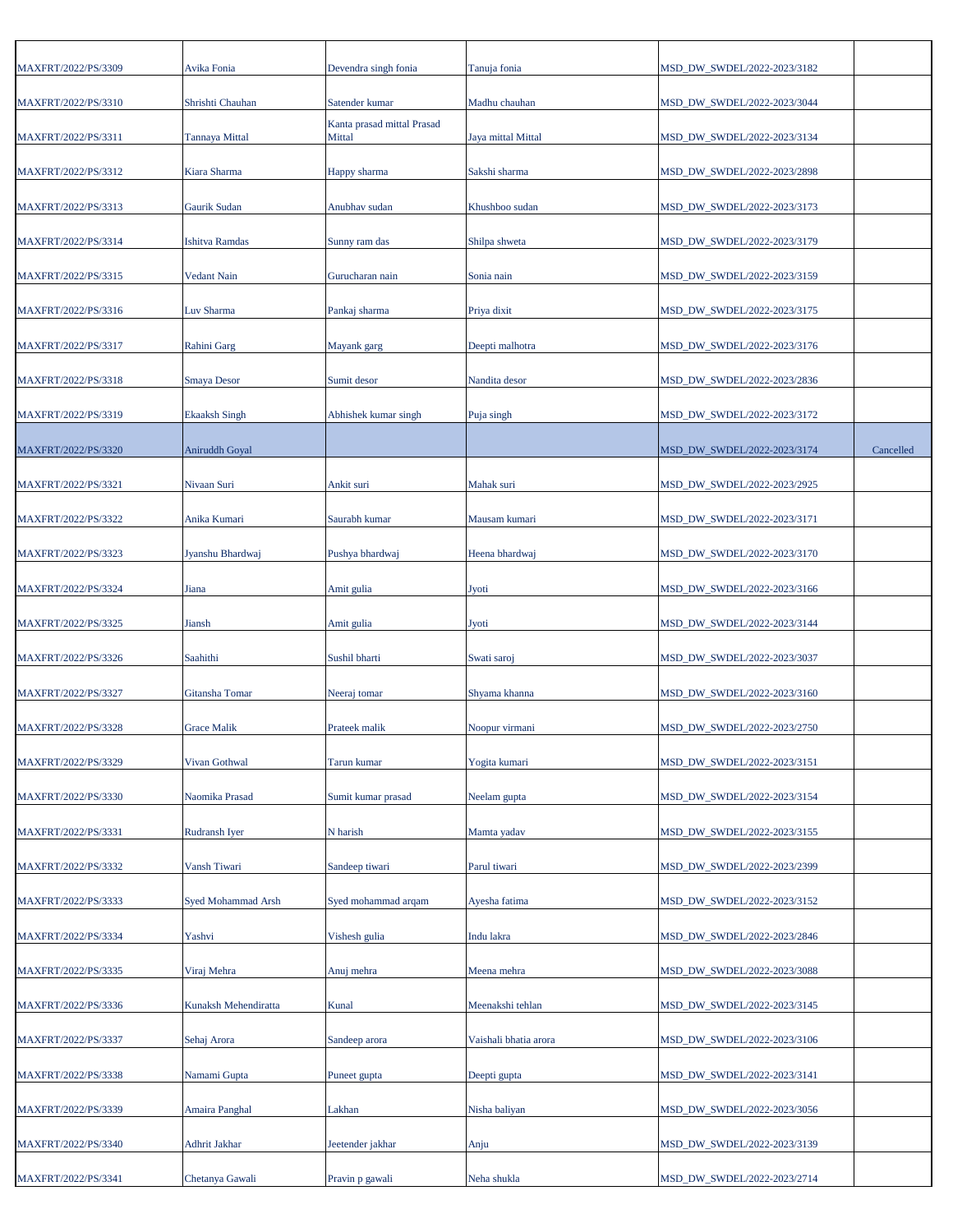| | | | | | |
|---|---|---|---|---|---|
| MAXFRT/2022/PS/3309 | Avika Fonia | Devendra singh fonia | Tanuja fonia | MSD_DW_SWDEL/2022-2023/3182 | |
| MAXFRT/2022/PS/3310 | Shrishti Chauhan | Satender kumar | Madhu chauhan | MSD_DW_SWDEL/2022-2023/3044 | |
| MAXFRT/2022/PS/3311 | Tannaya Mittal | Kanta prasad mittal Prasad Mittal | Jaya mittal Mittal | MSD_DW_SWDEL/2022-2023/3134 | |
| MAXFRT/2022/PS/3312 | Kiara Sharma | Happy sharma | Sakshi sharma | MSD_DW_SWDEL/2022-2023/2898 | |
| MAXFRT/2022/PS/3313 | Gaurik Sudan | Anubhav sudan | Khushboo sudan | MSD_DW_SWDEL/2022-2023/3173 | |
| MAXFRT/2022/PS/3314 | Ishitva Ramdas | Sunny ram das | Shilpa shweta | MSD_DW_SWDEL/2022-2023/3179 | |
| MAXFRT/2022/PS/3315 | Vedant Nain | Gurucharan nain | Sonia nain | MSD_DW_SWDEL/2022-2023/3159 | |
| MAXFRT/2022/PS/3316 | Luv Sharma | Pankaj sharma | Priya dixit | MSD_DW_SWDEL/2022-2023/3175 | |
| MAXFRT/2022/PS/3317 | Rahini Garg | Mayank garg | Deepti malhotra | MSD_DW_SWDEL/2022-2023/3176 | |
| MAXFRT/2022/PS/3318 | Smaya Desor | Sumit desor | Nandita desor | MSD_DW_SWDEL/2022-2023/2836 | |
| MAXFRT/2022/PS/3319 | Ekaaksh Singh | Abhishek kumar singh | Puja singh | MSD_DW_SWDEL/2022-2023/3172 | |
| MAXFRT/2022/PS/3320 | Aniruddh Goyal | | | MSD_DW_SWDEL/2022-2023/3174 | Cancelled |
| MAXFRT/2022/PS/3321 | Nivaan Suri | Ankit suri | Mahak suri | MSD_DW_SWDEL/2022-2023/2925 | |
| MAXFRT/2022/PS/3322 | Anika Kumari | Saurabh kumar | Mausam kumari | MSD_DW_SWDEL/2022-2023/3171 | |
| MAXFRT/2022/PS/3323 | Jyanshu Bhardwaj | Pushya bhardwaj | Heena bhardwaj | MSD_DW_SWDEL/2022-2023/3170 | |
| MAXFRT/2022/PS/3324 | Jiana | Amit gulia | Jyoti | MSD_DW_SWDEL/2022-2023/3166 | |
| MAXFRT/2022/PS/3325 | Jiansh | Amit gulia | Jyoti | MSD_DW_SWDEL/2022-2023/3144 | |
| MAXFRT/2022/PS/3326 | Saahithi | Sushil bharti | Swati saroj | MSD_DW_SWDEL/2022-2023/3037 | |
| MAXFRT/2022/PS/3327 | Gitansha Tomar | Neeraj tomar | Shyama khanna | MSD_DW_SWDEL/2022-2023/3160 | |
| MAXFRT/2022/PS/3328 | Grace Malik | Prateek malik | Noopur virmani | MSD_DW_SWDEL/2022-2023/2750 | |
| MAXFRT/2022/PS/3329 | Vivan Gothwal | Tarun kumar | Yogita kumari | MSD_DW_SWDEL/2022-2023/3151 | |
| MAXFRT/2022/PS/3330 | Naomika Prasad | Sumit kumar prasad | Neelam gupta | MSD_DW_SWDEL/2022-2023/3154 | |
| MAXFRT/2022/PS/3331 | Rudransh Iyer | N harish | Mamta yadav | MSD_DW_SWDEL/2022-2023/3155 | |
| MAXFRT/2022/PS/3332 | Vansh Tiwari | Sandeep tiwari | Parul tiwari | MSD_DW_SWDEL/2022-2023/2399 | |
| MAXFRT/2022/PS/3333 | Syed Mohammad Arsh | Syed mohammad arqam | Ayesha fatima | MSD_DW_SWDEL/2022-2023/3152 | |
| MAXFRT/2022/PS/3334 | Yashvi | Vishesh gulia | Indu lakra | MSD_DW_SWDEL/2022-2023/2846 | |
| MAXFRT/2022/PS/3335 | Viraj Mehra | Anuj mehra | Meena mehra | MSD_DW_SWDEL/2022-2023/3088 | |
| MAXFRT/2022/PS/3336 | Kunaksh Mehendiratta | Kunal | Meenakshi tehlan | MSD_DW_SWDEL/2022-2023/3145 | |
| MAXFRT/2022/PS/3337 | Sehaj Arora | Sandeep arora | Vaishali bhatia arora | MSD_DW_SWDEL/2022-2023/3106 | |
| MAXFRT/2022/PS/3338 | Namami Gupta | Puneet gupta | Deepti gupta | MSD_DW_SWDEL/2022-2023/3141 | |
| MAXFRT/2022/PS/3339 | Amaira Panghal | Lakhan | Nisha baliyan | MSD_DW_SWDEL/2022-2023/3056 | |
| MAXFRT/2022/PS/3340 | Adhrit Jakhar | Jeetender jakhar | Anju | MSD_DW_SWDEL/2022-2023/3139 | |
| MAXFRT/2022/PS/3341 | Chetanya Gawali | Pravin p gawali | Neha shukla | MSD_DW_SWDEL/2022-2023/2714 | |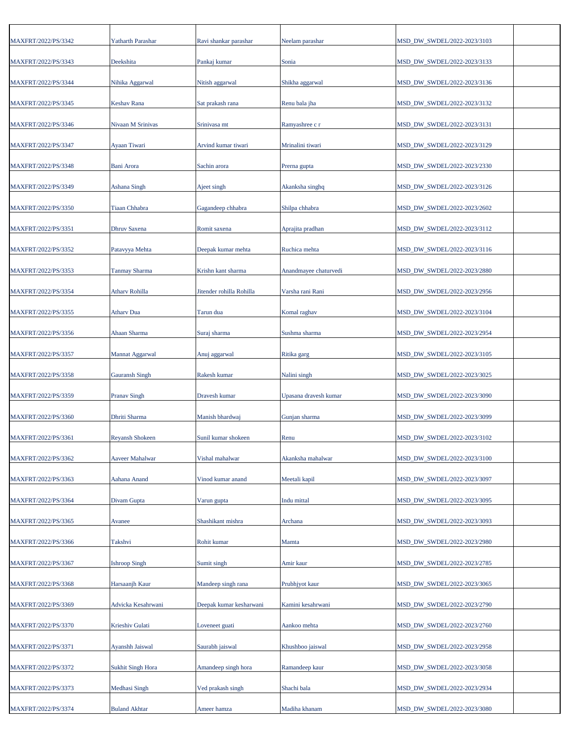| | | | | | |
|---|---|---|---|---|---|
| MAXFRT/2022/PS/3342 | Yatharth Parashar | Ravi shankar parashar | Neelam parashar | MSD_DW_SWDEL/2022-2023/3103 | |
| MAXFRT/2022/PS/3343 | Deekshita | Pankaj kumar | Sonia | MSD_DW_SWDEL/2022-2023/3133 | |
| MAXFRT/2022/PS/3344 | Nihika Aggarwal | Nitish aggarwal | Shikha aggarwal | MSD_DW_SWDEL/2022-2023/3136 | |
| MAXFRT/2022/PS/3345 | Keshav Rana | Sat prakash rana | Renu bala jha | MSD_DW_SWDEL/2022-2023/3132 | |
| MAXFRT/2022/PS/3346 | Nivaan M Srinivas | Srinivasa mt | Ramyashree c r | MSD_DW_SWDEL/2022-2023/3131 | |
| MAXFRT/2022/PS/3347 | Ayaan Tiwari | Arvind kumar tiwari | Mrinalini tiwari | MSD_DW_SWDEL/2022-2023/3129 | |
| MAXFRT/2022/PS/3348 | Bani Arora | Sachin arora | Prerna gupta | MSD_DW_SWDEL/2022-2023/2330 | |
| MAXFRT/2022/PS/3349 | Ashana Singh | Ajeet singh | Akanksha singhq | MSD_DW_SWDEL/2022-2023/3126 | |
| MAXFRT/2022/PS/3350 | Tiaan Chhabra | Gagandeep chhabra | Shilpa chhabra | MSD_DW_SWDEL/2022-2023/2602 | |
| MAXFRT/2022/PS/3351 | Dhruv Saxena | Romit saxena | Aprajita pradhan | MSD_DW_SWDEL/2022-2023/3112 | |
| MAXFRT/2022/PS/3352 | Patavyya Mehta | Deepak kumar mehta | Ruchica mehta | MSD_DW_SWDEL/2022-2023/3116 | |
| MAXFRT/2022/PS/3353 | Tanmay Sharma | Krishn kant sharma | Anandmayee chaturvedi | MSD_DW_SWDEL/2022-2023/2880 | |
| MAXFRT/2022/PS/3354 | Atharv Rohilla | Jitender rohilla Rohilla | Varsha rani Rani | MSD_DW_SWDEL/2022-2023/2956 | |
| MAXFRT/2022/PS/3355 | Atharv Dua | Tarun dua | Komal raghav | MSD_DW_SWDEL/2022-2023/3104 | |
| MAXFRT/2022/PS/3356 | Ahaan Sharma | Suraj sharma | Sushma sharma | MSD_DW_SWDEL/2022-2023/2954 | |
| MAXFRT/2022/PS/3357 | Mannat Aggarwal | Anuj aggarwal | Ritika garg | MSD_DW_SWDEL/2022-2023/3105 | |
| MAXFRT/2022/PS/3358 | Gauransh Singh | Rakesh kumar | Nalini singh | MSD_DW_SWDEL/2022-2023/3025 | |
| MAXFRT/2022/PS/3359 | Pranav Singh | Dravesh kumar | Upasana dravesh kumar | MSD_DW_SWDEL/2022-2023/3090 | |
| MAXFRT/2022/PS/3360 | Dhriti Sharma | Manish bhardwaj | Gunjan sharma | MSD_DW_SWDEL/2022-2023/3099 | |
| MAXFRT/2022/PS/3361 | Reyansh Shokeen | Sunil kumar shokeen | Renu | MSD_DW_SWDEL/2022-2023/3102 | |
| MAXFRT/2022/PS/3362 | Aaveer Mahalwar | Vishal mahalwar | Akanksha mahalwar | MSD_DW_SWDEL/2022-2023/3100 | |
| MAXFRT/2022/PS/3363 | Aahana Anand | Vinod kumar anand | Meetali kapil | MSD_DW_SWDEL/2022-2023/3097 | |
| MAXFRT/2022/PS/3364 | Divam Gupta | Varun gupta | Indu mittal | MSD_DW_SWDEL/2022-2023/3095 | |
| MAXFRT/2022/PS/3365 | Avanee | Shashikant mishra | Archana | MSD_DW_SWDEL/2022-2023/3093 | |
| MAXFRT/2022/PS/3366 | Takshvi | Rohit kumar | Mamta | MSD_DW_SWDEL/2022-2023/2980 | |
| MAXFRT/2022/PS/3367 | Ishroop Singh | Sumit singh | Amir kaur | MSD_DW_SWDEL/2022-2023/2785 | |
| MAXFRT/2022/PS/3368 | Harsaanjh Kaur | Mandeep singh rana | Prubhjyot kaur | MSD_DW_SWDEL/2022-2023/3065 | |
| MAXFRT/2022/PS/3369 | Advicka Kesahrwani | Deepak kumar kesharwani | Kamini kesahrwani | MSD_DW_SWDEL/2022-2023/2790 | |
| MAXFRT/2022/PS/3370 | Krieshiv Gulati | Loveneet guati | Aankoo mehta | MSD_DW_SWDEL/2022-2023/2760 | |
| MAXFRT/2022/PS/3371 | Ayanshh Jaiswal | Saurabh jaiswal | Khushboo jaiswal | MSD_DW_SWDEL/2022-2023/2958 | |
| MAXFRT/2022/PS/3372 | Sukhit Singh Hora | Amandeep singh hora | Ramandeep kaur | MSD_DW_SWDEL/2022-2023/3058 | |
| MAXFRT/2022/PS/3373 | Medhasi Singh | Ved prakash singh | Shachi bala | MSD_DW_SWDEL/2022-2023/2934 | |
| MAXFRT/2022/PS/3374 | Buland Akhtar | Ameer hamza | Madiha khanam | MSD_DW_SWDEL/2022-2023/3080 | |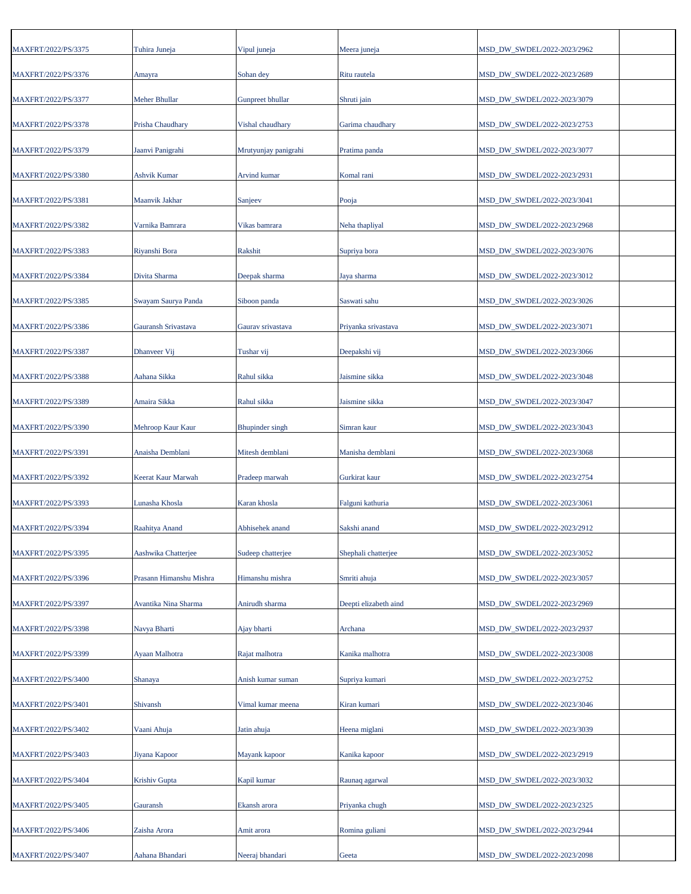| | | | | | |
|---|---|---|---|---|---|
| MAXFRT/2022/PS/3375 | Tuhira Juneja | Vipul juneja | Meera juneja | MSD_DW_SWDEL/2022-2023/2962 | |
| MAXFRT/2022/PS/3376 | Amayra | Sohan dey | Ritu rautela | MSD_DW_SWDEL/2022-2023/2689 | |
| MAXFRT/2022/PS/3377 | Meher Bhullar | Gunpreet bhullar | Shruti jain | MSD_DW_SWDEL/2022-2023/3079 | |
| MAXFRT/2022/PS/3378 | Prisha Chaudhary | Vishal chaudhary | Garima chaudhary | MSD_DW_SWDEL/2022-2023/2753 | |
| MAXFRT/2022/PS/3379 | Jaanvi Panigrahi | Mrutyunjay panigrahi | Pratima panda | MSD_DW_SWDEL/2022-2023/3077 | |
| MAXFRT/2022/PS/3380 | Ashvik Kumar | Arvind kumar | Komal rani | MSD_DW_SWDEL/2022-2023/2931 | |
| MAXFRT/2022/PS/3381 | Maanvik Jakhar | Sanjeev | Pooja | MSD_DW_SWDEL/2022-2023/3041 | |
| MAXFRT/2022/PS/3382 | Varnika Bamrara | Vikas bamrara | Neha thapliyal | MSD_DW_SWDEL/2022-2023/2968 | |
| MAXFRT/2022/PS/3383 | Riyanshi Bora | Rakshit | Supriya bora | MSD_DW_SWDEL/2022-2023/3076 | |
| MAXFRT/2022/PS/3384 | Divita Sharma | Deepak sharma | Jaya sharma | MSD_DW_SWDEL/2022-2023/3012 | |
| MAXFRT/2022/PS/3385 | Swayam Saurya Panda | Siboon panda | Saswati sahu | MSD_DW_SWDEL/2022-2023/3026 | |
| MAXFRT/2022/PS/3386 | Gauransh Srivastava | Gaurav srivastava | Priyanka srivastava | MSD_DW_SWDEL/2022-2023/3071 | |
| MAXFRT/2022/PS/3387 | Dhanveer Vij | Tushar vij | Deepakshi vij | MSD_DW_SWDEL/2022-2023/3066 | |
| MAXFRT/2022/PS/3388 | Aahana Sikka | Rahul sikka | Jaismine sikka | MSD_DW_SWDEL/2022-2023/3048 | |
| MAXFRT/2022/PS/3389 | Amaira Sikka | Rahul sikka | Jaismine sikka | MSD_DW_SWDEL/2022-2023/3047 | |
| MAXFRT/2022/PS/3390 | Mehroop Kaur Kaur | Bhupinder singh | Simran kaur | MSD_DW_SWDEL/2022-2023/3043 | |
| MAXFRT/2022/PS/3391 | Anaisha Demblani | Mitesh demblani | Manisha demblani | MSD_DW_SWDEL/2022-2023/3068 | |
| MAXFRT/2022/PS/3392 | Keerat Kaur Marwah | Pradeep marwah | Gurkirat kaur | MSD_DW_SWDEL/2022-2023/2754 | |
| MAXFRT/2022/PS/3393 | Lunasha Khosla | Karan khosla | Falguni kathuria | MSD_DW_SWDEL/2022-2023/3061 | |
| MAXFRT/2022/PS/3394 | Raahitya Anand | Abhisehek anand | Sakshi anand | MSD_DW_SWDEL/2022-2023/2912 | |
| MAXFRT/2022/PS/3395 | Aashwika Chatterjee | Sudeep chatterjee | Shephali chatterjee | MSD_DW_SWDEL/2022-2023/3052 | |
| MAXFRT/2022/PS/3396 | Prasann Himanshu Mishra | Himanshu mishra | Smriti ahuja | MSD_DW_SWDEL/2022-2023/3057 | |
| MAXFRT/2022/PS/3397 | Avantika Nina Sharma | Anirudh sharma | Deepti elizabeth aind | MSD_DW_SWDEL/2022-2023/2969 | |
| MAXFRT/2022/PS/3398 | Navya Bharti | Ajay bharti | Archana | MSD_DW_SWDEL/2022-2023/2937 | |
| MAXFRT/2022/PS/3399 | Ayaan Malhotra | Rajat malhotra | Kanika malhotra | MSD_DW_SWDEL/2022-2023/3008 | |
| MAXFRT/2022/PS/3400 | Shanaya | Anish kumar suman | Supriya kumari | MSD_DW_SWDEL/2022-2023/2752 | |
| MAXFRT/2022/PS/3401 | Shivansh | Vimal kumar meena | Kiran kumari | MSD_DW_SWDEL/2022-2023/3046 | |
| MAXFRT/2022/PS/3402 | Vaani Ahuja | Jatin ahuja | Heena miglani | MSD_DW_SWDEL/2022-2023/3039 | |
| MAXFRT/2022/PS/3403 | Jiyana Kapoor | Mayank kapoor | Kanika kapoor | MSD_DW_SWDEL/2022-2023/2919 | |
| MAXFRT/2022/PS/3404 | Krishiv Gupta | Kapil kumar | Raunaq agarwal | MSD_DW_SWDEL/2022-2023/3032 | |
| MAXFRT/2022/PS/3405 | Gauransh | Ekansh arora | Priyanka chugh | MSD_DW_SWDEL/2022-2023/2325 | |
| MAXFRT/2022/PS/3406 | Zaisha Arora | Amit arora | Romina guliani | MSD_DW_SWDEL/2022-2023/2944 | |
| MAXFRT/2022/PS/3407 | Aahana Bhandari | Neeraj bhandari | Geeta | MSD_DW_SWDEL/2022-2023/2098 | |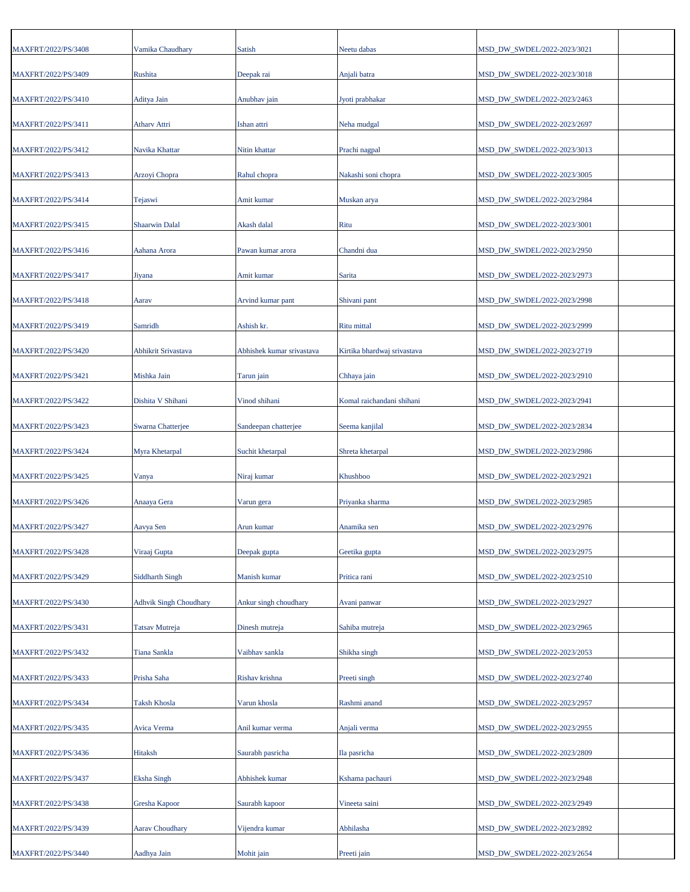| | | | | | |
|---|---|---|---|---|---|
| MAXFRT/2022/PS/3408 | Vamika Chaudhary | Satish | Neetu dabas | MSD_DW_SWDEL/2022-2023/3021 | |
| MAXFRT/2022/PS/3409 | Rushita | Deepak rai | Anjali batra | MSD_DW_SWDEL/2022-2023/3018 | |
| MAXFRT/2022/PS/3410 | Aditya Jain | Anubhav jain | Jyoti prabhakar | MSD_DW_SWDEL/2022-2023/2463 | |
| MAXFRT/2022/PS/3411 | Atharv Attri | Ishan attri | Neha mudgal | MSD_DW_SWDEL/2022-2023/2697 | |
| MAXFRT/2022/PS/3412 | Navika Khattar | Nitin khattar | Prachi nagpal | MSD_DW_SWDEL/2022-2023/3013 | |
| MAXFRT/2022/PS/3413 | Arzoyi Chopra | Rahul chopra | Nakashi soni chopra | MSD_DW_SWDEL/2022-2023/3005 | |
| MAXFRT/2022/PS/3414 | Tejaswi | Amit kumar | Muskan arya | MSD_DW_SWDEL/2022-2023/2984 | |
| MAXFRT/2022/PS/3415 | Shaarwin Dalal | Akash dalal | Ritu | MSD_DW_SWDEL/2022-2023/3001 | |
| MAXFRT/2022/PS/3416 | Aahana Arora | Pawan kumar arora | Chandni dua | MSD_DW_SWDEL/2022-2023/2950 | |
| MAXFRT/2022/PS/3417 | Jiyana | Amit kumar | Sarita | MSD_DW_SWDEL/2022-2023/2973 | |
| MAXFRT/2022/PS/3418 | Aarav | Arvind kumar pant | Shivani pant | MSD_DW_SWDEL/2022-2023/2998 | |
| MAXFRT/2022/PS/3419 | Samridh | Ashish kr. | Ritu mittal | MSD_DW_SWDEL/2022-2023/2999 | |
| MAXFRT/2022/PS/3420 | Abhikrit Srivastava | Abhishek kumar srivastava | Kirtika bhardwaj srivastava | MSD_DW_SWDEL/2022-2023/2719 | |
| MAXFRT/2022/PS/3421 | Mishka Jain | Tarun jain | Chhaya jain | MSD_DW_SWDEL/2022-2023/2910 | |
| MAXFRT/2022/PS/3422 | Dishita V Shihani | Vinod shihani | Komal raichandani shihani | MSD_DW_SWDEL/2022-2023/2941 | |
| MAXFRT/2022/PS/3423 | Swarna Chatterjee | Sandeepan chatterjee | Seema kanjilal | MSD_DW_SWDEL/2022-2023/2834 | |
| MAXFRT/2022/PS/3424 | Myra Khetarpal | Suchit khetarpal | Shreta khetarpal | MSD_DW_SWDEL/2022-2023/2986 | |
| MAXFRT/2022/PS/3425 | Vanya | Niraj kumar | Khushboo | MSD_DW_SWDEL/2022-2023/2921 | |
| MAXFRT/2022/PS/3426 | Anaaya Gera | Varun gera | Priyanka sharma | MSD_DW_SWDEL/2022-2023/2985 | |
| MAXFRT/2022/PS/3427 | Aavya Sen | Arun kumar | Anamika sen | MSD_DW_SWDEL/2022-2023/2976 | |
| MAXFRT/2022/PS/3428 | Viraaj Gupta | Deepak gupta | Geetika gupta | MSD_DW_SWDEL/2022-2023/2975 | |
| MAXFRT/2022/PS/3429 | Siddharth Singh | Manish kumar | Pritica rani | MSD_DW_SWDEL/2022-2023/2510 | |
| MAXFRT/2022/PS/3430 | Adhvik Singh Choudhary | Ankur singh choudhary | Avani panwar | MSD_DW_SWDEL/2022-2023/2927 | |
| MAXFRT/2022/PS/3431 | Tatsav Mutreja | Dinesh mutreja | Sahiba mutreja | MSD_DW_SWDEL/2022-2023/2965 | |
| MAXFRT/2022/PS/3432 | Tiana Sankla | Vaibhav sankla | Shikha singh | MSD_DW_SWDEL/2022-2023/2053 | |
| MAXFRT/2022/PS/3433 | Prisha Saha | Rishav krishna | Preeti singh | MSD_DW_SWDEL/2022-2023/2740 | |
| MAXFRT/2022/PS/3434 | Taksh Khosla | Varun khosla | Rashmi anand | MSD_DW_SWDEL/2022-2023/2957 | |
| MAXFRT/2022/PS/3435 | Avica Verma | Anil kumar verma | Anjali verma | MSD_DW_SWDEL/2022-2023/2955 | |
| MAXFRT/2022/PS/3436 | Hitaksh | Saurabh pasricha | Ila pasricha | MSD_DW_SWDEL/2022-2023/2809 | |
| MAXFRT/2022/PS/3437 | Eksha Singh | Abhishek kumar | Kshama pachauri | MSD_DW_SWDEL/2022-2023/2948 | |
| MAXFRT/2022/PS/3438 | Gresha Kapoor | Saurabh kapoor | Vineeta saini | MSD_DW_SWDEL/2022-2023/2949 | |
| MAXFRT/2022/PS/3439 | Aarav Choudhary | Vijendra kumar | Abhilasha | MSD_DW_SWDEL/2022-2023/2892 | |
| MAXFRT/2022/PS/3440 | Aadhya Jain | Mohit jain | Preeti jain | MSD_DW_SWDEL/2022-2023/2654 | |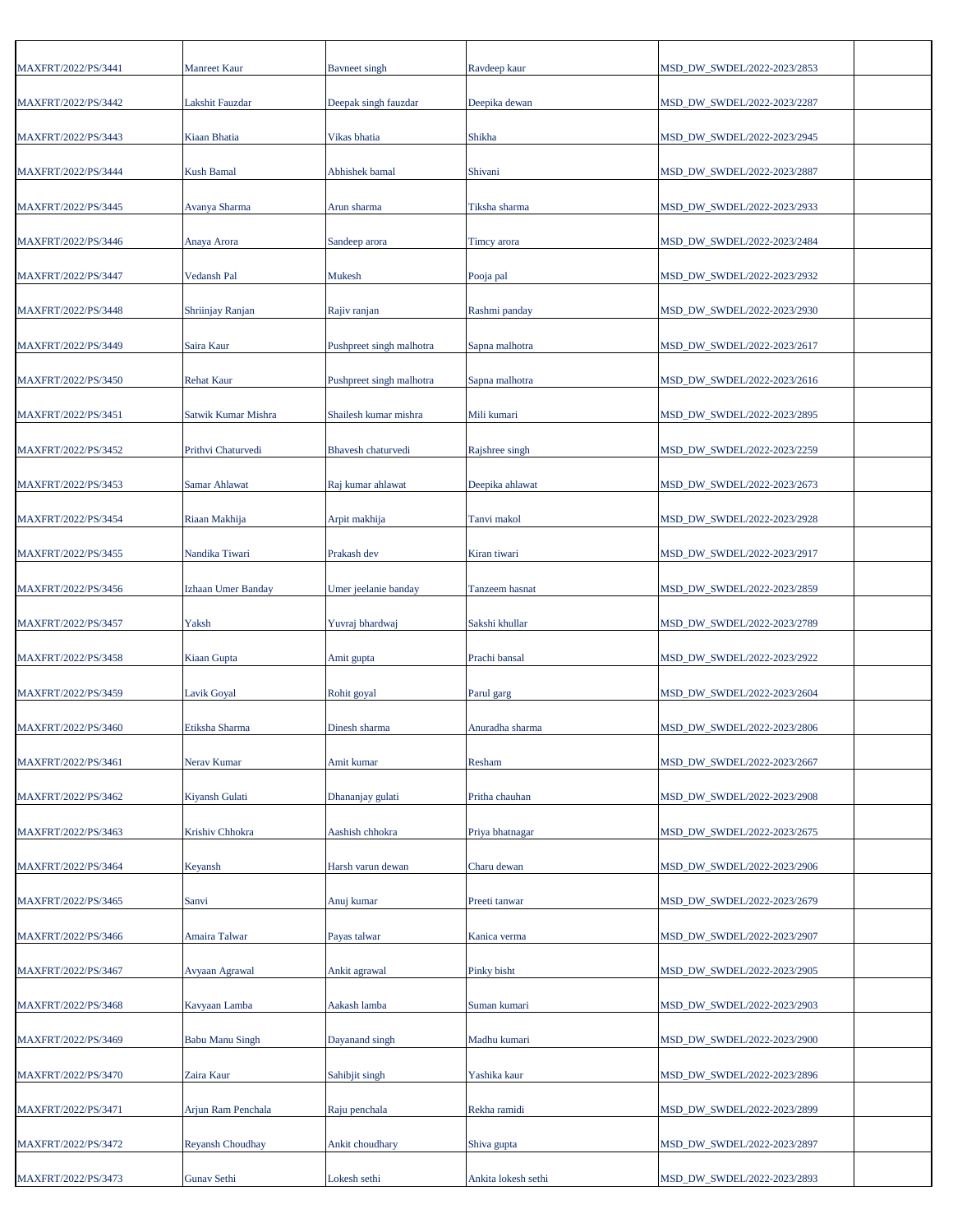| | | | | | |
|---|---|---|---|---|---|
| MAXFRT/2022/PS/3441 | Manreet Kaur | Bavneet singh | Ravdeep kaur | MSD_DW_SWDEL/2022-2023/2853 | |
| MAXFRT/2022/PS/3442 | Lakshit Fauzdar | Deepak singh fauzdar | Deepika dewan | MSD_DW_SWDEL/2022-2023/2287 | |
| MAXFRT/2022/PS/3443 | Kiaan Bhatia | Vikas bhatia | Shikha | MSD_DW_SWDEL/2022-2023/2945 | |
| MAXFRT/2022/PS/3444 | Kush Bamal | Abhishek bamal | Shivani | MSD_DW_SWDEL/2022-2023/2887 | |
| MAXFRT/2022/PS/3445 | Avanya Sharma | Arun sharma | Tiksha sharma | MSD_DW_SWDEL/2022-2023/2933 | |
| MAXFRT/2022/PS/3446 | Anaya Arora | Sandeep arora | Timcy arora | MSD_DW_SWDEL/2022-2023/2484 | |
| MAXFRT/2022/PS/3447 | Vedansh Pal | Mukesh | Pooja pal | MSD_DW_SWDEL/2022-2023/2932 | |
| MAXFRT/2022/PS/3448 | Shriinjay Ranjan | Rajiv ranjan | Rashmi panday | MSD_DW_SWDEL/2022-2023/2930 | |
| MAXFRT/2022/PS/3449 | Saira Kaur | Pushpreet singh malhotra | Sapna malhotra | MSD_DW_SWDEL/2022-2023/2617 | |
| MAXFRT/2022/PS/3450 | Rehat Kaur | Pushpreet singh malhotra | Sapna malhotra | MSD_DW_SWDEL/2022-2023/2616 | |
| MAXFRT/2022/PS/3451 | Satwik Kumar Mishra | Shailesh kumar mishra | Mili kumari | MSD_DW_SWDEL/2022-2023/2895 | |
| MAXFRT/2022/PS/3452 | Prithvi Chaturvedi | Bhavesh chaturvedi | Rajshree singh | MSD_DW_SWDEL/2022-2023/2259 | |
| MAXFRT/2022/PS/3453 | Samar Ahlawat | Raj kumar ahlawat | Deepika ahlawat | MSD_DW_SWDEL/2022-2023/2673 | |
| MAXFRT/2022/PS/3454 | Riaan Makhija | Arpit makhija | Tanvi makol | MSD_DW_SWDEL/2022-2023/2928 | |
| MAXFRT/2022/PS/3455 | Nandika Tiwari | Prakash dev | Kiran tiwari | MSD_DW_SWDEL/2022-2023/2917 | |
| MAXFRT/2022/PS/3456 | Izhaan Umer Banday | Umer jeelanie banday | Tanzeem hasnat | MSD_DW_SWDEL/2022-2023/2859 | |
| MAXFRT/2022/PS/3457 | Yaksh | Yuvraj bhardwaj | Sakshi khullar | MSD_DW_SWDEL/2022-2023/2789 | |
| MAXFRT/2022/PS/3458 | Kiaan Gupta | Amit gupta | Prachi bansal | MSD_DW_SWDEL/2022-2023/2922 | |
| MAXFRT/2022/PS/3459 | Lavik Goyal | Rohit goyal | Parul garg | MSD_DW_SWDEL/2022-2023/2604 | |
| MAXFRT/2022/PS/3460 | Etiksha Sharma | Dinesh sharma | Anuradha sharma | MSD_DW_SWDEL/2022-2023/2806 | |
| MAXFRT/2022/PS/3461 | Nerav Kumar | Amit kumar | Resham | MSD_DW_SWDEL/2022-2023/2667 | |
| MAXFRT/2022/PS/3462 | Kiyansh Gulati | Dhananjay gulati | Pritha chauhan | MSD_DW_SWDEL/2022-2023/2908 | |
| MAXFRT/2022/PS/3463 | Krishiv Chhokra | Aashish chhokra | Priya bhatnagar | MSD_DW_SWDEL/2022-2023/2675 | |
| MAXFRT/2022/PS/3464 | Keyansh | Harsh varun dewan | Charu dewan | MSD_DW_SWDEL/2022-2023/2906 | |
| MAXFRT/2022/PS/3465 | Sanvi | Anuj kumar | Preeti tanwar | MSD_DW_SWDEL/2022-2023/2679 | |
| MAXFRT/2022/PS/3466 | Amaira Talwar | Payas talwar | Kanica verma | MSD_DW_SWDEL/2022-2023/2907 | |
| MAXFRT/2022/PS/3467 | Avyaan Agrawal | Ankit agrawal | Pinky bisht | MSD_DW_SWDEL/2022-2023/2905 | |
| MAXFRT/2022/PS/3468 | Kavyaan Lamba | Aakash lamba | Suman kumari | MSD_DW_SWDEL/2022-2023/2903 | |
| MAXFRT/2022/PS/3469 | Babu Manu Singh | Dayanand singh | Madhu kumari | MSD_DW_SWDEL/2022-2023/2900 | |
| MAXFRT/2022/PS/3470 | Zaira Kaur | Sahibjit singh | Yashika kaur | MSD_DW_SWDEL/2022-2023/2896 | |
| MAXFRT/2022/PS/3471 | Arjun Ram Penchala | Raju penchala | Rekha ramidi | MSD_DW_SWDEL/2022-2023/2899 | |
| MAXFRT/2022/PS/3472 | Reyansh Choudhay | Ankit choudhary | Shiva gupta | MSD_DW_SWDEL/2022-2023/2897 | |
| MAXFRT/2022/PS/3473 | Gunav Sethi | Lokesh sethi | Ankita lokesh sethi | MSD_DW_SWDEL/2022-2023/2893 | |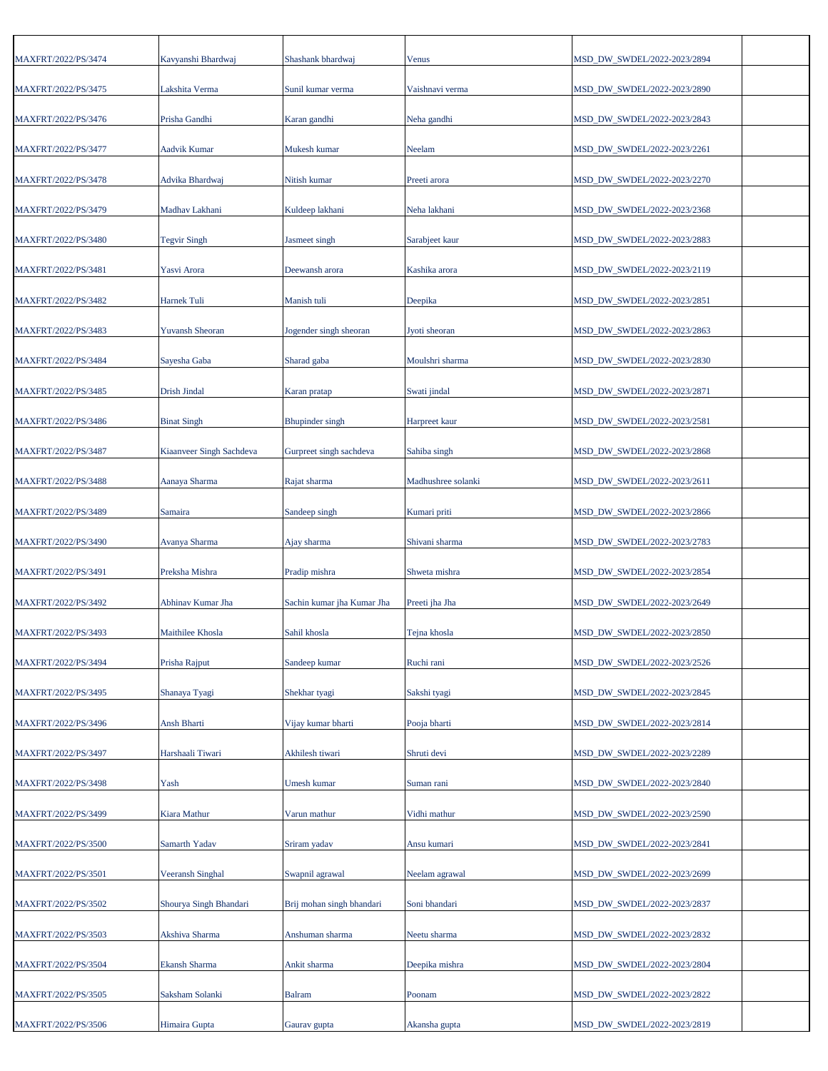| | | | | | |
|---|---|---|---|---|---|
| MAXFRT/2022/PS/3474 | Kavyanshi Bhardwaj | Shashank bhardwaj | Venus | MSD_DW_SWDEL/2022-2023/2894 | |
| MAXFRT/2022/PS/3475 | Lakshita Verma | Sunil kumar verma | Vaishnavi verma | MSD_DW_SWDEL/2022-2023/2890 | |
| MAXFRT/2022/PS/3476 | Prisha Gandhi | Karan gandhi | Neha gandhi | MSD_DW_SWDEL/2022-2023/2843 | |
| MAXFRT/2022/PS/3477 | Aadvik Kumar | Mukesh kumar | Neelam | MSD_DW_SWDEL/2022-2023/2261 | |
| MAXFRT/2022/PS/3478 | Advika Bhardwaj | Nitish kumar | Preeti arora | MSD_DW_SWDEL/2022-2023/2270 | |
| MAXFRT/2022/PS/3479 | Madhav Lakhani | Kuldeep lakhani | Neha lakhani | MSD_DW_SWDEL/2022-2023/2368 | |
| MAXFRT/2022/PS/3480 | Tegvir Singh | Jasmeet singh | Sarabjeet kaur | MSD_DW_SWDEL/2022-2023/2883 | |
| MAXFRT/2022/PS/3481 | Yasvi Arora | Deewansh arora | Kashika arora | MSD_DW_SWDEL/2022-2023/2119 | |
| MAXFRT/2022/PS/3482 | Harnek Tuli | Manish tuli | Deepika | MSD_DW_SWDEL/2022-2023/2851 | |
| MAXFRT/2022/PS/3483 | Yuvansh Sheoran | Jogender singh sheoran | Jyoti sheoran | MSD_DW_SWDEL/2022-2023/2863 | |
| MAXFRT/2022/PS/3484 | Sayesha Gaba | Sharad gaba | Moulshri sharma | MSD_DW_SWDEL/2022-2023/2830 | |
| MAXFRT/2022/PS/3485 | Drish Jindal | Karan pratap | Swati jindal | MSD_DW_SWDEL/2022-2023/2871 | |
| MAXFRT/2022/PS/3486 | Binat Singh | Bhupinder singh | Harpreet kaur | MSD_DW_SWDEL/2022-2023/2581 | |
| MAXFRT/2022/PS/3487 | Kiaanveer Singh Sachdeva | Gurpreet singh sachdeva | Sahiba singh | MSD_DW_SWDEL/2022-2023/2868 | |
| MAXFRT/2022/PS/3488 | Aanaya Sharma | Rajat sharma | Madhushree solanki | MSD_DW_SWDEL/2022-2023/2611 | |
| MAXFRT/2022/PS/3489 | Samaira | Sandeep singh | Kumari priti | MSD_DW_SWDEL/2022-2023/2866 | |
| MAXFRT/2022/PS/3490 | Avanya Sharma | Ajay sharma | Shivani sharma | MSD_DW_SWDEL/2022-2023/2783 | |
| MAXFRT/2022/PS/3491 | Preksha Mishra | Pradip mishra | Shweta mishra | MSD_DW_SWDEL/2022-2023/2854 | |
| MAXFRT/2022/PS/3492 | Abhinav Kumar Jha | Sachin kumar jha Kumar Jha | Preeti jha Jha | MSD_DW_SWDEL/2022-2023/2649 | |
| MAXFRT/2022/PS/3493 | Maithilee Khosla | Sahil khosla | Tejna khosla | MSD_DW_SWDEL/2022-2023/2850 | |
| MAXFRT/2022/PS/3494 | Prisha Rajput | Sandeep kumar | Ruchi rani | MSD_DW_SWDEL/2022-2023/2526 | |
| MAXFRT/2022/PS/3495 | Shanaya Tyagi | Shekhar tyagi | Sakshi tyagi | MSD_DW_SWDEL/2022-2023/2845 | |
| MAXFRT/2022/PS/3496 | Ansh Bharti | Vijay kumar bharti | Pooja bharti | MSD_DW_SWDEL/2022-2023/2814 | |
| MAXFRT/2022/PS/3497 | Harshaali Tiwari | Akhilesh tiwari | Shruti devi | MSD_DW_SWDEL/2022-2023/2289 | |
| MAXFRT/2022/PS/3498 | Yash | Umesh kumar | Suman rani | MSD_DW_SWDEL/2022-2023/2840 | |
| MAXFRT/2022/PS/3499 | Kiara Mathur | Varun mathur | Vidhi mathur | MSD_DW_SWDEL/2022-2023/2590 | |
| MAXFRT/2022/PS/3500 | Samarth Yadav | Sriram yadav | Ansu kumari | MSD_DW_SWDEL/2022-2023/2841 | |
| MAXFRT/2022/PS/3501 | Veeransh Singhal | Swapnil agrawal | Neelam agrawal | MSD_DW_SWDEL/2022-2023/2699 | |
| MAXFRT/2022/PS/3502 | Shourya Singh Bhandari | Brij mohan singh bhandari | Soni bhandari | MSD_DW_SWDEL/2022-2023/2837 | |
| MAXFRT/2022/PS/3503 | Akshiva Sharma | Anshuman sharma | Neetu sharma | MSD_DW_SWDEL/2022-2023/2832 | |
| MAXFRT/2022/PS/3504 | Ekansh Sharma | Ankit sharma | Deepika mishra | MSD_DW_SWDEL/2022-2023/2804 | |
| MAXFRT/2022/PS/3505 | Saksham Solanki | Balram | Poonam | MSD_DW_SWDEL/2022-2023/2822 | |
| MAXFRT/2022/PS/3506 | Himaira Gupta | Gaurav gupta | Akansha gupta | MSD_DW_SWDEL/2022-2023/2819 | |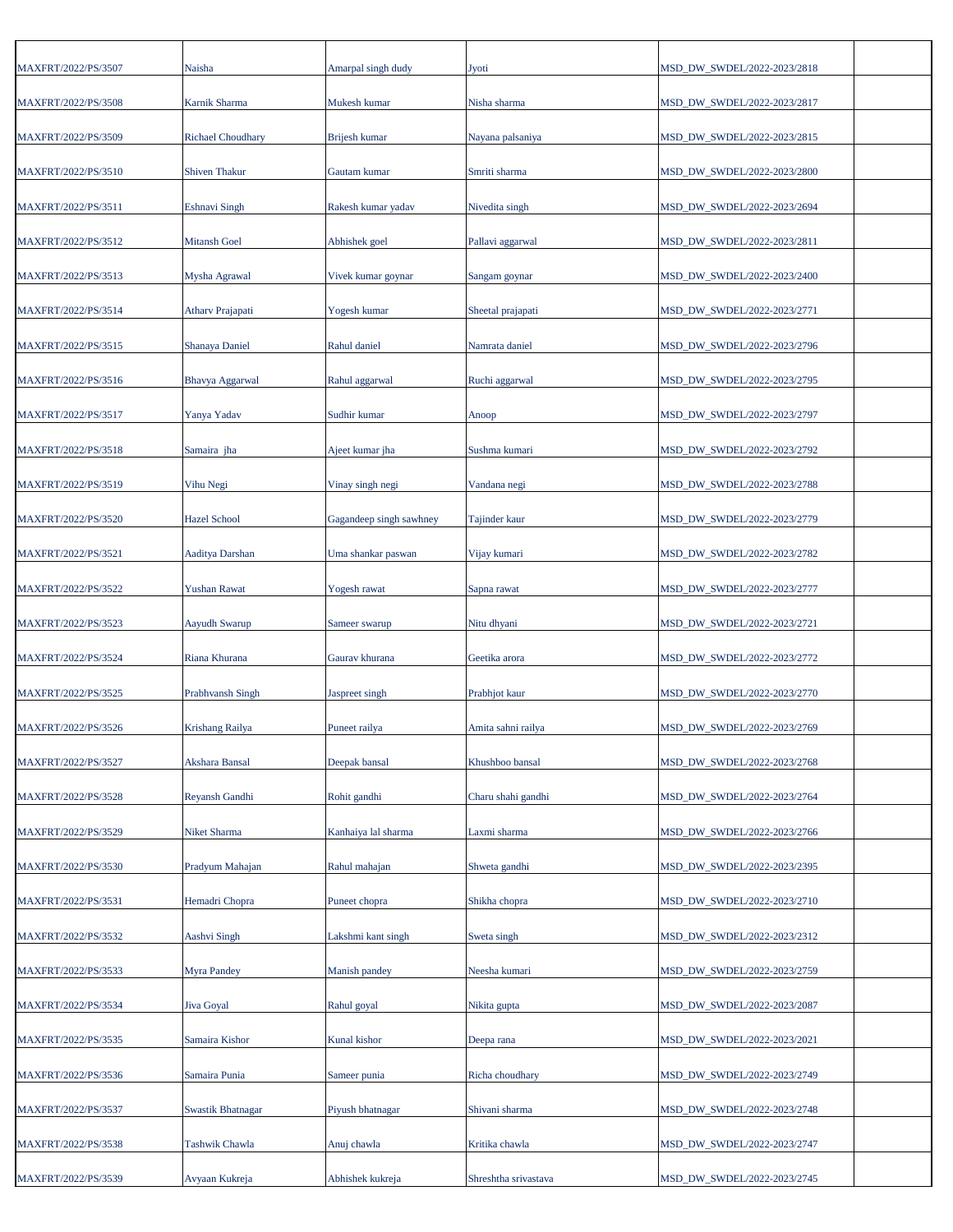|  |  |  |  |  |  |
|---|---|---|---|---|---|
| MAXFRT/2022/PS/3507 | Naisha | Amarpal singh dudy | Jyoti | MSD_DW_SWDEL/2022-2023/2818 |  |
| MAXFRT/2022/PS/3508 | Karnik Sharma | Mukesh kumar | Nisha sharma | MSD_DW_SWDEL/2022-2023/2817 |  |
| MAXFRT/2022/PS/3509 | Richael Choudhary | Brijesh kumar | Nayana palsaniya | MSD_DW_SWDEL/2022-2023/2815 |  |
| MAXFRT/2022/PS/3510 | Shiven Thakur | Gautam kumar | Smriti sharma | MSD_DW_SWDEL/2022-2023/2800 |  |
| MAXFRT/2022/PS/3511 | Eshnavi Singh | Rakesh kumar yadav | Nivedita singh | MSD_DW_SWDEL/2022-2023/2694 |  |
| MAXFRT/2022/PS/3512 | Mitansh Goel | Abhishek goel | Pallavi aggarwal | MSD_DW_SWDEL/2022-2023/2811 |  |
| MAXFRT/2022/PS/3513 | Mysha Agrawal | Vivek kumar goynar | Sangam goynar | MSD_DW_SWDEL/2022-2023/2400 |  |
| MAXFRT/2022/PS/3514 | Atharv Prajapati | Yogesh kumar | Sheetal prajapati | MSD_DW_SWDEL/2022-2023/2771 |  |
| MAXFRT/2022/PS/3515 | Shanaya Daniel | Rahul daniel | Namrata daniel | MSD_DW_SWDEL/2022-2023/2796 |  |
| MAXFRT/2022/PS/3516 | Bhavya Aggarwal | Rahul aggarwal | Ruchi aggarwal | MSD_DW_SWDEL/2022-2023/2795 |  |
| MAXFRT/2022/PS/3517 | Yanya Yadav | Sudhir kumar | Anoop | MSD_DW_SWDEL/2022-2023/2797 |  |
| MAXFRT/2022/PS/3518 | Samaira jha | Ajeet kumar jha | Sushma kumari | MSD_DW_SWDEL/2022-2023/2792 |  |
| MAXFRT/2022/PS/3519 | Vihu Negi | Vinay singh negi | Vandana negi | MSD_DW_SWDEL/2022-2023/2788 |  |
| MAXFRT/2022/PS/3520 | Hazel School | Gagandeep singh sawhney | Tajinder kaur | MSD_DW_SWDEL/2022-2023/2779 |  |
| MAXFRT/2022/PS/3521 | Aaditya Darshan | Uma shankar paswan | Vijay kumari | MSD_DW_SWDEL/2022-2023/2782 |  |
| MAXFRT/2022/PS/3522 | Yushan Rawat | Yogesh rawat | Sapna rawat | MSD_DW_SWDEL/2022-2023/2777 |  |
| MAXFRT/2022/PS/3523 | Aayudh Swarup | Sameer swarup | Nitu dhyani | MSD_DW_SWDEL/2022-2023/2721 |  |
| MAXFRT/2022/PS/3524 | Riana Khurana | Gaurav khurana | Geetika arora | MSD_DW_SWDEL/2022-2023/2772 |  |
| MAXFRT/2022/PS/3525 | Prabhvansh Singh | Jaspreet singh | Prabhjot kaur | MSD_DW_SWDEL/2022-2023/2770 |  |
| MAXFRT/2022/PS/3526 | Krishang Railya | Puneet railya | Amita sahni railya | MSD_DW_SWDEL/2022-2023/2769 |  |
| MAXFRT/2022/PS/3527 | Akshara Bansal | Deepak bansal | Khushboo bansal | MSD_DW_SWDEL/2022-2023/2768 |  |
| MAXFRT/2022/PS/3528 | Reyansh Gandhi | Rohit gandhi | Charu shahi gandhi | MSD_DW_SWDEL/2022-2023/2764 |  |
| MAXFRT/2022/PS/3529 | Niket Sharma | Kanhaiya lal sharma | Laxmi sharma | MSD_DW_SWDEL/2022-2023/2766 |  |
| MAXFRT/2022/PS/3530 | Pradyum Mahajan | Rahul mahajan | Shweta gandhi | MSD_DW_SWDEL/2022-2023/2395 |  |
| MAXFRT/2022/PS/3531 | Hemadri Chopra | Puneet chopra | Shikha chopra | MSD_DW_SWDEL/2022-2023/2710 |  |
| MAXFRT/2022/PS/3532 | Aashvi Singh | Lakshmi kant singh | Sweta singh | MSD_DW_SWDEL/2022-2023/2312 |  |
| MAXFRT/2022/PS/3533 | Myra Pandey | Manish pandey | Neesha kumari | MSD_DW_SWDEL/2022-2023/2759 |  |
| MAXFRT/2022/PS/3534 | Jiva Goyal | Rahul goyal | Nikita gupta | MSD_DW_SWDEL/2022-2023/2087 |  |
| MAXFRT/2022/PS/3535 | Samaira Kishor | Kunal kishor | Deepa rana | MSD_DW_SWDEL/2022-2023/2021 |  |
| MAXFRT/2022/PS/3536 | Samaira Punia | Sameer punia | Richa choudhary | MSD_DW_SWDEL/2022-2023/2749 |  |
| MAXFRT/2022/PS/3537 | Swastik Bhatnagar | Piyush bhatnagar | Shivani sharma | MSD_DW_SWDEL/2022-2023/2748 |  |
| MAXFRT/2022/PS/3538 | Tashwik Chawla | Anuj chawla | Kritika chawla | MSD_DW_SWDEL/2022-2023/2747 |  |
| MAXFRT/2022/PS/3539 | Avyaan Kukreja | Abhishek kukreja | Shreshtha srivastava | MSD_DW_SWDEL/2022-2023/2745 |  |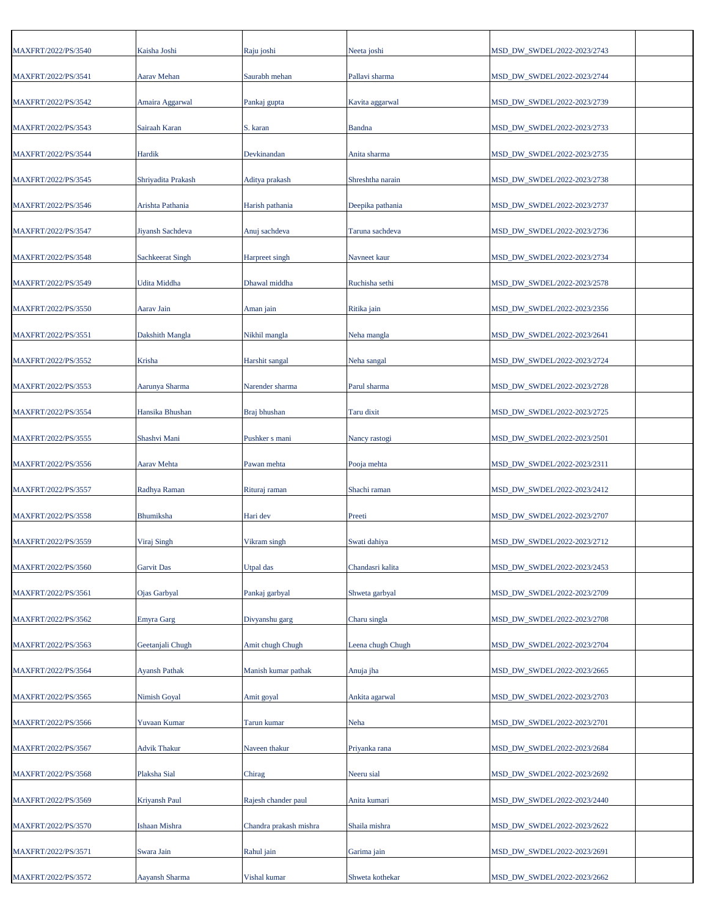| | | | | | |
|---|---|---|---|---|---|
| MAXFRT/2022/PS/3540 | Kaisha Joshi | Raju joshi | Neeta joshi | MSD_DW_SWDEL/2022-2023/2743 | |
| MAXFRT/2022/PS/3541 | Aarav Mehan | Saurabh mehan | Pallavi sharma | MSD_DW_SWDEL/2022-2023/2744 | |
| MAXFRT/2022/PS/3542 | Amaira Aggarwal | Pankaj gupta | Kavita aggarwal | MSD_DW_SWDEL/2022-2023/2739 | |
| MAXFRT/2022/PS/3543 | Sairaah Karan | S. karan | Bandna | MSD_DW_SWDEL/2022-2023/2733 | |
| MAXFRT/2022/PS/3544 | Hardik | Devkinandan | Anita sharma | MSD_DW_SWDEL/2022-2023/2735 | |
| MAXFRT/2022/PS/3545 | Shriyadita Prakash | Aditya prakash | Shreshtha narain | MSD_DW_SWDEL/2022-2023/2738 | |
| MAXFRT/2022/PS/3546 | Arishta Pathania | Harish pathania | Deepika pathania | MSD_DW_SWDEL/2022-2023/2737 | |
| MAXFRT/2022/PS/3547 | Jiyansh Sachdeva | Anuj sachdeva | Taruna sachdeva | MSD_DW_SWDEL/2022-2023/2736 | |
| MAXFRT/2022/PS/3548 | Sachkeerat Singh | Harpreet singh | Navneet kaur | MSD_DW_SWDEL/2022-2023/2734 | |
| MAXFRT/2022/PS/3549 | Udita Middha | Dhawal middha | Ruchisha sethi | MSD_DW_SWDEL/2022-2023/2578 | |
| MAXFRT/2022/PS/3550 | Aarav Jain | Aman jain | Ritika jain | MSD_DW_SWDEL/2022-2023/2356 | |
| MAXFRT/2022/PS/3551 | Dakshith Mangla | Nikhil mangla | Neha mangla | MSD_DW_SWDEL/2022-2023/2641 | |
| MAXFRT/2022/PS/3552 | Krisha | Harshit sangal | Neha sangal | MSD_DW_SWDEL/2022-2023/2724 | |
| MAXFRT/2022/PS/3553 | Aarunya Sharma | Narender sharma | Parul sharma | MSD_DW_SWDEL/2022-2023/2728 | |
| MAXFRT/2022/PS/3554 | Hansika Bhushan | Braj bhushan | Taru dixit | MSD_DW_SWDEL/2022-2023/2725 | |
| MAXFRT/2022/PS/3555 | Shashvi Mani | Pushker s mani | Nancy rastogi | MSD_DW_SWDEL/2022-2023/2501 | |
| MAXFRT/2022/PS/3556 | Aarav Mehta | Pawan mehta | Pooja mehta | MSD_DW_SWDEL/2022-2023/2311 | |
| MAXFRT/2022/PS/3557 | Radhya Raman | Rituraj raman | Shachi raman | MSD_DW_SWDEL/2022-2023/2412 | |
| MAXFRT/2022/PS/3558 | Bhumiksha | Hari dev | Preeti | MSD_DW_SWDEL/2022-2023/2707 | |
| MAXFRT/2022/PS/3559 | Viraj Singh | Vikram singh | Swati dahiya | MSD_DW_SWDEL/2022-2023/2712 | |
| MAXFRT/2022/PS/3560 | Garvit Das | Utpal das | Chandasri kalita | MSD_DW_SWDEL/2022-2023/2453 | |
| MAXFRT/2022/PS/3561 | Ojas Garbyal | Pankaj garbyal | Shweta garbyal | MSD_DW_SWDEL/2022-2023/2709 | |
| MAXFRT/2022/PS/3562 | Emyra Garg | Divyanshu garg | Charu singla | MSD_DW_SWDEL/2022-2023/2708 | |
| MAXFRT/2022/PS/3563 | Geetanjali Chugh | Amit chugh Chugh | Leena chugh Chugh | MSD_DW_SWDEL/2022-2023/2704 | |
| MAXFRT/2022/PS/3564 | Ayansh Pathak | Manish kumar pathak | Anuja jha | MSD_DW_SWDEL/2022-2023/2665 | |
| MAXFRT/2022/PS/3565 | Nimish Goyal | Amit goyal | Ankita agarwal | MSD_DW_SWDEL/2022-2023/2703 | |
| MAXFRT/2022/PS/3566 | Yuvaan Kumar | Tarun kumar | Neha | MSD_DW_SWDEL/2022-2023/2701 | |
| MAXFRT/2022/PS/3567 | Advik Thakur | Naveen thakur | Priyanka rana | MSD_DW_SWDEL/2022-2023/2684 | |
| MAXFRT/2022/PS/3568 | Plaksha Sial | Chirag | Neeru sial | MSD_DW_SWDEL/2022-2023/2692 | |
| MAXFRT/2022/PS/3569 | Kriyansh Paul | Rajesh chander paul | Anita kumari | MSD_DW_SWDEL/2022-2023/2440 | |
| MAXFRT/2022/PS/3570 | Ishaan Mishra | Chandra prakash mishra | Shaila mishra | MSD_DW_SWDEL/2022-2023/2622 | |
| MAXFRT/2022/PS/3571 | Swara Jain | Rahul jain | Garima jain | MSD_DW_SWDEL/2022-2023/2691 | |
| MAXFRT/2022/PS/3572 | Aayansh Sharma | Vishal kumar | Shweta kothekar | MSD_DW_SWDEL/2022-2023/2662 | |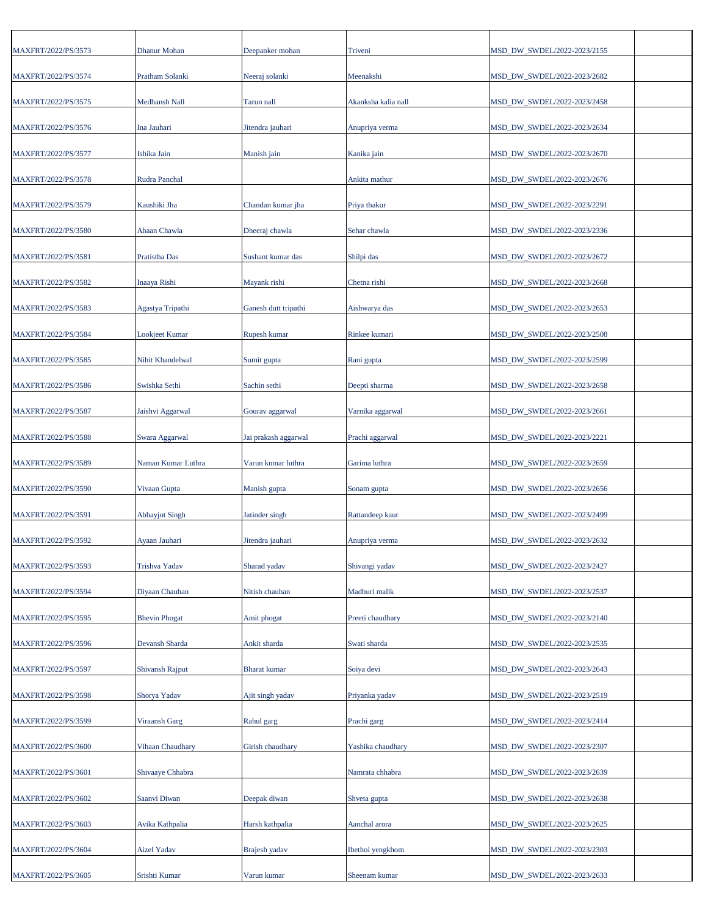| | | | | | |
|---|---|---|---|---|---|
| MAXFRT/2022/PS/3573 | Dhanur Mohan | Deepanker mohan | Triveni | MSD_DW_SWDEL/2022-2023/2155 | |
| MAXFRT/2022/PS/3574 | Pratham Solanki | Neeraj solanki | Meenakshi | MSD_DW_SWDEL/2022-2023/2682 | |
| MAXFRT/2022/PS/3575 | Medhansh Nall | Tarun nall | Akanksha kalia nall | MSD_DW_SWDEL/2022-2023/2458 | |
| MAXFRT/2022/PS/3576 | Ina Jauhari | Jitendra jauhari | Anupriya verma | MSD_DW_SWDEL/2022-2023/2634 | |
| MAXFRT/2022/PS/3577 | Ishika Jain | Manish jain | Kanika jain | MSD_DW_SWDEL/2022-2023/2670 | |
| MAXFRT/2022/PS/3578 | Rudra Panchal | | Ankita mathur | MSD_DW_SWDEL/2022-2023/2676 | |
| MAXFRT/2022/PS/3579 | Kaushiki Jha | Chandan kumar jha | Priya thakur | MSD_DW_SWDEL/2022-2023/2291 | |
| MAXFRT/2022/PS/3580 | Ahaan Chawla | Dheeraj chawla | Sehar chawla | MSD_DW_SWDEL/2022-2023/2336 | |
| MAXFRT/2022/PS/3581 | Pratistha Das | Sushant kumar das | Shilpi das | MSD_DW_SWDEL/2022-2023/2672 | |
| MAXFRT/2022/PS/3582 | Inaaya Rishi | Mayank rishi | Chetna rishi | MSD_DW_SWDEL/2022-2023/2668 | |
| MAXFRT/2022/PS/3583 | Agastya Tripathi | Ganesh dutt tripathi | Aishwarya das | MSD_DW_SWDEL/2022-2023/2653 | |
| MAXFRT/2022/PS/3584 | Lookjeet Kumar | Rupesh kumar | Rinkee kumari | MSD_DW_SWDEL/2022-2023/2508 | |
| MAXFRT/2022/PS/3585 | Nihit Khandelwal | Sumit gupta | Rani gupta | MSD_DW_SWDEL/2022-2023/2599 | |
| MAXFRT/2022/PS/3586 | Swishka Sethi | Sachin sethi | Deepti sharma | MSD_DW_SWDEL/2022-2023/2658 | |
| MAXFRT/2022/PS/3587 | Jaishvi Aggarwal | Gourav aggarwal | Varnika aggarwal | MSD_DW_SWDEL/2022-2023/2661 | |
| MAXFRT/2022/PS/3588 | Swara Aggarwal | Jai prakash aggarwal | Prachi aggarwal | MSD_DW_SWDEL/2022-2023/2221 | |
| MAXFRT/2022/PS/3589 | Naman Kumar Luthra | Varun kumar luthra | Garima luthra | MSD_DW_SWDEL/2022-2023/2659 | |
| MAXFRT/2022/PS/3590 | Vivaan Gupta | Manish gupta | Sonam gupta | MSD_DW_SWDEL/2022-2023/2656 | |
| MAXFRT/2022/PS/3591 | Abhayjot Singh | Jatinder singh | Rattandeep kaur | MSD_DW_SWDEL/2022-2023/2499 | |
| MAXFRT/2022/PS/3592 | Ayaan Jauhari | Jitendra jauhari | Anupriya verma | MSD_DW_SWDEL/2022-2023/2632 | |
| MAXFRT/2022/PS/3593 | Trishva Yadav | Sharad yadav | Shivangi yadav | MSD_DW_SWDEL/2022-2023/2427 | |
| MAXFRT/2022/PS/3594 | Diyaan Chauhan | Nitish chauhan | Madhuri malik | MSD_DW_SWDEL/2022-2023/2537 | |
| MAXFRT/2022/PS/3595 | Bhevin Phogat | Amit phogat | Preeti chaudhary | MSD_DW_SWDEL/2022-2023/2140 | |
| MAXFRT/2022/PS/3596 | Devansh Sharda | Ankit sharda | Swati sharda | MSD_DW_SWDEL/2022-2023/2535 | |
| MAXFRT/2022/PS/3597 | Shivansh Rajput | Bharat kumar | Soiya devi | MSD_DW_SWDEL/2022-2023/2643 | |
| MAXFRT/2022/PS/3598 | Shorya Yadav | Ajit singh yadav | Priyanka yadav | MSD_DW_SWDEL/2022-2023/2519 | |
| MAXFRT/2022/PS/3599 | Viraansh Garg | Rahul garg | Prachi garg | MSD_DW_SWDEL/2022-2023/2414 | |
| MAXFRT/2022/PS/3600 | Vihaan Chaudhary | Girish chaudhary | Yashika chaudhary | MSD_DW_SWDEL/2022-2023/2307 | |
| MAXFRT/2022/PS/3601 | Shivaaye Chhabra | | Namrata chhabra | MSD_DW_SWDEL/2022-2023/2639 | |
| MAXFRT/2022/PS/3602 | Saanvi Diwan | Deepak diwan | Shveta gupta | MSD_DW_SWDEL/2022-2023/2638 | |
| MAXFRT/2022/PS/3603 | Avika Kathpalia | Harsh kathpalia | Aanchal arora | MSD_DW_SWDEL/2022-2023/2625 | |
| MAXFRT/2022/PS/3604 | Aizel Yadav | Brajesh yadav | Ibethoi yengkhom | MSD_DW_SWDEL/2022-2023/2303 | |
| MAXFRT/2022/PS/3605 | Srishti Kumar | Varun kumar | Sheenam kumar | MSD_DW_SWDEL/2022-2023/2633 | |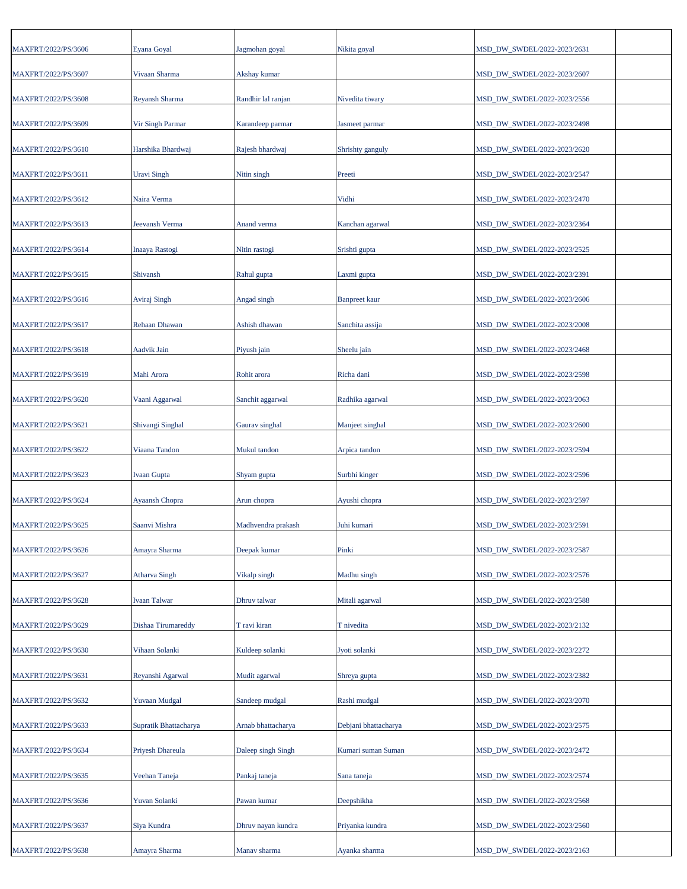| | | | | | |
|---|---|---|---|---|---|
| MAXFRT/2022/PS/3606 | Eyana Goyal | Jagmohan goyal | Nikita goyal | MSD_DW_SWDEL/2022-2023/2631 | |
| MAXFRT/2022/PS/3607 | Vivaan Sharma | Akshay kumar | | MSD_DW_SWDEL/2022-2023/2607 | |
| MAXFRT/2022/PS/3608 | Reyansh Sharma | Randhir lal ranjan | Nivedita tiwary | MSD_DW_SWDEL/2022-2023/2556 | |
| MAXFRT/2022/PS/3609 | Vir Singh Parmar | Karandeep parmar | Jasmeet parmar | MSD_DW_SWDEL/2022-2023/2498 | |
| MAXFRT/2022/PS/3610 | Harshika Bhardwaj | Rajesh bhardwaj | Shrishty ganguly | MSD_DW_SWDEL/2022-2023/2620 | |
| MAXFRT/2022/PS/3611 | Uravi Singh | Nitin singh | Preeti | MSD_DW_SWDEL/2022-2023/2547 | |
| MAXFRT/2022/PS/3612 | Naira Verma | | Vidhi | MSD_DW_SWDEL/2022-2023/2470 | |
| MAXFRT/2022/PS/3613 | Jeevansh Verma | Anand verma | Kanchan agarwal | MSD_DW_SWDEL/2022-2023/2364 | |
| MAXFRT/2022/PS/3614 | Inaaya Rastogi | Nitin rastogi | Srishti gupta | MSD_DW_SWDEL/2022-2023/2525 | |
| MAXFRT/2022/PS/3615 | Shivansh | Rahul gupta | Laxmi gupta | MSD_DW_SWDEL/2022-2023/2391 | |
| MAXFRT/2022/PS/3616 | Aviraj Singh | Angad singh | Banpreet kaur | MSD_DW_SWDEL/2022-2023/2606 | |
| MAXFRT/2022/PS/3617 | Rehaan Dhawan | Ashish dhawan | Sanchita assija | MSD_DW_SWDEL/2022-2023/2008 | |
| MAXFRT/2022/PS/3618 | Aadvik Jain | Piyush jain | Sheelu jain | MSD_DW_SWDEL/2022-2023/2468 | |
| MAXFRT/2022/PS/3619 | Mahi Arora | Rohit arora | Richa dani | MSD_DW_SWDEL/2022-2023/2598 | |
| MAXFRT/2022/PS/3620 | Vaani Aggarwal | Sanchit aggarwal | Radhika agarwal | MSD_DW_SWDEL/2022-2023/2063 | |
| MAXFRT/2022/PS/3621 | Shivangi Singhal | Gaurav singhal | Manjeet singhal | MSD_DW_SWDEL/2022-2023/2600 | |
| MAXFRT/2022/PS/3622 | Viaana Tandon | Mukul tandon | Arpica tandon | MSD_DW_SWDEL/2022-2023/2594 | |
| MAXFRT/2022/PS/3623 | Ivaan Gupta | Shyam gupta | Surbhi kinger | MSD_DW_SWDEL/2022-2023/2596 | |
| MAXFRT/2022/PS/3624 | Ayaansh Chopra | Arun chopra | Ayushi chopra | MSD_DW_SWDEL/2022-2023/2597 | |
| MAXFRT/2022/PS/3625 | Saanvi Mishra | Madhvendra prakash | Juhi kumari | MSD_DW_SWDEL/2022-2023/2591 | |
| MAXFRT/2022/PS/3626 | Amayra Sharma | Deepak kumar | Pinki | MSD_DW_SWDEL/2022-2023/2587 | |
| MAXFRT/2022/PS/3627 | Atharva Singh | Vikalp singh | Madhu singh | MSD_DW_SWDEL/2022-2023/2576 | |
| MAXFRT/2022/PS/3628 | Ivaan Talwar | Dhruv talwar | Mitali agarwal | MSD_DW_SWDEL/2022-2023/2588 | |
| MAXFRT/2022/PS/3629 | Dishaa Tirumareddy | T ravi kiran | T nivedita | MSD_DW_SWDEL/2022-2023/2132 | |
| MAXFRT/2022/PS/3630 | Vihaan Solanki | Kuldeep solanki | Jyoti solanki | MSD_DW_SWDEL/2022-2023/2272 | |
| MAXFRT/2022/PS/3631 | Reyanshi Agarwal | Mudit agarwal | Shreya gupta | MSD_DW_SWDEL/2022-2023/2382 | |
| MAXFRT/2022/PS/3632 | Yuvaan Mudgal | Sandeep mudgal | Rashi mudgal | MSD_DW_SWDEL/2022-2023/2070 | |
| MAXFRT/2022/PS/3633 | Supratik Bhattacharya | Arnab bhattacharya | Debjani bhattacharya | MSD_DW_SWDEL/2022-2023/2575 | |
| MAXFRT/2022/PS/3634 | Priyesh Dhareula | Daleep singh Singh | Kumari suman Suman | MSD_DW_SWDEL/2022-2023/2472 | |
| MAXFRT/2022/PS/3635 | Veehan Taneja | Pankaj taneja | Sana taneja | MSD_DW_SWDEL/2022-2023/2574 | |
| MAXFRT/2022/PS/3636 | Yuvan Solanki | Pawan kumar | Deepshikha | MSD_DW_SWDEL/2022-2023/2568 | |
| MAXFRT/2022/PS/3637 | Siya Kundra | Dhruv nayan kundra | Priyanka kundra | MSD_DW_SWDEL/2022-2023/2560 | |
| MAXFRT/2022/PS/3638 | Amayra Sharma | Manav sharma | Ayanka sharma | MSD_DW_SWDEL/2022-2023/2163 | |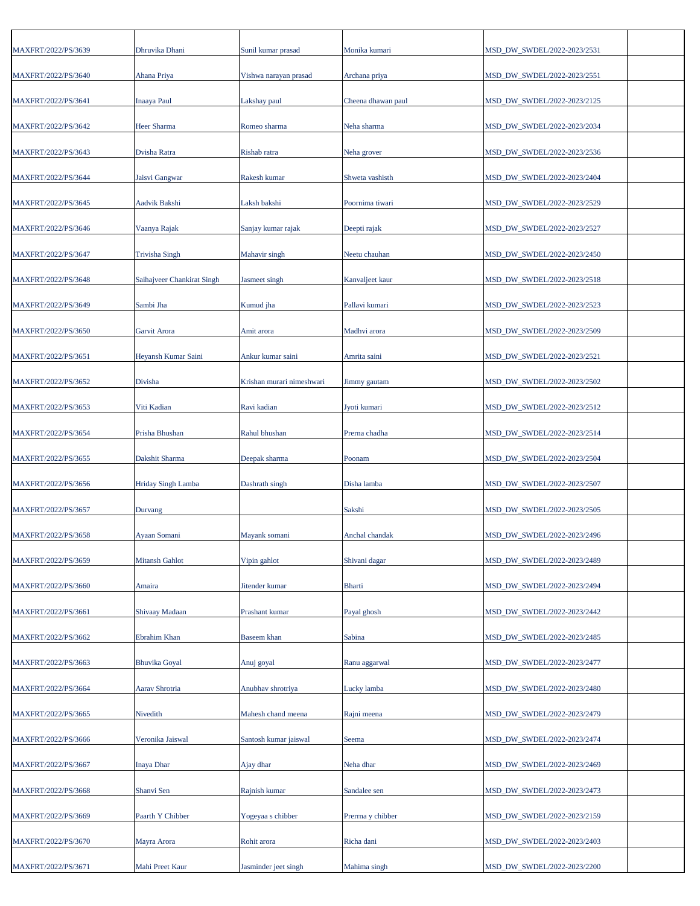| | | | | | |
|---|---|---|---|---|---|
| MAXFRT/2022/PS/3639 | Dhruvika Dhani | Sunil kumar prasad | Monika kumari | MSD_DW_SWDEL/2022-2023/2531 | |
| MAXFRT/2022/PS/3640 | Ahana Priya | Vishwa narayan prasad | Archana priya | MSD_DW_SWDEL/2022-2023/2551 | |
| MAXFRT/2022/PS/3641 | Inaaya Paul | Lakshay paul | Cheena dhawan paul | MSD_DW_SWDEL/2022-2023/2125 | |
| MAXFRT/2022/PS/3642 | Heer Sharma | Romeo sharma | Neha sharma | MSD_DW_SWDEL/2022-2023/2034 | |
| MAXFRT/2022/PS/3643 | Dvisha Ratra | Rishab ratra | Neha grover | MSD_DW_SWDEL/2022-2023/2536 | |
| MAXFRT/2022/PS/3644 | Jaisvi Gangwar | Rakesh kumar | Shweta vashisth | MSD_DW_SWDEL/2022-2023/2404 | |
| MAXFRT/2022/PS/3645 | Aadvik Bakshi | Laksh bakshi | Poornima tiwari | MSD_DW_SWDEL/2022-2023/2529 | |
| MAXFRT/2022/PS/3646 | Vaanya Rajak | Sanjay kumar rajak | Deepti rajak | MSD_DW_SWDEL/2022-2023/2527 | |
| MAXFRT/2022/PS/3647 | Trivisha Singh | Mahavir singh | Neetu chauhan | MSD_DW_SWDEL/2022-2023/2450 | |
| MAXFRT/2022/PS/3648 | Saihajveer Chankirat Singh | Jasmeet singh | Kanvaljeet kaur | MSD_DW_SWDEL/2022-2023/2518 | |
| MAXFRT/2022/PS/3649 | Sambi Jha | Kumud jha | Pallavi kumari | MSD_DW_SWDEL/2022-2023/2523 | |
| MAXFRT/2022/PS/3650 | Garvit Arora | Amit arora | Madhvi arora | MSD_DW_SWDEL/2022-2023/2509 | |
| MAXFRT/2022/PS/3651 | Heyansh Kumar Saini | Ankur kumar saini | Amrita saini | MSD_DW_SWDEL/2022-2023/2521 | |
| MAXFRT/2022/PS/3652 | Divisha | Krishan murari nimeshwari | Jimmy gautam | MSD_DW_SWDEL/2022-2023/2502 | |
| MAXFRT/2022/PS/3653 | Viti Kadian | Ravi kadian | Jyoti kumari | MSD_DW_SWDEL/2022-2023/2512 | |
| MAXFRT/2022/PS/3654 | Prisha Bhushan | Rahul bhushan | Prerna chadha | MSD_DW_SWDEL/2022-2023/2514 | |
| MAXFRT/2022/PS/3655 | Dakshit Sharma | Deepak sharma | Poonam | MSD_DW_SWDEL/2022-2023/2504 | |
| MAXFRT/2022/PS/3656 | Hriday Singh Lamba | Dashrath singh | Disha lamba | MSD_DW_SWDEL/2022-2023/2507 | |
| MAXFRT/2022/PS/3657 | Durvang | | Sakshi | MSD_DW_SWDEL/2022-2023/2505 | |
| MAXFRT/2022/PS/3658 | Ayaan Somani | Mayank somani | Anchal chandak | MSD_DW_SWDEL/2022-2023/2496 | |
| MAXFRT/2022/PS/3659 | Mitansh Gahlot | Vipin gahlot | Shivani dagar | MSD_DW_SWDEL/2022-2023/2489 | |
| MAXFRT/2022/PS/3660 | Amaira | Jitender kumar | Bharti | MSD_DW_SWDEL/2022-2023/2494 | |
| MAXFRT/2022/PS/3661 | Shivaay Madaan | Prashant kumar | Payal ghosh | MSD_DW_SWDEL/2022-2023/2442 | |
| MAXFRT/2022/PS/3662 | Ebrahim Khan | Baseem khan | Sabina | MSD_DW_SWDEL/2022-2023/2485 | |
| MAXFRT/2022/PS/3663 | Bhuvika Goyal | Anuj goyal | Ranu aggarwal | MSD_DW_SWDEL/2022-2023/2477 | |
| MAXFRT/2022/PS/3664 | Aarav Shrotria | Anubhav shrotriya | Lucky lamba | MSD_DW_SWDEL/2022-2023/2480 | |
| MAXFRT/2022/PS/3665 | Nivedith | Mahesh chand meena | Rajni meena | MSD_DW_SWDEL/2022-2023/2479 | |
| MAXFRT/2022/PS/3666 | Veronika Jaiswal | Santosh kumar jaiswal | Seema | MSD_DW_SWDEL/2022-2023/2474 | |
| MAXFRT/2022/PS/3667 | Inaya Dhar | Ajay dhar | Neha dhar | MSD_DW_SWDEL/2022-2023/2469 | |
| MAXFRT/2022/PS/3668 | Shanvi Sen | Rajnish kumar | Sandalee sen | MSD_DW_SWDEL/2022-2023/2473 | |
| MAXFRT/2022/PS/3669 | Paarth Y Chibber | Yogeyaa s chibber | Prerrna y chibber | MSD_DW_SWDEL/2022-2023/2159 | |
| MAXFRT/2022/PS/3670 | Mayra Arora | Rohit arora | Richa dani | MSD_DW_SWDEL/2022-2023/2403 | |
| MAXFRT/2022/PS/3671 | Mahi Preet Kaur | Jasminder jeet singh | Mahima singh | MSD_DW_SWDEL/2022-2023/2200 | |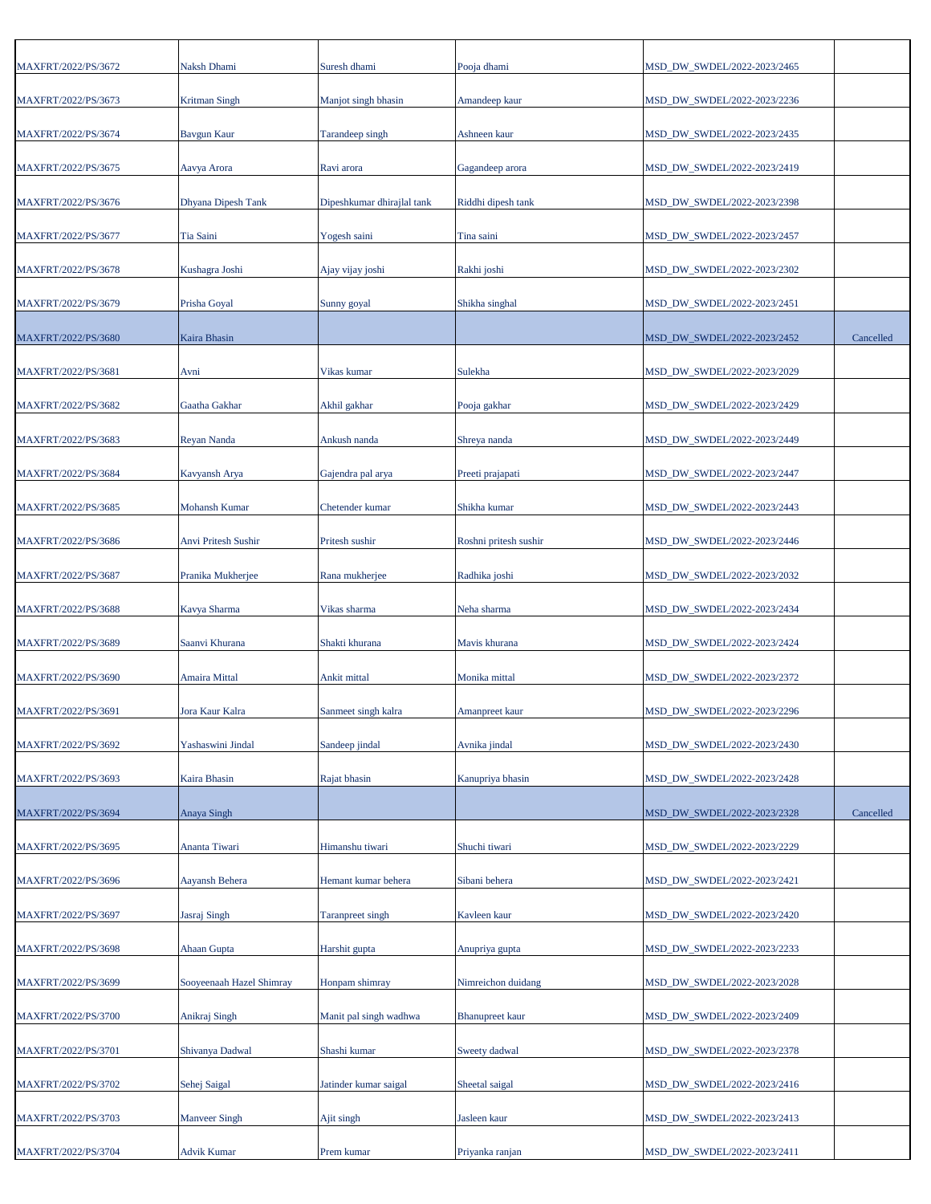| | | | | | |
|---|---|---|---|---|---|
| MAXFRT/2022/PS/3672 | Naksh Dhami | Suresh dhami | Pooja dhami | MSD_DW_SWDEL/2022-2023/2465 | |
| MAXFRT/2022/PS/3673 | Kritman Singh | Manjot singh bhasin | Amandeep kaur | MSD_DW_SWDEL/2022-2023/2236 | |
| MAXFRT/2022/PS/3674 | Bavgun Kaur | Tarandeep singh | Ashneen kaur | MSD_DW_SWDEL/2022-2023/2435 | |
| MAXFRT/2022/PS/3675 | Aavya Arora | Ravi arora | Gagandeep arora | MSD_DW_SWDEL/2022-2023/2419 | |
| MAXFRT/2022/PS/3676 | Dhyana Dipesh Tank | Dipeshkumar dhirajlal tank | Riddhi dipesh tank | MSD_DW_SWDEL/2022-2023/2398 | |
| MAXFRT/2022/PS/3677 | Tia Saini | Yogesh saini | Tina saini | MSD_DW_SWDEL/2022-2023/2457 | |
| MAXFRT/2022/PS/3678 | Kushagra Joshi | Ajay vijay joshi | Rakhi joshi | MSD_DW_SWDEL/2022-2023/2302 | |
| MAXFRT/2022/PS/3679 | Prisha Goyal | Sunny goyal | Shikha singhal | MSD_DW_SWDEL/2022-2023/2451 | |
| MAXFRT/2022/PS/3680 | Kaira Bhasin | | | MSD_DW_SWDEL/2022-2023/2452 | Cancelled |
| MAXFRT/2022/PS/3681 | Avni | Vikas kumar | Sulekha | MSD_DW_SWDEL/2022-2023/2029 | |
| MAXFRT/2022/PS/3682 | Gaatha Gakhar | Akhil gakhar | Pooja gakhar | MSD_DW_SWDEL/2022-2023/2429 | |
| MAXFRT/2022/PS/3683 | Reyan Nanda | Ankush nanda | Shreya nanda | MSD_DW_SWDEL/2022-2023/2449 | |
| MAXFRT/2022/PS/3684 | Kavyansh Arya | Gajendra pal arya | Preeti prajapati | MSD_DW_SWDEL/2022-2023/2447 | |
| MAXFRT/2022/PS/3685 | Mohansh Kumar | Chetender kumar | Shikha kumar | MSD_DW_SWDEL/2022-2023/2443 | |
| MAXFRT/2022/PS/3686 | Anvi Pritesh Sushir | Pritesh sushir | Roshni pritesh sushir | MSD_DW_SWDEL/2022-2023/2446 | |
| MAXFRT/2022/PS/3687 | Pranika Mukherjee | Rana mukherjee | Radhika joshi | MSD_DW_SWDEL/2022-2023/2032 | |
| MAXFRT/2022/PS/3688 | Kavya Sharma | Vikas sharma | Neha sharma | MSD_DW_SWDEL/2022-2023/2434 | |
| MAXFRT/2022/PS/3689 | Saanvi Khurana | Shakti khurana | Mavis khurana | MSD_DW_SWDEL/2022-2023/2424 | |
| MAXFRT/2022/PS/3690 | Amaira Mittal | Ankit mittal | Monika mittal | MSD_DW_SWDEL/2022-2023/2372 | |
| MAXFRT/2022/PS/3691 | Jora Kaur Kalra | Sanmeet singh kalra | Amanpreet kaur | MSD_DW_SWDEL/2022-2023/2296 | |
| MAXFRT/2022/PS/3692 | Yashaswini Jindal | Sandeep jindal | Avnika jindal | MSD_DW_SWDEL/2022-2023/2430 | |
| MAXFRT/2022/PS/3693 | Kaira Bhasin | Rajat bhasin | Kanupriya bhasin | MSD_DW_SWDEL/2022-2023/2428 | |
| MAXFRT/2022/PS/3694 | Anaya Singh | | | MSD_DW_SWDEL/2022-2023/2328 | Cancelled |
| MAXFRT/2022/PS/3695 | Ananta Tiwari | Himanshu tiwari | Shuchi tiwari | MSD_DW_SWDEL/2022-2023/2229 | |
| MAXFRT/2022/PS/3696 | Aayansh Behera | Hemant kumar behera | Sibani behera | MSD_DW_SWDEL/2022-2023/2421 | |
| MAXFRT/2022/PS/3697 | Jasraj Singh | Taranpreet singh | Kavleen kaur | MSD_DW_SWDEL/2022-2023/2420 | |
| MAXFRT/2022/PS/3698 | Ahaan Gupta | Harshit gupta | Anupriya gupta | MSD_DW_SWDEL/2022-2023/2233 | |
| MAXFRT/2022/PS/3699 | Sooyeenaah Hazel Shimray | Honpam shimray | Nimreichon duidang | MSD_DW_SWDEL/2022-2023/2028 | |
| MAXFRT/2022/PS/3700 | Anikraj Singh | Manit pal singh wadhwa | Bhanupreet kaur | MSD_DW_SWDEL/2022-2023/2409 | |
| MAXFRT/2022/PS/3701 | Shivanya Dadwal | Shashi kumar | Sweety dadwal | MSD_DW_SWDEL/2022-2023/2378 | |
| MAXFRT/2022/PS/3702 | Sehej Saigal | Jatinder kumar saigal | Sheetal saigal | MSD_DW_SWDEL/2022-2023/2416 | |
| MAXFRT/2022/PS/3703 | Manveer Singh | Ajit singh | Jasleen kaur | MSD_DW_SWDEL/2022-2023/2413 | |
| MAXFRT/2022/PS/3704 | Advik Kumar | Prem kumar | Priyanka ranjan | MSD_DW_SWDEL/2022-2023/2411 | |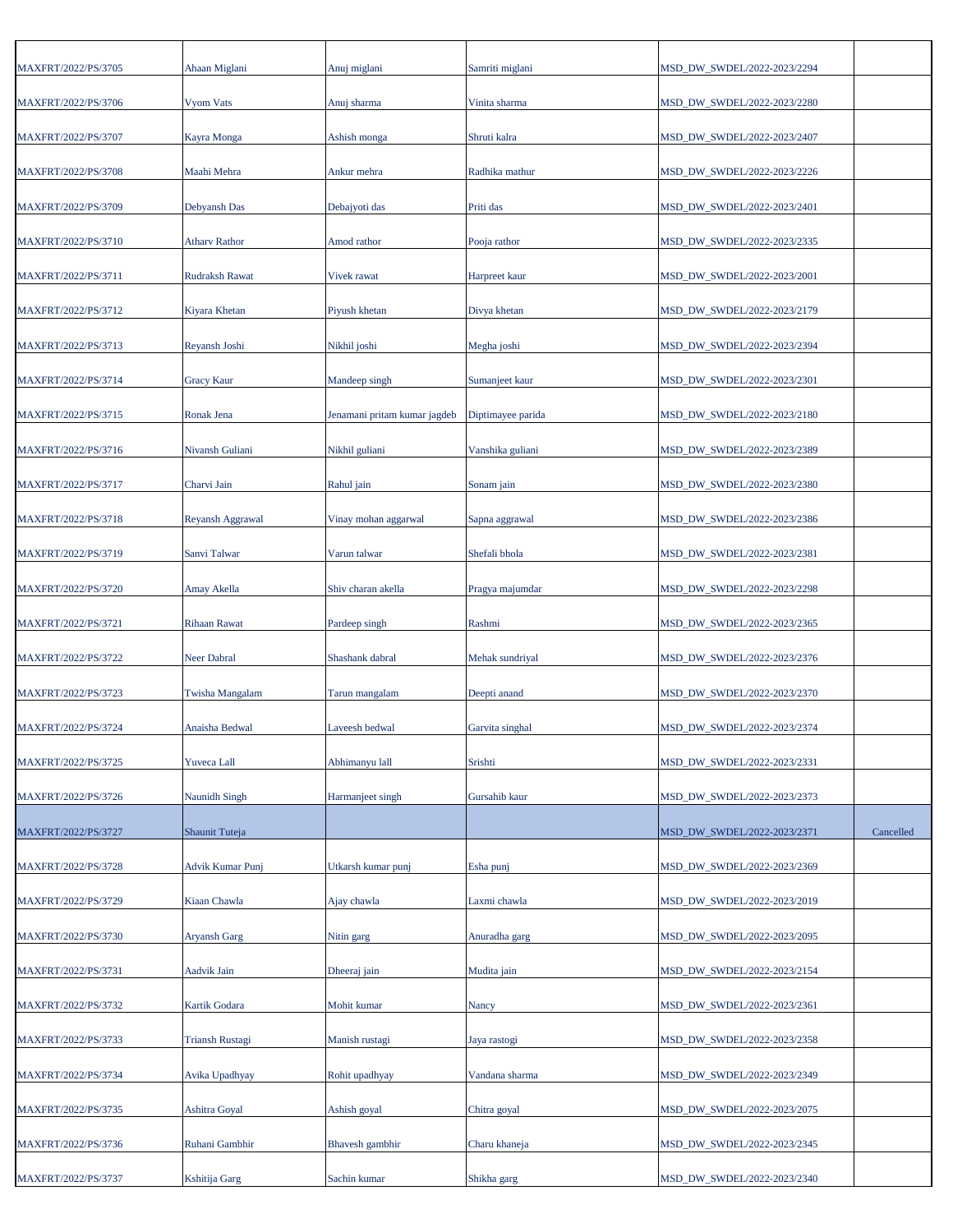| | | | | | |
|---|---|---|---|---|---|
| MAXFRT/2022/PS/3705 | Ahaan Miglani | Anuj miglani | Samriti miglani | MSD_DW_SWDEL/2022-2023/2294 | |
| MAXFRT/2022/PS/3706 | Vyom Vats | Anuj sharma | Vinita sharma | MSD_DW_SWDEL/2022-2023/2280 | |
| MAXFRT/2022/PS/3707 | Kayra Monga | Ashish monga | Shruti kalra | MSD_DW_SWDEL/2022-2023/2407 | |
| MAXFRT/2022/PS/3708 | Maahi Mehra | Ankur mehra | Radhika mathur | MSD_DW_SWDEL/2022-2023/2226 | |
| MAXFRT/2022/PS/3709 | Debyansh Das | Debajyoti das | Priti das | MSD_DW_SWDEL/2022-2023/2401 | |
| MAXFRT/2022/PS/3710 | Atharv Rathor | Amod rathor | Pooja rathor | MSD_DW_SWDEL/2022-2023/2335 | |
| MAXFRT/2022/PS/3711 | Rudraksh Rawat | Vivek rawat | Harpreet kaur | MSD_DW_SWDEL/2022-2023/2001 | |
| MAXFRT/2022/PS/3712 | Kiyara Khetan | Piyush khetan | Divya khetan | MSD_DW_SWDEL/2022-2023/2179 | |
| MAXFRT/2022/PS/3713 | Reyansh Joshi | Nikhil joshi | Megha joshi | MSD_DW_SWDEL/2022-2023/2394 | |
| MAXFRT/2022/PS/3714 | Gracy Kaur | Mandeep singh | Sumanjeet kaur | MSD_DW_SWDEL/2022-2023/2301 | |
| MAXFRT/2022/PS/3715 | Ronak Jena | Jenamani pritam kumar jagdeb | Diptimayee parida | MSD_DW_SWDEL/2022-2023/2180 | |
| MAXFRT/2022/PS/3716 | Nivansh Guliani | Nikhil guliani | Vanshika guliani | MSD_DW_SWDEL/2022-2023/2389 | |
| MAXFRT/2022/PS/3717 | Charvi Jain | Rahul jain | Sonam jain | MSD_DW_SWDEL/2022-2023/2380 | |
| MAXFRT/2022/PS/3718 | Reyansh Aggrawal | Vinay mohan aggarwal | Sapna aggrawal | MSD_DW_SWDEL/2022-2023/2386 | |
| MAXFRT/2022/PS/3719 | Sanvi Talwar | Varun talwar | Shefali bhola | MSD_DW_SWDEL/2022-2023/2381 | |
| MAXFRT/2022/PS/3720 | Amay Akella | Shiv charan akella | Pragya majumdar | MSD_DW_SWDEL/2022-2023/2298 | |
| MAXFRT/2022/PS/3721 | Rihaan Rawat | Pardeep singh | Rashmi | MSD_DW_SWDEL/2022-2023/2365 | |
| MAXFRT/2022/PS/3722 | Neer Dabral | Shashank dabral | Mehak sundriyal | MSD_DW_SWDEL/2022-2023/2376 | |
| MAXFRT/2022/PS/3723 | Twisha Mangalam | Tarun mangalam | Deepti anand | MSD_DW_SWDEL/2022-2023/2370 | |
| MAXFRT/2022/PS/3724 | Anaisha Bedwal | Laveesh bedwal | Garvita singhal | MSD_DW_SWDEL/2022-2023/2374 | |
| MAXFRT/2022/PS/3725 | Yuveca Lall | Abhimanyu lall | Srishti | MSD_DW_SWDEL/2022-2023/2331 | |
| MAXFRT/2022/PS/3726 | Naunidh Singh | Harmanjeet singh | Gursahib kaur | MSD_DW_SWDEL/2022-2023/2373 | |
| MAXFRT/2022/PS/3727 | Shaunit Tuteja | | | MSD_DW_SWDEL/2022-2023/2371 | Cancelled |
| MAXFRT/2022/PS/3728 | Advik Kumar Punj | Utkarsh kumar punj | Esha punj | MSD_DW_SWDEL/2022-2023/2369 | |
| MAXFRT/2022/PS/3729 | Kiaan Chawla | Ajay chawla | Laxmi chawla | MSD_DW_SWDEL/2022-2023/2019 | |
| MAXFRT/2022/PS/3730 | Aryansh Garg | Nitin garg | Anuradha garg | MSD_DW_SWDEL/2022-2023/2095 | |
| MAXFRT/2022/PS/3731 | Aadvik Jain | Dheeraj jain | Mudita jain | MSD_DW_SWDEL/2022-2023/2154 | |
| MAXFRT/2022/PS/3732 | Kartik Godara | Mohit kumar | Nancy | MSD_DW_SWDEL/2022-2023/2361 | |
| MAXFRT/2022/PS/3733 | Triansh Rustagi | Manish rustagi | Jaya rastogi | MSD_DW_SWDEL/2022-2023/2358 | |
| MAXFRT/2022/PS/3734 | Avika Upadhyay | Rohit upadhyay | Vandana sharma | MSD_DW_SWDEL/2022-2023/2349 | |
| MAXFRT/2022/PS/3735 | Ashitra Goyal | Ashish goyal | Chitra goyal | MSD_DW_SWDEL/2022-2023/2075 | |
| MAXFRT/2022/PS/3736 | Ruhani Gambhir | Bhavesh gambhir | Charu khaneja | MSD_DW_SWDEL/2022-2023/2345 | |
| MAXFRT/2022/PS/3737 | Kshitija Garg | Sachin kumar | Shikha garg | MSD_DW_SWDEL/2022-2023/2340 | |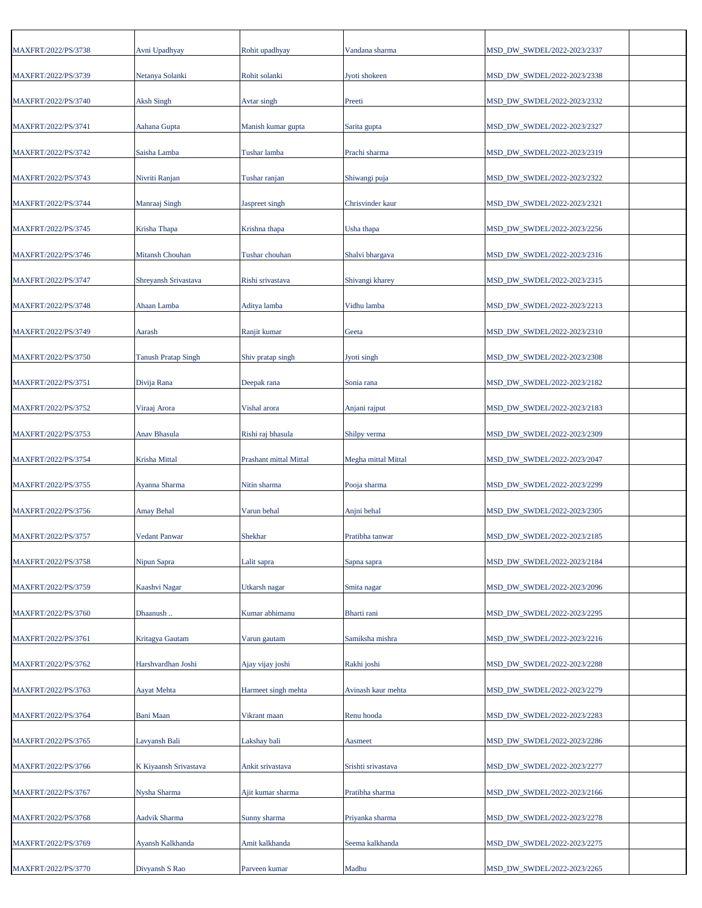| | | | | | |
|---|---|---|---|---|---|
| MAXFRT/2022/PS/3738 | Avni Upadhyay | Rohit upadhyay | Vandana sharma | MSD_DW_SWDEL/2022-2023/2337 | |
| MAXFRT/2022/PS/3739 | Netanya Solanki | Rohit solanki | Jyoti shokeen | MSD_DW_SWDEL/2022-2023/2338 | |
| MAXFRT/2022/PS/3740 | Aksh Singh | Avtar singh | Preeti | MSD_DW_SWDEL/2022-2023/2332 | |
| MAXFRT/2022/PS/3741 | Aahana Gupta | Manish kumar gupta | Sarita gupta | MSD_DW_SWDEL/2022-2023/2327 | |
| MAXFRT/2022/PS/3742 | Saisha Lamba | Tushar lamba | Prachi sharma | MSD_DW_SWDEL/2022-2023/2319 | |
| MAXFRT/2022/PS/3743 | Nivriti Ranjan | Tushar ranjan | Shiwangi puja | MSD_DW_SWDEL/2022-2023/2322 | |
| MAXFRT/2022/PS/3744 | Manraaj Singh | Jaspreet singh | Chrisvinder kaur | MSD_DW_SWDEL/2022-2023/2321 | |
| MAXFRT/2022/PS/3745 | Krisha Thapa | Krishna thapa | Usha thapa | MSD_DW_SWDEL/2022-2023/2256 | |
| MAXFRT/2022/PS/3746 | Mitansh Chouhan | Tushar chouhan | Shalvi bhargava | MSD_DW_SWDEL/2022-2023/2316 | |
| MAXFRT/2022/PS/3747 | Shreyansh Srivastava | Rishi srivastava | Shivangi kharey | MSD_DW_SWDEL/2022-2023/2315 | |
| MAXFRT/2022/PS/3748 | Ahaan Lamba | Aditya lamba | Vidhu lamba | MSD_DW_SWDEL/2022-2023/2213 | |
| MAXFRT/2022/PS/3749 | Aarash | Ranjit kumar | Geeta | MSD_DW_SWDEL/2022-2023/2310 | |
| MAXFRT/2022/PS/3750 | Tanush Pratap Singh | Shiv pratap singh | Jyoti singh | MSD_DW_SWDEL/2022-2023/2308 | |
| MAXFRT/2022/PS/3751 | Divija Rana | Deepak rana | Sonia rana | MSD_DW_SWDEL/2022-2023/2182 | |
| MAXFRT/2022/PS/3752 | Viraaj Arora | Vishal arora | Anjani rajput | MSD_DW_SWDEL/2022-2023/2183 | |
| MAXFRT/2022/PS/3753 | Anav Bhasula | Rishi raj bhasula | Shilpy verma | MSD_DW_SWDEL/2022-2023/2309 | |
| MAXFRT/2022/PS/3754 | Krisha Mittal | Prashant mittal Mittal | Megha mittal Mittal | MSD_DW_SWDEL/2022-2023/2047 | |
| MAXFRT/2022/PS/3755 | Ayanna Sharma | Nitin sharma | Pooja sharma | MSD_DW_SWDEL/2022-2023/2299 | |
| MAXFRT/2022/PS/3756 | Amay Behal | Varun behal | Anjni behal | MSD_DW_SWDEL/2022-2023/2305 | |
| MAXFRT/2022/PS/3757 | Vedant Panwar | Shekhar | Pratibha tanwar | MSD_DW_SWDEL/2022-2023/2185 | |
| MAXFRT/2022/PS/3758 | Nipun Sapra | Lalit sapra | Sapna sapra | MSD_DW_SWDEL/2022-2023/2184 | |
| MAXFRT/2022/PS/3759 | Kaashvi Nagar | Utkarsh nagar | Smita nagar | MSD_DW_SWDEL/2022-2023/2096 | |
| MAXFRT/2022/PS/3760 | Dhaanush .. | Kumar abhimanu | Bharti rani | MSD_DW_SWDEL/2022-2023/2295 | |
| MAXFRT/2022/PS/3761 | Kritagya Gautam | Varun gautam | Samiksha mishra | MSD_DW_SWDEL/2022-2023/2216 | |
| MAXFRT/2022/PS/3762 | Harshvardhan Joshi | Ajay vijay joshi | Rakhi joshi | MSD_DW_SWDEL/2022-2023/2288 | |
| MAXFRT/2022/PS/3763 | Aayat Mehta | Harmeet singh mehta | Avinash kaur mehta | MSD_DW_SWDEL/2022-2023/2279 | |
| MAXFRT/2022/PS/3764 | Bani Maan | Vikrant maan | Renu hooda | MSD_DW_SWDEL/2022-2023/2283 | |
| MAXFRT/2022/PS/3765 | Lavyansh Bali | Lakshay bali | Aasmeet | MSD_DW_SWDEL/2022-2023/2286 | |
| MAXFRT/2022/PS/3766 | K Kiyaansh Srivastava | Ankit srivastava | Srishti srivastava | MSD_DW_SWDEL/2022-2023/2277 | |
| MAXFRT/2022/PS/3767 | Nysha Sharma | Ajit kumar sharma | Pratibha sharma | MSD_DW_SWDEL/2022-2023/2166 | |
| MAXFRT/2022/PS/3768 | Aadvik Sharma | Sunny sharma | Priyanka sharma | MSD_DW_SWDEL/2022-2023/2278 | |
| MAXFRT/2022/PS/3769 | Ayansh Kalkhanda | Amit kalkhanda | Seema kalkhanda | MSD_DW_SWDEL/2022-2023/2275 | |
| MAXFRT/2022/PS/3770 | Divyansh S Rao | Parveen kumar | Madhu | MSD_DW_SWDEL/2022-2023/2265 | |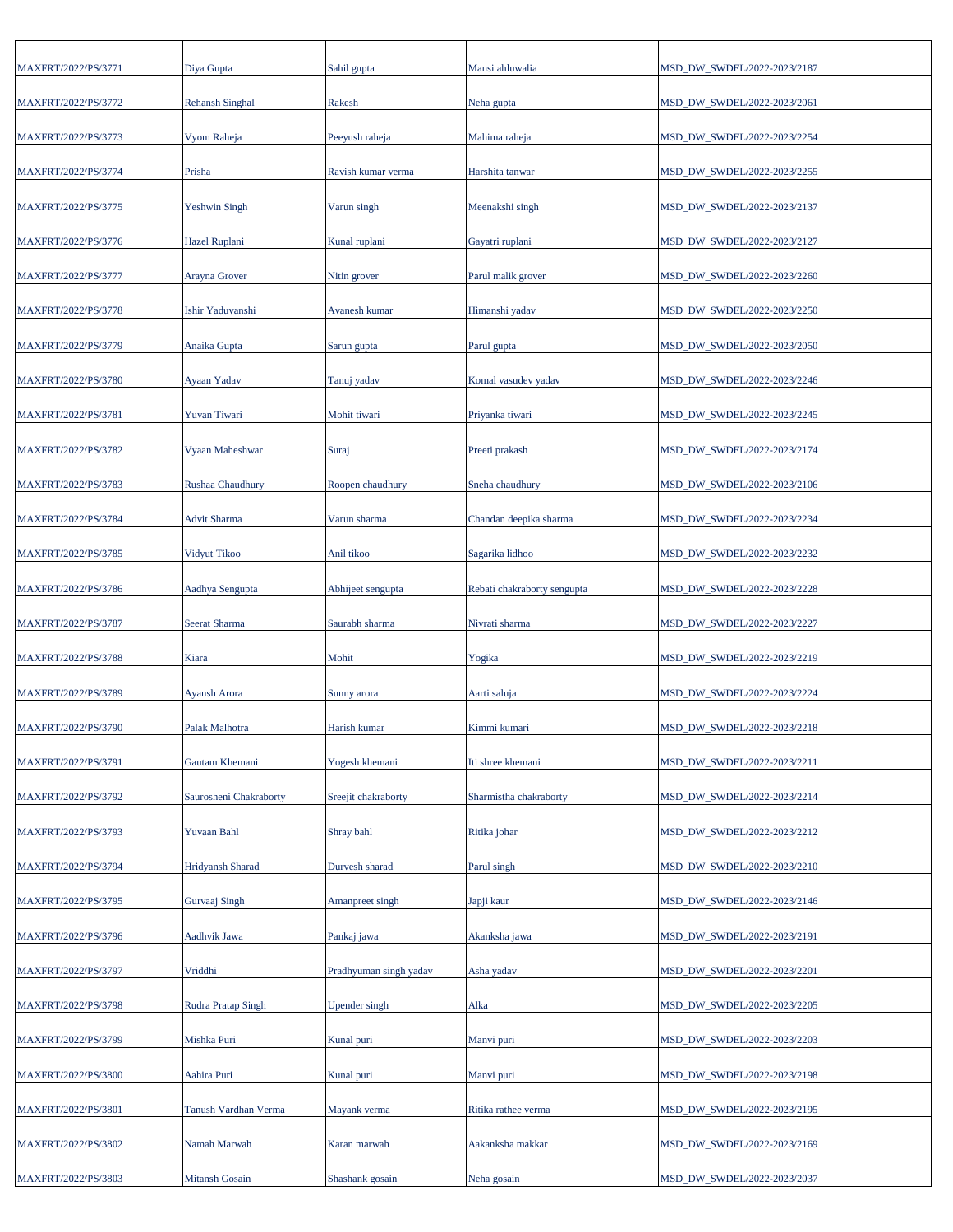| | | | | | |
|---|---|---|---|---|---|
| MAXFRT/2022/PS/3771 | Diya Gupta | Sahil gupta | Mansi ahluwalia | MSD_DW_SWDEL/2022-2023/2187 | |
| MAXFRT/2022/PS/3772 | Rehansh Singhal | Rakesh | Neha gupta | MSD_DW_SWDEL/2022-2023/2061 | |
| MAXFRT/2022/PS/3773 | Vyom Raheja | Peeyush raheja | Mahima raheja | MSD_DW_SWDEL/2022-2023/2254 | |
| MAXFRT/2022/PS/3774 | Prisha | Ravish kumar verma | Harshita tanwar | MSD_DW_SWDEL/2022-2023/2255 | |
| MAXFRT/2022/PS/3775 | Yeshwin Singh | Varun singh | Meenakshi singh | MSD_DW_SWDEL/2022-2023/2137 | |
| MAXFRT/2022/PS/3776 | Hazel Ruplani | Kunal ruplani | Gayatri ruplani | MSD_DW_SWDEL/2022-2023/2127 | |
| MAXFRT/2022/PS/3777 | Arayna Grover | Nitin grover | Parul malik grover | MSD_DW_SWDEL/2022-2023/2260 | |
| MAXFRT/2022/PS/3778 | Ishir Yaduvanshi | Avanesh kumar | Himanshi yadav | MSD_DW_SWDEL/2022-2023/2250 | |
| MAXFRT/2022/PS/3779 | Anaika Gupta | Sarun gupta | Parul gupta | MSD_DW_SWDEL/2022-2023/2050 | |
| MAXFRT/2022/PS/3780 | Ayaan Yadav | Tanuj yadav | Komal vasudev yadav | MSD_DW_SWDEL/2022-2023/2246 | |
| MAXFRT/2022/PS/3781 | Yuvan Tiwari | Mohit tiwari | Priyanka tiwari | MSD_DW_SWDEL/2022-2023/2245 | |
| MAXFRT/2022/PS/3782 | Vyaan Maheshwar | Suraj | Preeti prakash | MSD_DW_SWDEL/2022-2023/2174 | |
| MAXFRT/2022/PS/3783 | Rushaa Chaudhury | Roopen chaudhury | Sneha chaudhury | MSD_DW_SWDEL/2022-2023/2106 | |
| MAXFRT/2022/PS/3784 | Advit Sharma | Varun sharma | Chandan deepika sharma | MSD_DW_SWDEL/2022-2023/2234 | |
| MAXFRT/2022/PS/3785 | Vidyut Tikoo | Anil tikoo | Sagarika lidhoo | MSD_DW_SWDEL/2022-2023/2232 | |
| MAXFRT/2022/PS/3786 | Aadhya Sengupta | Abhijeet sengupta | Rebati chakraborty sengupta | MSD_DW_SWDEL/2022-2023/2228 | |
| MAXFRT/2022/PS/3787 | Seerat Sharma | Saurabh sharma | Nivrati sharma | MSD_DW_SWDEL/2022-2023/2227 | |
| MAXFRT/2022/PS/3788 | Kiara | Mohit | Yogika | MSD_DW_SWDEL/2022-2023/2219 | |
| MAXFRT/2022/PS/3789 | Ayansh Arora | Sunny arora | Aarti saluja | MSD_DW_SWDEL/2022-2023/2224 | |
| MAXFRT/2022/PS/3790 | Palak Malhotra | Harish kumar | Kimmi kumari | MSD_DW_SWDEL/2022-2023/2218 | |
| MAXFRT/2022/PS/3791 | Gautam Khemani | Yogesh khemani | Iti shree khemani | MSD_DW_SWDEL/2022-2023/2211 | |
| MAXFRT/2022/PS/3792 | Saurosheni Chakraborty | Sreejit chakraborty | Sharmistha chakraborty | MSD_DW_SWDEL/2022-2023/2214 | |
| MAXFRT/2022/PS/3793 | Yuvaan Bahl | Shray bahl | Ritika johar | MSD_DW_SWDEL/2022-2023/2212 | |
| MAXFRT/2022/PS/3794 | Hridyansh Sharad | Durvesh sharad | Parul singh | MSD_DW_SWDEL/2022-2023/2210 | |
| MAXFRT/2022/PS/3795 | Gurvaaj Singh | Amanpreet singh | Japji kaur | MSD_DW_SWDEL/2022-2023/2146 | |
| MAXFRT/2022/PS/3796 | Aadhvik Jawa | Pankaj jawa | Akanksha jawa | MSD_DW_SWDEL/2022-2023/2191 | |
| MAXFRT/2022/PS/3797 | Vriddhi | Pradhyuman singh yadav | Asha yadav | MSD_DW_SWDEL/2022-2023/2201 | |
| MAXFRT/2022/PS/3798 | Rudra Pratap Singh | Upender singh | Alka | MSD_DW_SWDEL/2022-2023/2205 | |
| MAXFRT/2022/PS/3799 | Mishka Puri | Kunal puri | Manvi puri | MSD_DW_SWDEL/2022-2023/2203 | |
| MAXFRT/2022/PS/3800 | Aahira Puri | Kunal puri | Manvi puri | MSD_DW_SWDEL/2022-2023/2198 | |
| MAXFRT/2022/PS/3801 | Tanush Vardhan Verma | Mayank verma | Ritika rathee verma | MSD_DW_SWDEL/2022-2023/2195 | |
| MAXFRT/2022/PS/3802 | Namah Marwah | Karan marwah | Aakanksha makkar | MSD_DW_SWDEL/2022-2023/2169 | |
| MAXFRT/2022/PS/3803 | Mitansh Gosain | Shashank gosain | Neha gosain | MSD_DW_SWDEL/2022-2023/2037 | |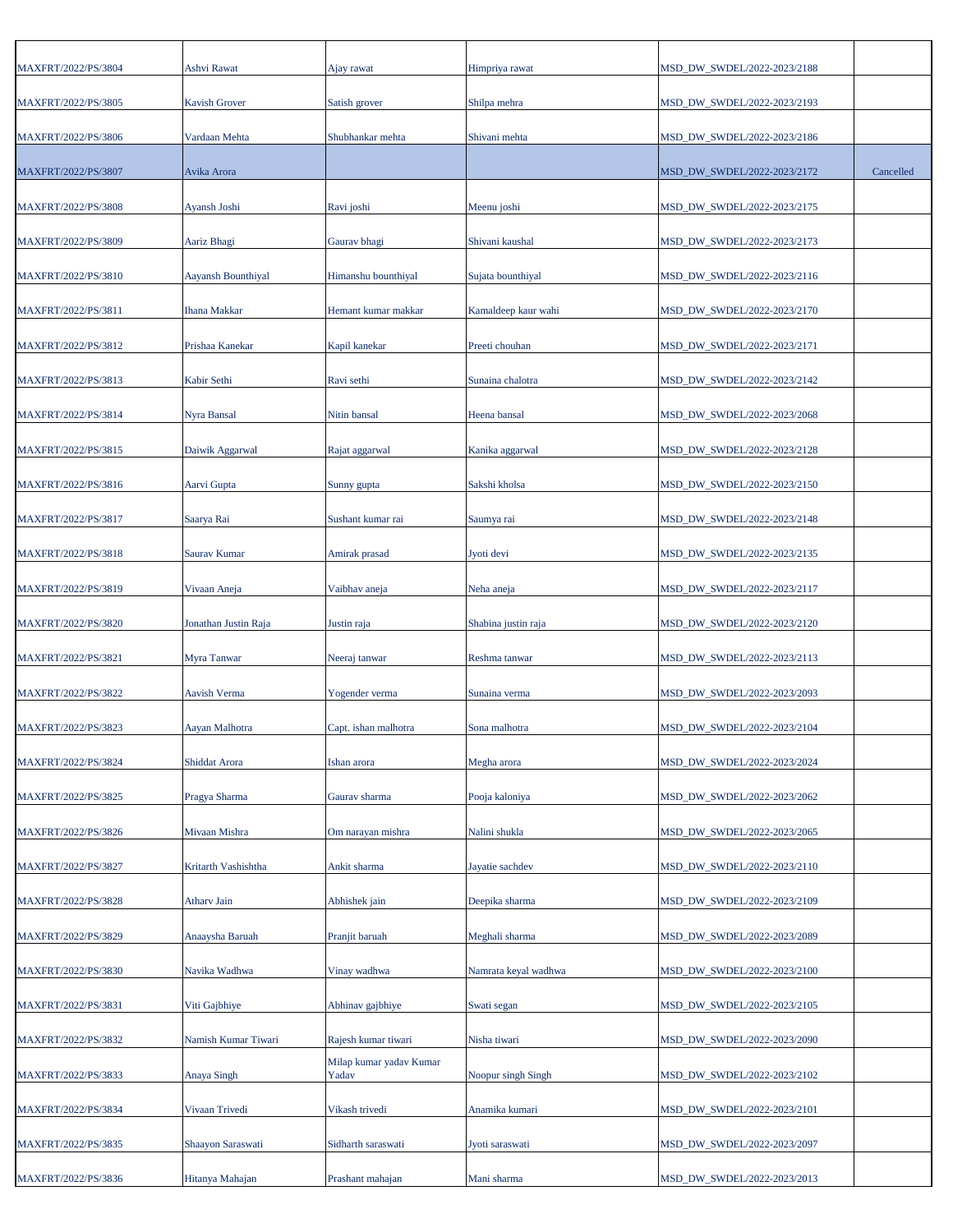| | | | | | |
|---|---|---|---|---|---|
| MAXFRT/2022/PS/3804 | Ashvi Rawat | Ajay rawat | Himpriya rawat | MSD_DW_SWDEL/2022-2023/2188 | |
| MAXFRT/2022/PS/3805 | Kavish Grover | Satish grover | Shilpa mehra | MSD_DW_SWDEL/2022-2023/2193 | |
| MAXFRT/2022/PS/3806 | Vardaan Mehta | Shubhankar mehta | Shivani mehta | MSD_DW_SWDEL/2022-2023/2186 | |
| MAXFRT/2022/PS/3807 | Avika Arora | | | MSD_DW_SWDEL/2022-2023/2172 | Cancelled |
| MAXFRT/2022/PS/3808 | Ayansh Joshi | Ravi joshi | Meenu joshi | MSD_DW_SWDEL/2022-2023/2175 | |
| MAXFRT/2022/PS/3809 | Aariz Bhagi | Gaurav bhagi | Shivani kaushal | MSD_DW_SWDEL/2022-2023/2173 | |
| MAXFRT/2022/PS/3810 | Aayansh Bounthiyal | Himanshu bounthiyal | Sujata bounthiyal | MSD_DW_SWDEL/2022-2023/2116 | |
| MAXFRT/2022/PS/3811 | Ihana Makkar | Hemant kumar makkar | Kamaldeep kaur wahi | MSD_DW_SWDEL/2022-2023/2170 | |
| MAXFRT/2022/PS/3812 | Prishaa Kanekar | Kapil kanekar | Preeti chouhan | MSD_DW_SWDEL/2022-2023/2171 | |
| MAXFRT/2022/PS/3813 | Kabir Sethi | Ravi sethi | Sunaina chalotra | MSD_DW_SWDEL/2022-2023/2142 | |
| MAXFRT/2022/PS/3814 | Nyra Bansal | Nitin bansal | Heena bansal | MSD_DW_SWDEL/2022-2023/2068 | |
| MAXFRT/2022/PS/3815 | Daiwik Aggarwal | Rajat aggarwal | Kanika aggarwal | MSD_DW_SWDEL/2022-2023/2128 | |
| MAXFRT/2022/PS/3816 | Aarvi Gupta | Sunny gupta | Sakshi kholsa | MSD_DW_SWDEL/2022-2023/2150 | |
| MAXFRT/2022/PS/3817 | Saarya Rai | Sushant kumar rai | Saumya rai | MSD_DW_SWDEL/2022-2023/2148 | |
| MAXFRT/2022/PS/3818 | Saurav Kumar | Amirak prasad | Jyoti devi | MSD_DW_SWDEL/2022-2023/2135 | |
| MAXFRT/2022/PS/3819 | Vivaan Aneja | Vaibhav aneja | Neha aneja | MSD_DW_SWDEL/2022-2023/2117 | |
| MAXFRT/2022/PS/3820 | Jonathan Justin Raja | Justin raja | Shabina justin raja | MSD_DW_SWDEL/2022-2023/2120 | |
| MAXFRT/2022/PS/3821 | Myra Tanwar | Neeraj tanwar | Reshma tanwar | MSD_DW_SWDEL/2022-2023/2113 | |
| MAXFRT/2022/PS/3822 | Aavish Verma | Yogender verma | Sunaina verma | MSD_DW_SWDEL/2022-2023/2093 | |
| MAXFRT/2022/PS/3823 | Aayan Malhotra | Capt. ishan malhotra | Sona malhotra | MSD_DW_SWDEL/2022-2023/2104 | |
| MAXFRT/2022/PS/3824 | Shiddat Arora | Ishan arora | Megha arora | MSD_DW_SWDEL/2022-2023/2024 | |
| MAXFRT/2022/PS/3825 | Pragya Sharma | Gaurav sharma | Pooja kaloniya | MSD_DW_SWDEL/2022-2023/2062 | |
| MAXFRT/2022/PS/3826 | Mivaan Mishra | Om narayan mishra | Nalini shukla | MSD_DW_SWDEL/2022-2023/2065 | |
| MAXFRT/2022/PS/3827 | Kritarth Vashishtha | Ankit sharma | Jayatie sachdev | MSD_DW_SWDEL/2022-2023/2110 | |
| MAXFRT/2022/PS/3828 | Atharv Jain | Abhishek jain | Deepika sharma | MSD_DW_SWDEL/2022-2023/2109 | |
| MAXFRT/2022/PS/3829 | Anaaysha Baruah | Pranjit baruah | Meghali sharma | MSD_DW_SWDEL/2022-2023/2089 | |
| MAXFRT/2022/PS/3830 | Navika Wadhwa | Vinay wadhwa | Namrata keyal wadhwa | MSD_DW_SWDEL/2022-2023/2100 | |
| MAXFRT/2022/PS/3831 | Viti Gajbhiye | Abhinav gajbhiye | Swati segan | MSD_DW_SWDEL/2022-2023/2105 | |
| MAXFRT/2022/PS/3832 | Namish Kumar Tiwari | Rajesh kumar tiwari | Nisha tiwari | MSD_DW_SWDEL/2022-2023/2090 | |
| MAXFRT/2022/PS/3833 | Anaya Singh | Milap kumar yadav Kumar Yadav | Noopur singh Singh | MSD_DW_SWDEL/2022-2023/2102 | |
| MAXFRT/2022/PS/3834 | Vivaan Trivedi | Vikash trivedi | Anamika kumari | MSD_DW_SWDEL/2022-2023/2101 | |
| MAXFRT/2022/PS/3835 | Shaayon Saraswati | Sidharth saraswati | Jyoti saraswati | MSD_DW_SWDEL/2022-2023/2097 | |
| MAXFRT/2022/PS/3836 | Hitanya Mahajan | Prashant mahajan | Mani sharma | MSD_DW_SWDEL/2022-2023/2013 | |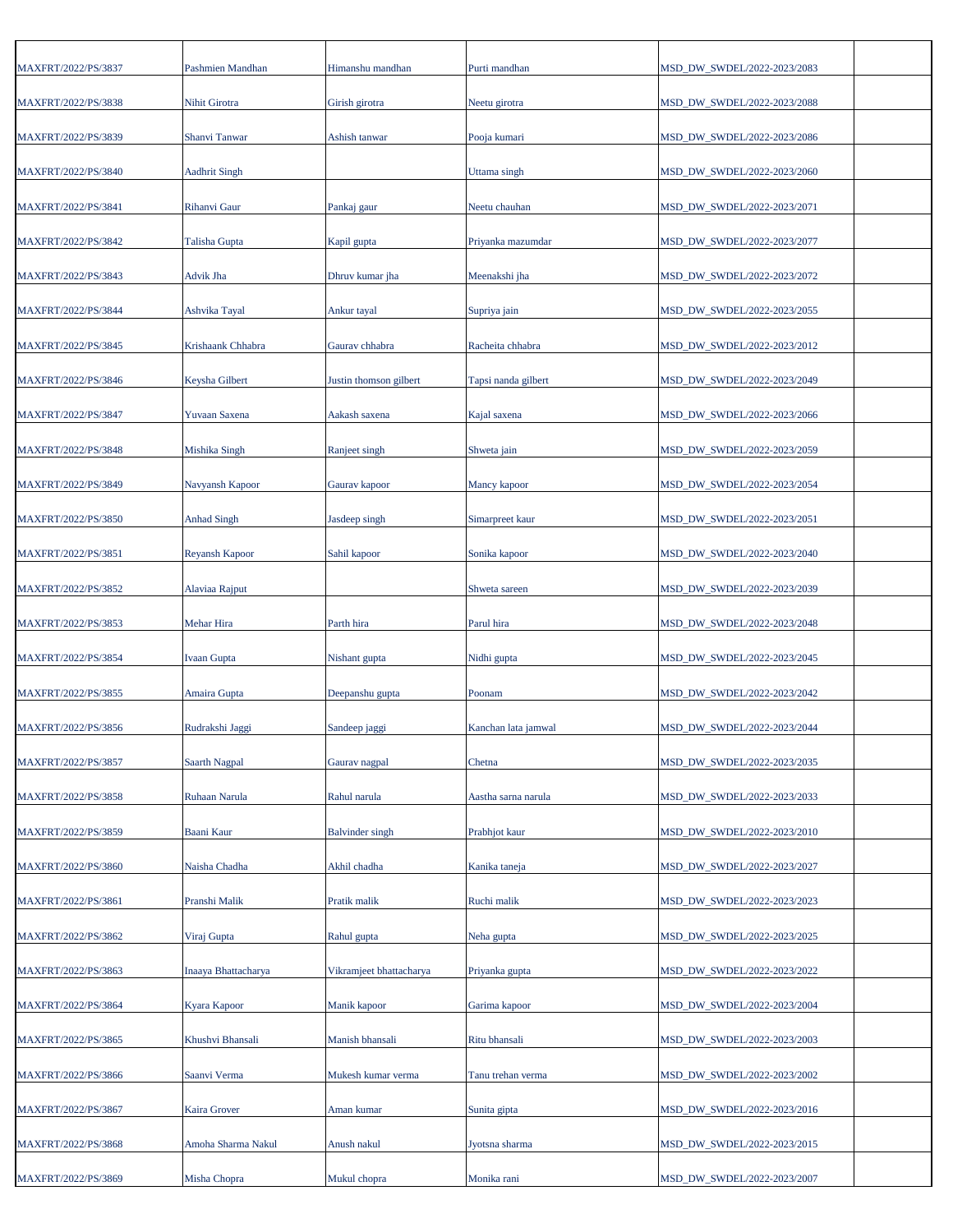| | | | | | |
|---|---|---|---|---|---|
| MAXFRT/2022/PS/3837 | Pashmien Mandhan | Himanshu mandhan | Purti mandhan | MSD_DW_SWDEL/2022-2023/2083 | |
| MAXFRT/2022/PS/3838 | Nihit Girotra | Girish girotra | Neetu girotra | MSD_DW_SWDEL/2022-2023/2088 | |
| MAXFRT/2022/PS/3839 | Shanvi Tanwar | Ashish tanwar | Pooja kumari | MSD_DW_SWDEL/2022-2023/2086 | |
| MAXFRT/2022/PS/3840 | Aadhrit Singh | | Uttama singh | MSD_DW_SWDEL/2022-2023/2060 | |
| MAXFRT/2022/PS/3841 | Rihanvi Gaur | Pankaj gaur | Neetu chauhan | MSD_DW_SWDEL/2022-2023/2071 | |
| MAXFRT/2022/PS/3842 | Talisha Gupta | Kapil gupta | Priyanka mazumdar | MSD_DW_SWDEL/2022-2023/2077 | |
| MAXFRT/2022/PS/3843 | Advik Jha | Dhruv kumar jha | Meenakshi jha | MSD_DW_SWDEL/2022-2023/2072 | |
| MAXFRT/2022/PS/3844 | Ashvika Tayal | Ankur tayal | Supriya jain | MSD_DW_SWDEL/2022-2023/2055 | |
| MAXFRT/2022/PS/3845 | Krishaank Chhabra | Gaurav chhabra | Racheita chhabra | MSD_DW_SWDEL/2022-2023/2012 | |
| MAXFRT/2022/PS/3846 | Keysha Gilbert | Justin thomson gilbert | Tapsi nanda gilbert | MSD_DW_SWDEL/2022-2023/2049 | |
| MAXFRT/2022/PS/3847 | Yuvaan Saxena | Aakash saxena | Kajal saxena | MSD_DW_SWDEL/2022-2023/2066 | |
| MAXFRT/2022/PS/3848 | Mishika Singh | Ranjeet singh | Shweta jain | MSD_DW_SWDEL/2022-2023/2059 | |
| MAXFRT/2022/PS/3849 | Navyansh Kapoor | Gaurav kapoor | Mancy kapoor | MSD_DW_SWDEL/2022-2023/2054 | |
| MAXFRT/2022/PS/3850 | Anhad Singh | Jasdeep singh | Simarpreet kaur | MSD_DW_SWDEL/2022-2023/2051 | |
| MAXFRT/2022/PS/3851 | Reyansh Kapoor | Sahil kapoor | Sonika kapoor | MSD_DW_SWDEL/2022-2023/2040 | |
| MAXFRT/2022/PS/3852 | Alaviaa Rajput | | Shweta sareen | MSD_DW_SWDEL/2022-2023/2039 | |
| MAXFRT/2022/PS/3853 | Mehar Hira | Parth hira | Parul hira | MSD_DW_SWDEL/2022-2023/2048 | |
| MAXFRT/2022/PS/3854 | Ivaan Gupta | Nishant gupta | Nidhi gupta | MSD_DW_SWDEL/2022-2023/2045 | |
| MAXFRT/2022/PS/3855 | Amaira Gupta | Deepanshu gupta | Poonam | MSD_DW_SWDEL/2022-2023/2042 | |
| MAXFRT/2022/PS/3856 | Rudrakshi Jaggi | Sandeep jaggi | Kanchan lata jamwal | MSD_DW_SWDEL/2022-2023/2044 | |
| MAXFRT/2022/PS/3857 | Saarth Nagpal | Gaurav nagpal | Chetna | MSD_DW_SWDEL/2022-2023/2035 | |
| MAXFRT/2022/PS/3858 | Ruhaan Narula | Rahul narula | Aastha sarna narula | MSD_DW_SWDEL/2022-2023/2033 | |
| MAXFRT/2022/PS/3859 | Baani Kaur | Balvinder singh | Prabhjot kaur | MSD_DW_SWDEL/2022-2023/2010 | |
| MAXFRT/2022/PS/3860 | Naisha Chadha | Akhil chadha | Kanika taneja | MSD_DW_SWDEL/2022-2023/2027 | |
| MAXFRT/2022/PS/3861 | Pranshi Malik | Pratik malik | Ruchi malik | MSD_DW_SWDEL/2022-2023/2023 | |
| MAXFRT/2022/PS/3862 | Viraj Gupta | Rahul gupta | Neha gupta | MSD_DW_SWDEL/2022-2023/2025 | |
| MAXFRT/2022/PS/3863 | Inaaya Bhattacharya | Vikramjeet bhattacharya | Priyanka gupta | MSD_DW_SWDEL/2022-2023/2022 | |
| MAXFRT/2022/PS/3864 | Kyara Kapoor | Manik kapoor | Garima kapoor | MSD_DW_SWDEL/2022-2023/2004 | |
| MAXFRT/2022/PS/3865 | Khushvi Bhansali | Manish bhansali | Ritu bhansali | MSD_DW_SWDEL/2022-2023/2003 | |
| MAXFRT/2022/PS/3866 | Saanvi Verma | Mukesh kumar verma | Tanu trehan verma | MSD_DW_SWDEL/2022-2023/2002 | |
| MAXFRT/2022/PS/3867 | Kaira Grover | Aman kumar | Sunita gipta | MSD_DW_SWDEL/2022-2023/2016 | |
| MAXFRT/2022/PS/3868 | Amoha Sharma Nakul | Anush nakul | Jyotsna sharma | MSD_DW_SWDEL/2022-2023/2015 | |
| MAXFRT/2022/PS/3869 | Misha Chopra | Mukul chopra | Monika rani | MSD_DW_SWDEL/2022-2023/2007 | |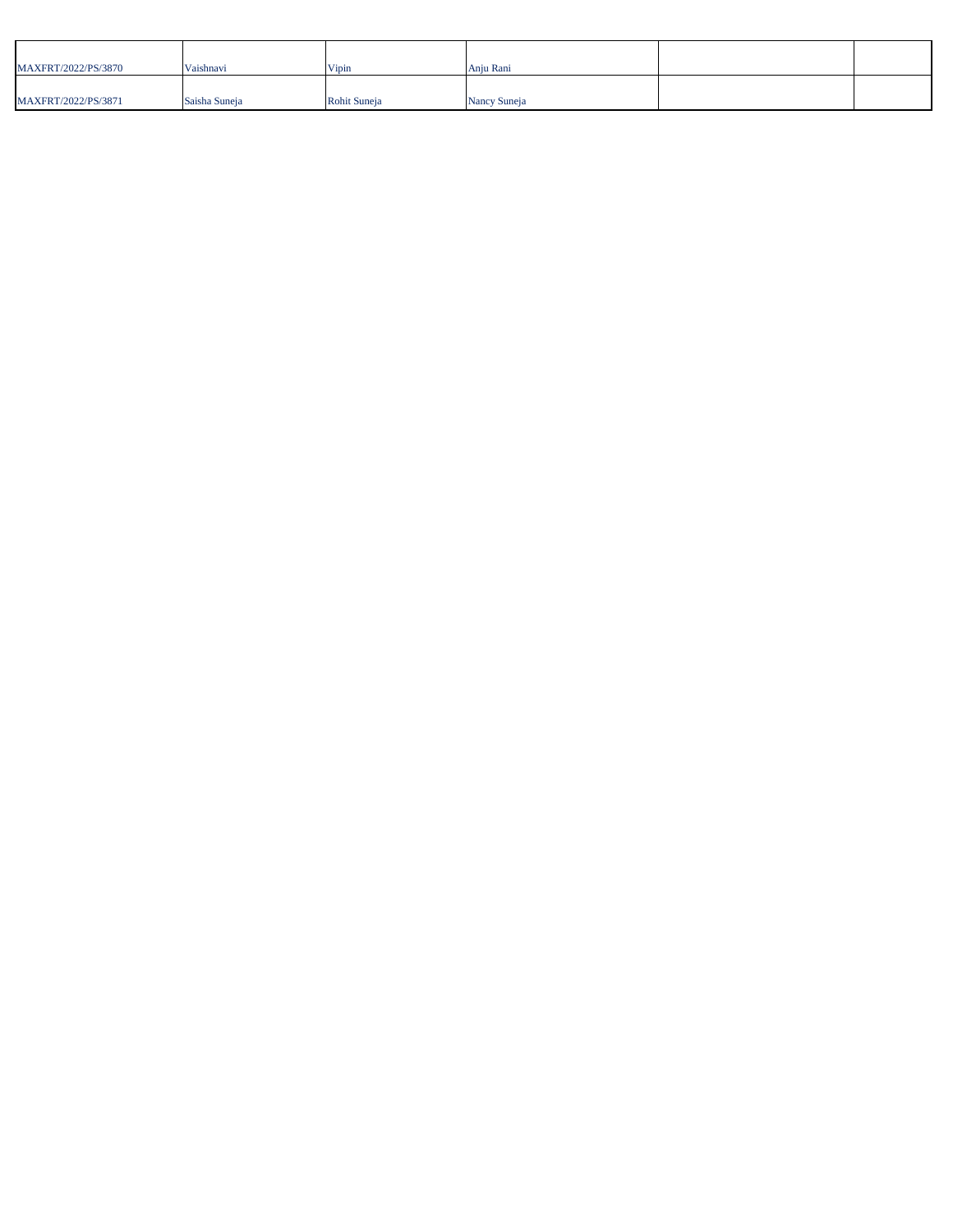| | | | | | |
|---|---|---|---|---|---|
| MAXFRT/2022/PS/3870 | Vaishnavi | Vipin | Anju Rani | | |
| MAXFRT/2022/PS/3871 | Saisha Suneja | Rohit Suneja | Nancy Suneja | | |